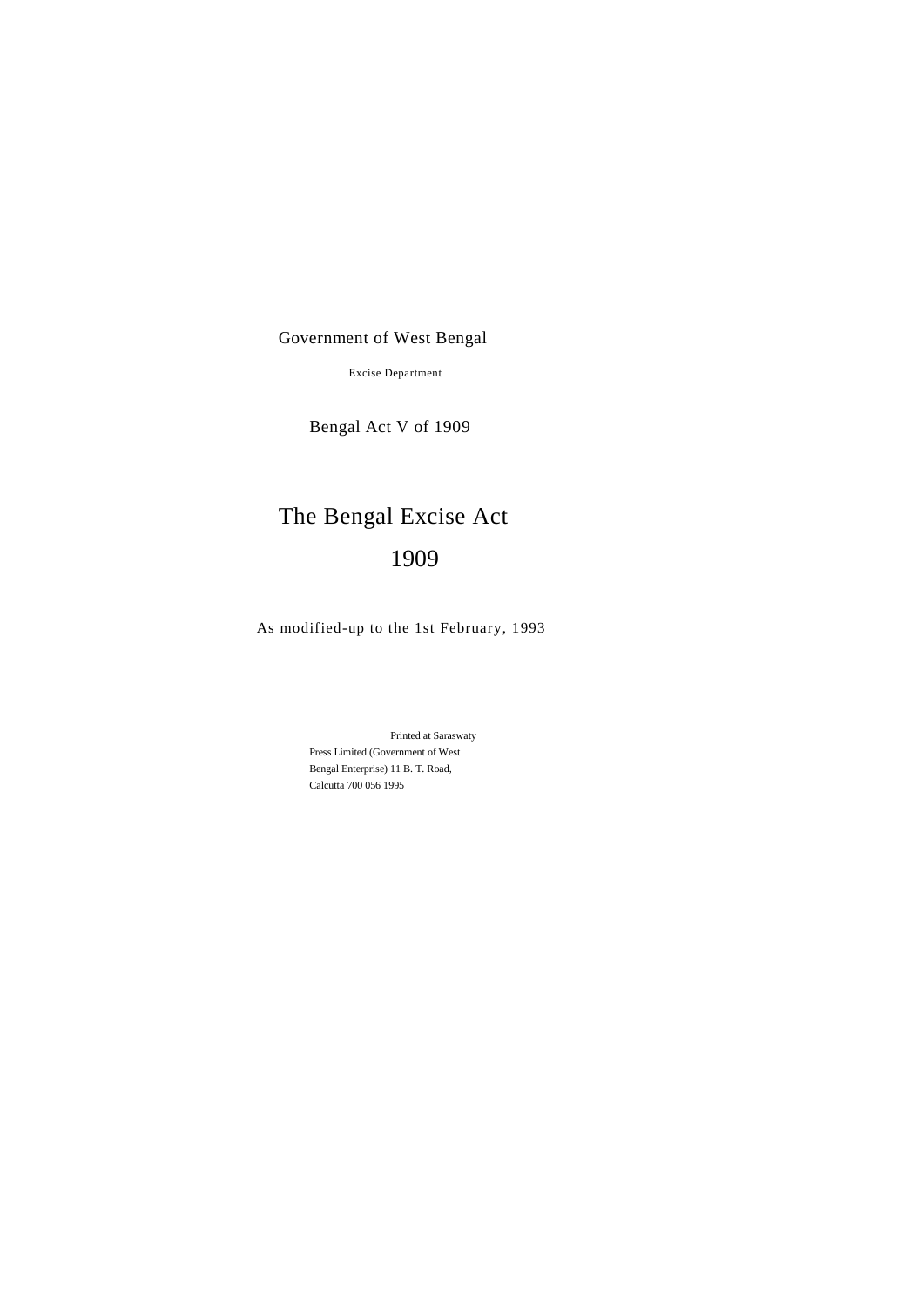Government of West Bengal

Excise Department

Bengal Act V of 1909

# The Bengal Excise Act 1909

As modified-up to the 1st February, 1993

Printed at Saraswaty Press Limited (Government of West Bengal Enterprise) 11 B. T. Road, Calcutta 700 056 1995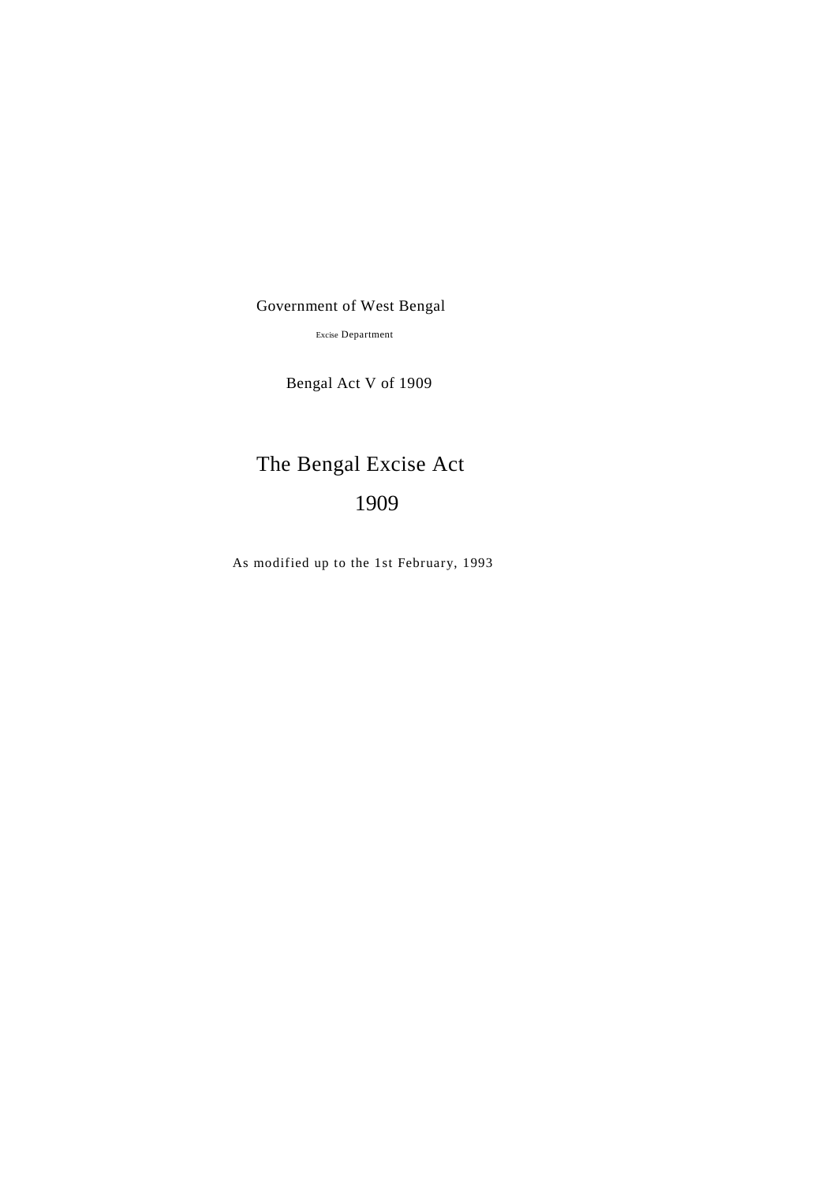Government of West Bengal

Excise Department

Bengal Act V of 1909

# The Bengal Excise Act 1909

As modified up to the 1st February, 1993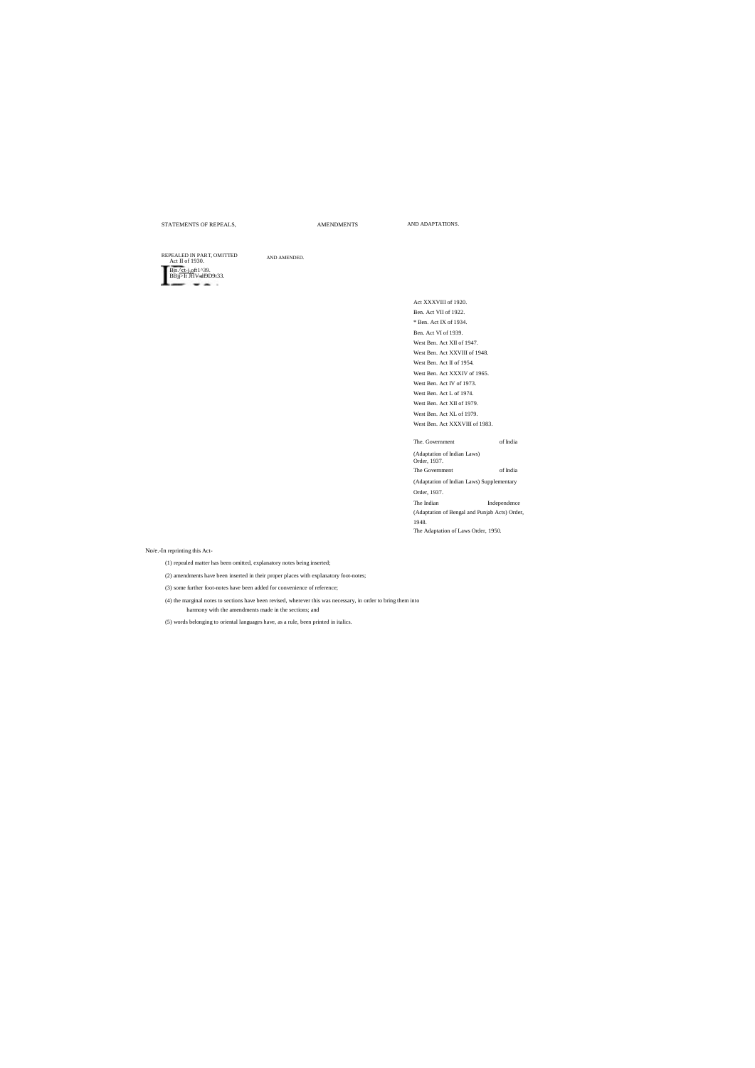# STATEMENTS OF REPEALS, AMENDMENTS AND ADAPTATIONS.

REPEALED IN PART, OMITTED AND AMENDED.

Act II of 1930.

B|n.'ct-i.oft1^39.

BBj]>It JTlV-tl9D9t33.

Act XXXVIII of 1920.

Ben. Act VII of 1922.

* Ben. Act IX of 1934.

Ben. Act VI of 1939.

West Ben. Act XII of 1947.

West Ben. Act XXVIII of 1948.

West Ben. Act II of 1954.

West Ben. Act XXXIV of 1965.

West Ben. Act IV of 1973.

West Ben. Act L of 1974.

West Ben. Act XII of 1979.

West Ben. Act XL of 1979.

West Ben. Act XXXVIII of 1983.

The. Government of India (Adaptation of Indian Laws) Order, 1937.

The Government of India (Adaptation of Indian Laws) Supplementary Order, 1937.

The Indian Independence (Adaptation of Bengal and Punjab Acts) Order, 1948.

The Adaptation of Laws Order, 1950.

No/e.-In reprinting this Act-

(1) repealed matter has been omitted, explanatory notes being inserted;

(2) amendments have been inserted in their proper places with explanatory foot-notes;

(3) some further foot-notes have been added for convenience of reference;

(4) the marginal notes to sections have been revised, wherever this was necessary, in order to bring them into harmony with the amendments made in the sections; and

(5) words belonging to oriental languages have, as a rule, been printed in italics.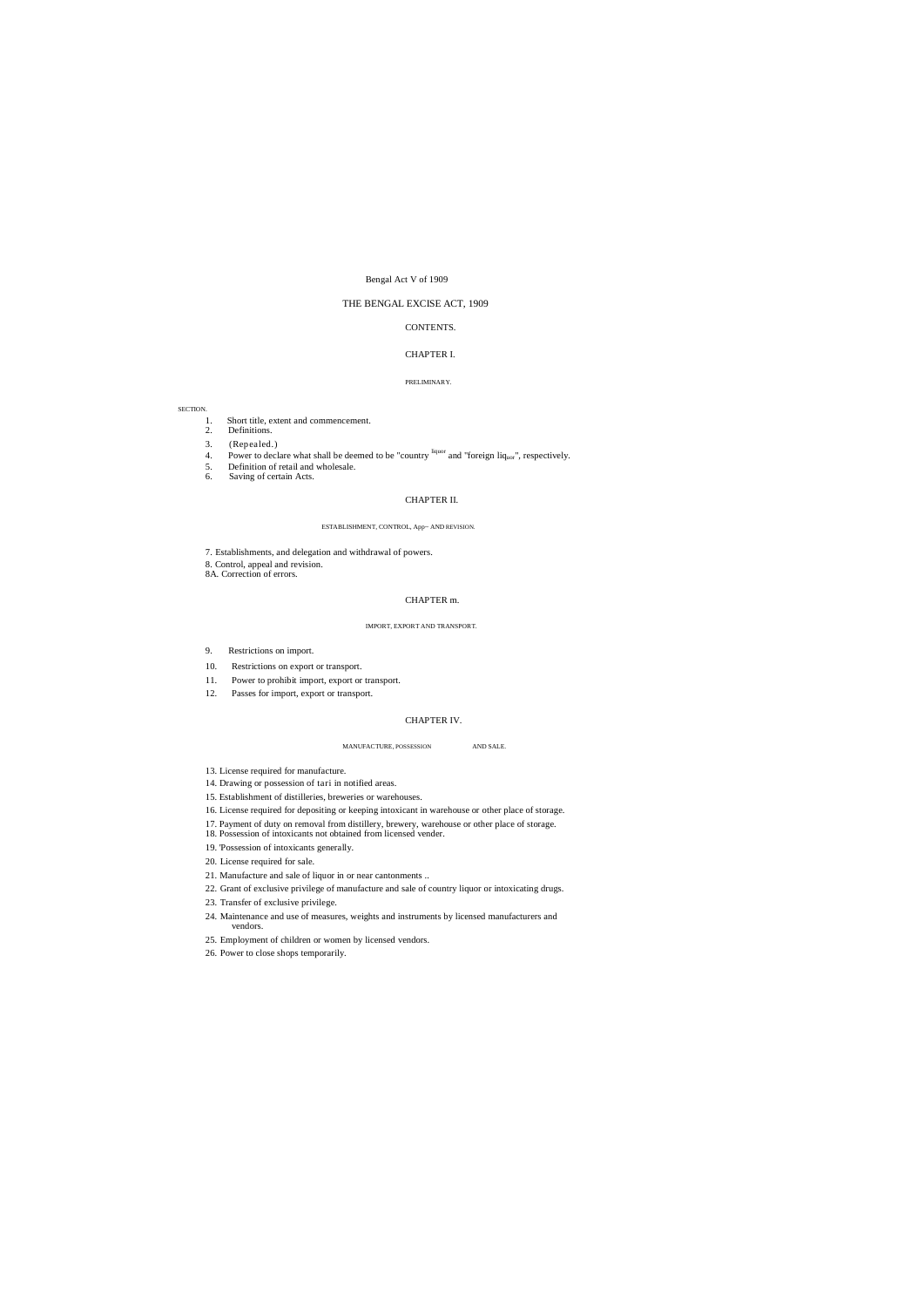Bengal Act V of 1909

# THE BENGAL EXCISE ACT, 1909

CONTENTS.

## CHAPTER I.

### PRELIMINARY.

SECTION.

1. Short title, extent and commencement.
2. Definitions.
3. (Repealed.)
4. Power to declare what shall be deemed to be "country liquor" and "foreign liquor", respectively.
5. Definition of retail and wholesale.
6. Saving of certain Acts.

## CHAPTER II.

### ESTABLISHMENT, CONTROL, App– AND REVISION.

7. Establishments, and delegation and withdrawal of powers.
8. Control, appeal and revision.

8A. Correction of errors.

## CHAPTER m.

### IMPORT, EXPORT AND TRANSPORT.

9. Restrictions on import.
10. Restrictions on export or transport.
11. Power to prohibit import, export or transport.
12. Passes for import, export or transport.

## CHAPTER IV.

### MANUFACTURE, POSSESSION AND SALE.

13. License required for manufacture.
14. Drawing or possession of tari in notified areas.
15. Establishment of distilleries, breweries or warehouses.
16. License required for depositing or keeping intoxicant in warehouse or other place of storage.
17. Payment of duty on removal from distillery, brewery, warehouse or other place of storage.
18. Possession of intoxicants not obtained from licensed vender.
19. 'Possession of intoxicants generally.
20. License required for sale.
21. Manufacture and sale of liquor in or near cantonments ..
22. Grant of exclusive privilege of manufacture and sale of country liquor or intoxicating drugs.
23. Transfer of exclusive privilege.
24. Maintenance and use of measures, weights and instruments by licensed manufacturers and vendors.
25. Employment of children or women by licensed vendors.
26. Power to close shops temporarily.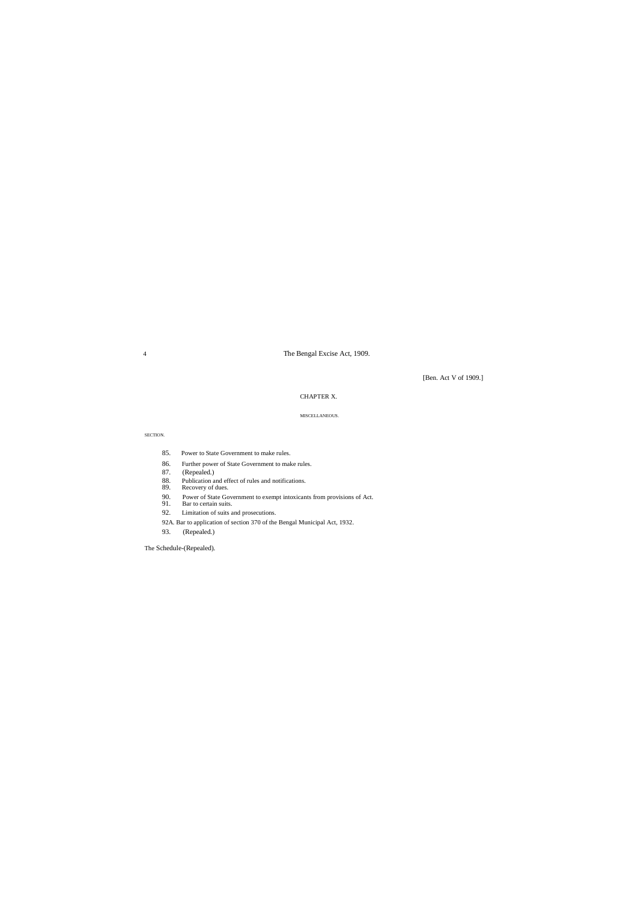[Ben. Act V of 1909.]

## CHAPTER X.

### MISCELLANEOUS.

SECTION.

85. Power to State Government to make rules.
86. Further power of State Government to make rules.
87. (Repealed.)
88. Publication and effect of rules and notifications.
89. Recovery of dues.
90. Power of State Government to exempt intoxicants from provisions of Act.
91. Bar to certain suits.
92. Limitation of suits and prosecutions.

92A. Bar to application of section 370 of the Bengal Municipal Act, 1932.

93. (Repealed.)

The Schedule-(Repealed).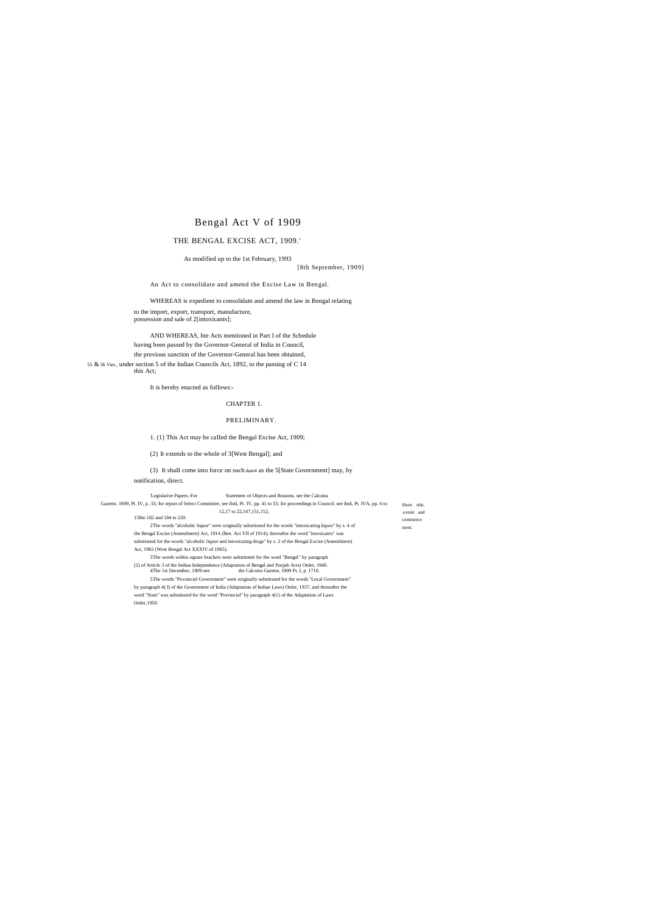# Bengal Act V of 1909

## THE BENGAL EXCISE ACT, 1909.'

As modified up to the 1st February, 1993

[8th September, 1909]

An Act to consolidate and amend the Excise Law in Bengal.

WHEREAS is expedient to consolidate and amend the law in Bengal relating to the import, export, transport, manufacture, possession and sale of 2[intoxicants];

AND WHEREAS, hte Acts mentioned in Part I of the Schedule having been passed by the Governor-General of India in Council, the previous sanction of the Governor-General has been obtained, under section 5 of the Indian Councils Act, 1892, to the passing of this Act;

55 & 56 Viet., C 14

It is hereby enacted as foIIows:-

### CHAPTER 1.

### PRELIMINARY.

Short title, extent and commencement.

1. (1) This Act may be caIled the Bengal Excise Act, 1909;

(2) It extends to the whole of 3[West Bengal]; and

(3) It shaII come into force on such date4 as the 5[State Government] may, by notification, direct.

'Legislative Papers.-For Statement of Objects and Reasons. see the Calcutta Gazette, 1909, Pt. IV, p. 33; for report of Select Committee, see ibid, Pt. IV, pp. 41 to 55; for proceedings in Council, see ibid, Pt. IVA, pp. 6 to 12,17 to 22,147,151,152, 158to 182 and 184 to 220.

2The words "alcoholic liquor" were originally substituted for the words "intoxicating liquor" by s. 4 of the Bengal Excise (Amendment) Act, 1914 (Ben. Act VII of 1914); thereafter the word "intoxicants" was substituted for the words "alcoholic liquor and intoxicating drugs" by s. 2 of the Bengal Excise (Amendment) Act, 1965 (West Bengal Act XXXIV of 1965).

3The words within square brackets were substituted for the word "Bengal" by paragraph (2) of Article 3 of the Indian Independence (Adaptation of Bengal and Punjab Acts) Order, 1948.

4The 1st December, 1909-see the Calcutta Gazette, 1909 Pt. I, p. 1710.

5The words "Provincial Government" were originally substituted for the words "Local Government" by paragraph 4( I) of the Government of India (Adaptation of Indian Laws) Order, 1937, and thereafter the word "State" was substituted for the word "Provincial" by paragraph 4(1) of the Adaptation of Laws Order,1950.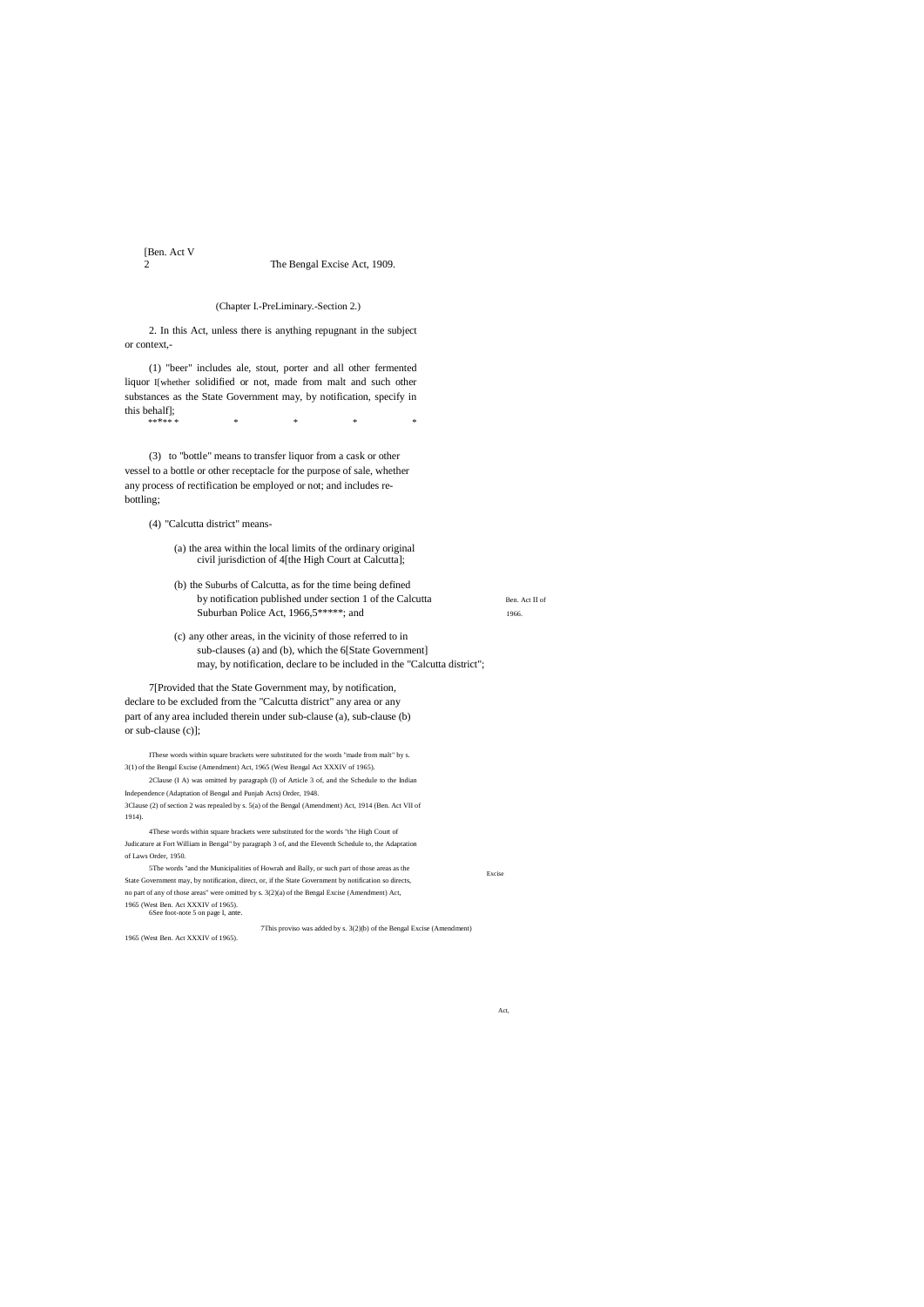(Chapter I.-PreLiminary.-Section 2.)

2. In this Act, unless there is anything repugnant in the subject or context,-

(1) "beer" includes ale, stout, porter and all other fermented liquor 1[whether solidified or not, made from malt and such other substances as the State Government may, by notification, specify in this behalf];

2* * * * * * * * * *

(3) to "bottle" means to transfer liquor from a cask or other vessel to a bottle or other receptacle for the purpose of sale, whether any process of rectification be employed or not; and includes re-bottling;

(4) "Calcutta district" means-

(a) the area within the local limits of the ordinary original civil jurisdiction of 4[the High Court at Calcutta];

(b) the Suburbs of Calcutta, as for the time being defined by notification published under section 1 of the Calcutta Suburban Police Act, 1966,5*****; and

Ben. Act II of 1966.

(c) any other areas, in the vicinity of those referred to in sub-clauses (a) and (b), which the 6[State Government] may, by notification, declare to be included in the "Calcutta district";

7[Provided that the State Government may, by notification, declare to be excluded from the "Calcutta district" any area or any part of any area included therein under sub-clause (a), sub-clause (b) or sub-clause (c)];

1These words within square brackets were substituted for the words "made from malt" by s. 3(1) of the Bengal Excise (Amendment) Act, 1965 (West Bengal Act XXXIV of 1965).

2Clause (I A) was omitted by paragraph (I) of Article 3 of, and the Schedule to the Indian Independence (Adaptation of Bengal and Punjab Acts) Order, 1948.

3Clause (2) of section 2 was repealed by s. 5(a) of the Bengal (Amendment) Act, 1914 (Ben. Act VII of 1914).

4These words within square brackets were substituted for the words "the High Court of Judicature at Fort William in Bengal" by paragraph 3 of, and the Eleventh Schedule to, the Adaptation of Laws Order, 1950.

5The words "and the Municipalities of Howrah and Bally, or such part of those areas as the State Government may, by notification, direct, or, if the State Government by notification so directs, no part of any of those areas" were omitted by s. 3(2)(a) of the Bengal Excise (Amendment) Act, 1965 (West Ben. Act XXXIV of 1965).

6See foot-note 5 on page I, ante.

7This proviso was added by s. 3(2)(b) of the Bengal Excise (Amendment) Act, 1965 (West Ben. Act XXXIV of 1965).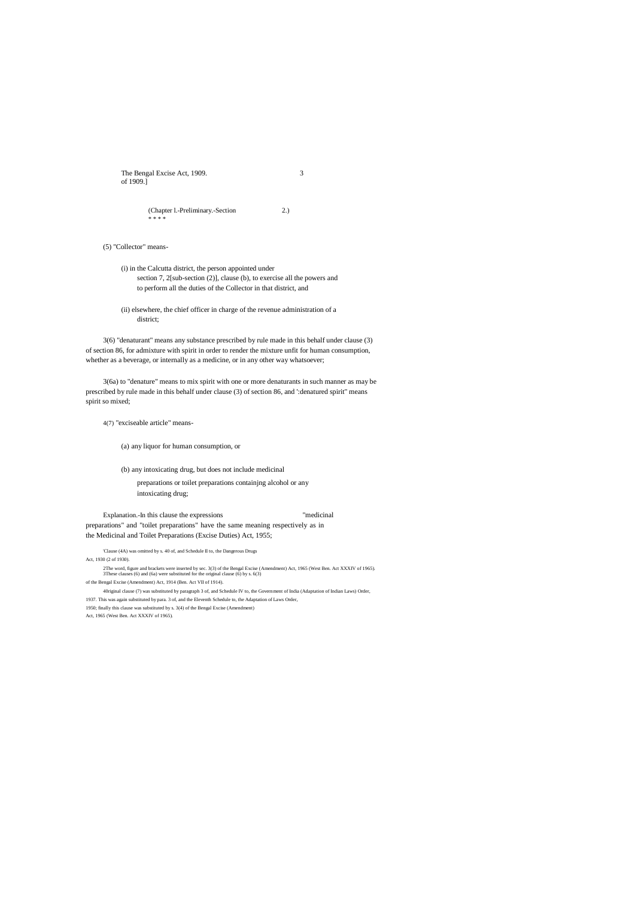(Chapter I.-Preliminary.-Section 2.)

\* \* \* \*

(5) "Collector" means-

(i) in the Calcutta district, the person appointed under section 7, [2][sub-section (2)], clause (b), to exercise all the powers and to perform all the duties of the Collector in that district, and

(ii) elsewhere, the chief officer in charge of the revenue administration of a district;

[3](6) "denaturant" means any substance prescribed by rule made in this behalf under clause (3) of section 86, for admixture with spirit in order to render the mixture unfit for human consumption, whether as a beverage, or internally as a medicine, or in any other way whatsoever;

[3](6a) to "denature" means to mix spirit with one or more denaturants in such manner as may be prescribed by rule made in this behalf under clause (3) of section 86, and ':denatured spirit" means spirit so mixed;

[4](7) "exciseable article" means-

(a) any liquor for human consumption, or

(b) any intoxicating drug, but does not include medicinal preparations or toilet preparations containjng alcohol or any intoxicating drug;

Explanation.-In this clause the expressions "medicinal preparations" and "toilet preparations" have the same meaning respectively as in the Medicinal and Toilet Preparations (Excise Duties) Act, 1955;

[1]Clause (4A) was omitted by s. 40 of, and Schedule II to, the Dangerous Drugs Act, 1930 (2 of 1930).

[2]The word, figure and brackets were inserted by sec. 3(3) of the Bengal Excise (Amendment) Act, 1965 (West Ben. Act XXXIV of 1965).

[3]These clauses (6) and (6a) were substituted for the original clause (6) by s. 6(3) of the Bengal Excise (Amendment) Act, 1914 (Ben. Act VII of 1914).

[4]Original clause (7) was substituted by paragraph 3 of, and Schedule IV to, the Government of India (Adaptation of Indian Laws) Order, 1937. This was again substituted by para. 3 of, and the Eleventh Schedule to, the Adaptation of Laws Order, 1950; finally this clause was substituted by s. 3(4) of the Bengal Excise (Amendment) Act, 1965 (West Ben. Act XXXIV of 1965).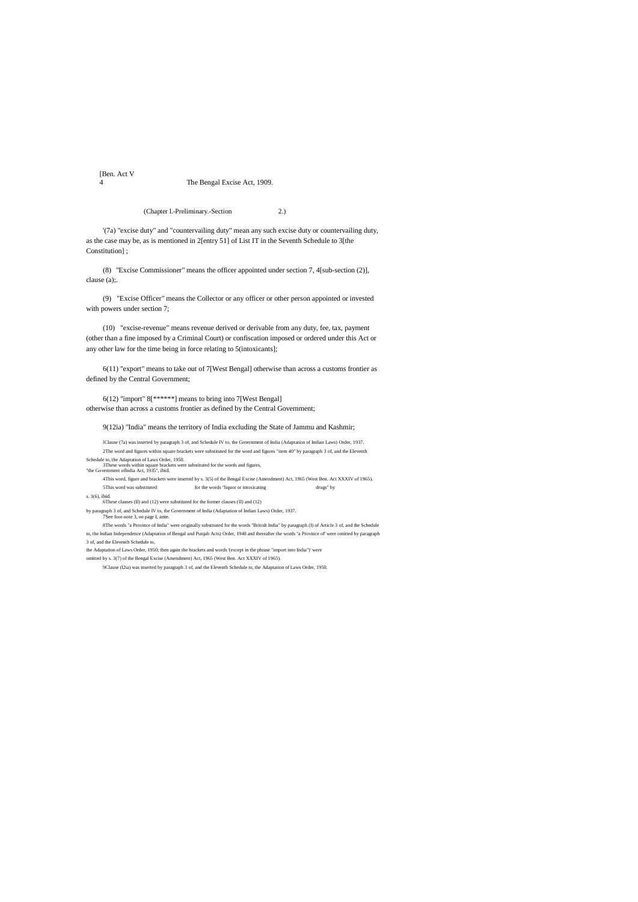(Chapter l.-Preliminary.-Section 2.)

'(7a) "excise duty" and "countervailing duty" mean any such excise duty or countervailing duty, as the case may be, as is mentioned in 2[entry 51] of List IT in the Seventh Schedule to 3[the Constitution] ;

(8) "Excise Commissioner" means the officer appointed under section 7, 4[sub-section (2)], clause (a);.

(9) "Excise Officer" means the Collector or any officer or other person appointed or invested with powers under section 7;

(10) "excise-revenue" means revenue derived or derivable from any duty, fee, tax, payment (other than a fine imposed by a Criminal Court) or confiscation imposed or ordered under this Act or any other law for the time being in force relating to 5(intoxicants];

6(11) "export" means to take out of 7[West Bengal] otherwise than across a customs frontier as defined by the Central Government;

6(12) "import" 8[******] means to bring into 7[West Bengal] otherwise than across a customs frontier as defined by the Central Government;

9(12ia) "India" means the territory of India excluding the State of Jammu and Kashmir;

lClause (7a) was inserted by paragraph 3 of, and Schedule IV to, the Government of India (Adaptation of Indian Laws) Order, 1937.

2The word and figures within square brackets were substituted for the word and figures "item 40" by paragraph 3 of, and the Eleventh Schedule to, the Adaptation of Laws Order, 1950.

3These words within square brackets were substituted for the words and figures, "the Government oflndia Act, 1935", ibid.

4This word, figure and brackets were inserted by s. 3(5) of the Bengal Excise (Amendment) Act, 1965 (West Ben. Act XXXIV of 1965).

5This word was substituted for the words "liquor or intoxicating drugs" by s. 3(6), ibid.

6These clauses (II) and (12) were substituted for the former clauses (II) and (12) by paragraph 3 of, and Schedule IV to, the Government of India (Adaptation of Indian Laws) Order, 1937.

7See foot-note 3, on page I, ante.

8The words "a Province of India" were originally substituted for the words "British India" by paragraph (I) of Article 3 of, and the Schedule to, the Indian Independence (Adaptation of Bengal and Punjab Acts) Order, 1948 and thereafter the words "a Province of' were omitted by paragraph 3 of, and the Eleventh Schedule to, the Adaptation of Laws Order, 1950; then again the brackets and words '(except in the phrase "import into India")' were omitted by s. 3(7) of the Bengal Excise (Amendment) Act, 1965 (West Ben. Act XXXIV of 1965).

9Clause (l2ia) was inserted by paragraph 3 of, and the Eleventh Schedule to, the Adaptation of Laws Order, 1950.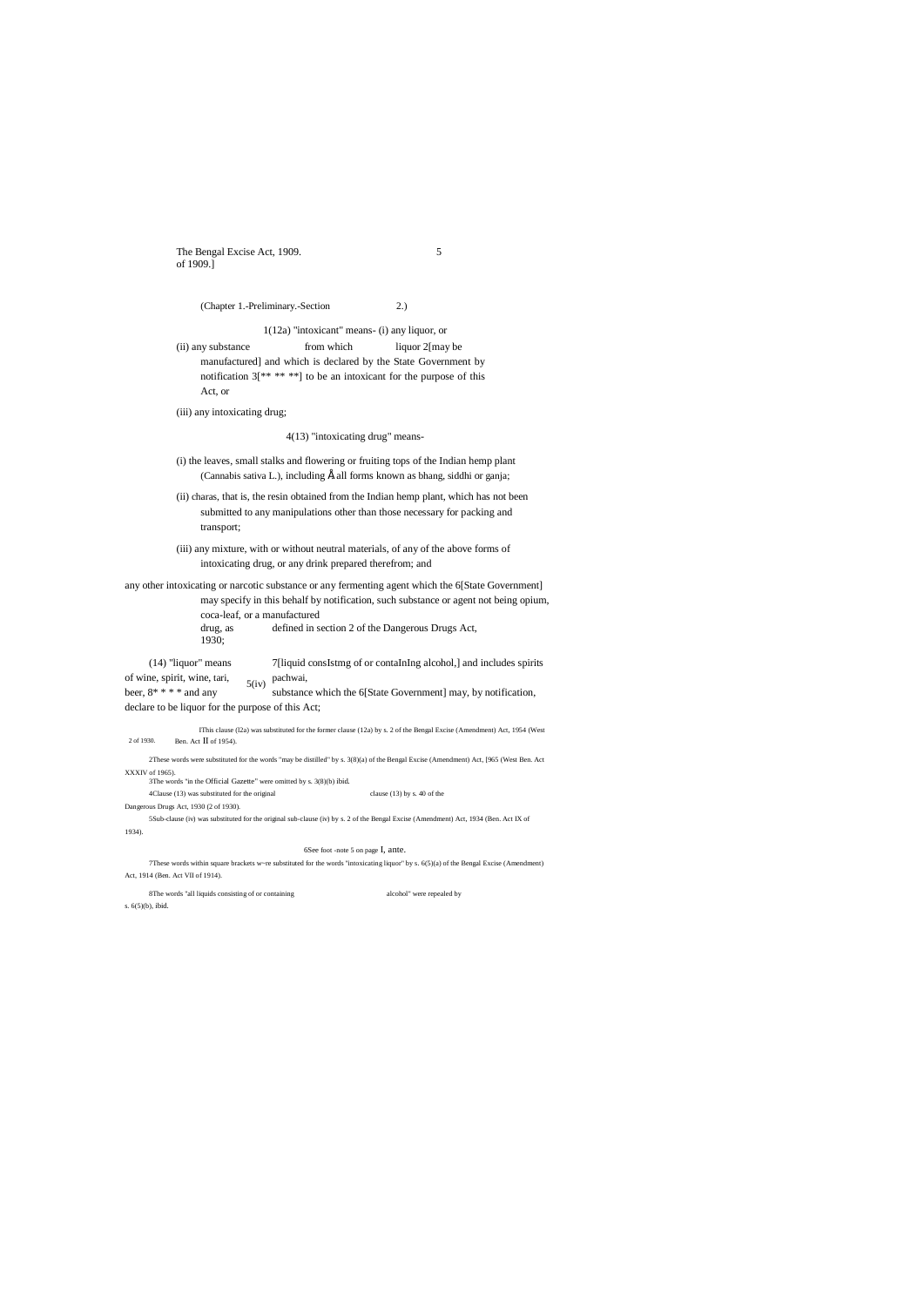(Chapter 1.-Preliminary.-Section 2.)

[1](12a) "intoxicant" means- (i) any liquor, or

(ii) any substance from which liquor [2][may be manufactured] and which is declared by the State Government by notification [3][** ** **] to be an intoxicant for the purpose of this Act, or

(iii) any intoxicating drug;

[4](13) "intoxicating drug" means-

(i) the leaves, small stalks and flowering or fruiting tops of the Indian hemp plant (Cannabis sativa L.), including Å all forms known as bhang, siddhi or ganja;

(ii) charas, that is, the resin obtained from the Indian hemp plant, which has not been submitted to any manipulations other than those necessary for packing and transport;

(iii) any mixture, with or without neutral materials, of any of the above forms of intoxicating drug, or any drink prepared therefrom; and

[5](iv) any other intoxicating or narcotic substance or any fermenting agent which the [6][State Government] may specify in this behalf by notification, such substance or agent not being opium, coca-leaf, or a manufactured drug, as defined in section 2 of the Dangerous Drugs Act, 1930;

(14) "liquor" means [7][liquid consIstmg of or contaInIng alcohol,] and includes spirits of wine, spirit, wine, tari, pachwai, beer, [8]* * * * and any substance which the [6][State Government] may, by notification, declare to be liquor for the purpose of this Act;

---

[1] This clause (l2a) was substituted for the former clause (12a) by s. 2 of the Bengal Excise (Amendment) Act, 1954 (West Ben. Act II of 1954).

2 of 1930.

[2] These words were substituted for the words "may be distilled" by s. 3(8)(a) of the Bengal Excise (Amendment) Act, [965 (West Ben. Act XXXIV of 1965).

[3] The words "in the Official Gazette" were omitted by s. 3(8)(b) ibid.

[4] Clause (13) was substituted for the original clause (13) by s. 40 of the Dangerous Drugs Act, 1930 (2 of 1930).

[5] Sub-clause (iv) was substituted for the original sub-clause (iv) by s. 2 of the Bengal Excise (Amendment) Act, 1934 (Ben. Act IX of 1934).

[6] See foot -note 5 on page I, ante.

[7] These words within square brackets w~re substituted for the words "intoxicating liquor" by s. 6(5)(a) of the Bengal Excise (Amendment) Act, 1914 (Ben. Act VII of 1914).

[8] The words "all liquids consisting of or containing alcohol" were repealed by s. 6(5)(b), ibid.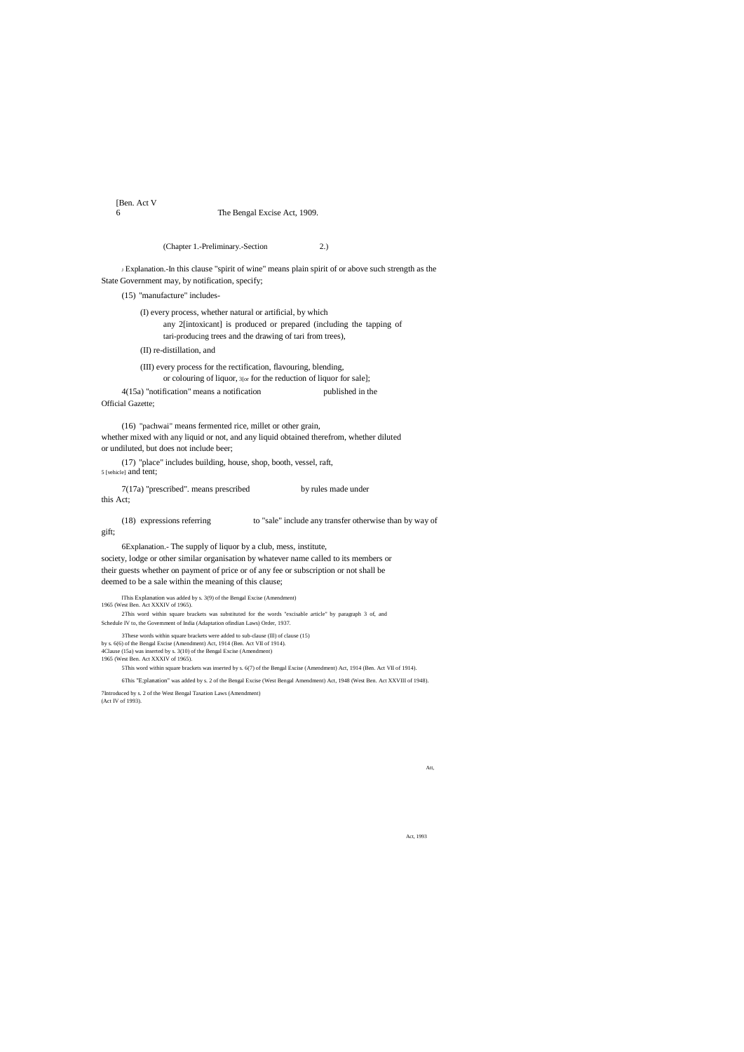(Chapter 1.-Preliminary.-Section 2.)

[1] Explanation.-In this clause "spirit of wine" means plain spirit of or above such strength as the State Government may, by notification, specify;

(15) "manufacture" includes-

(I) every process, whether natural or artificial, by which any 2[intoxicant] is produced or prepared (including the tapping of tari-producing trees and the drawing of tari from trees),

(II) re-distillation, and

(III) every process for the rectification, flavouring, blending, or colouring of liquor, 3[or for the reduction of liquor for sale];

4(15a) "notification" means a notification published in the Official Gazette;

(16) "pachwai" means fermented rice, millet or other grain, whether mixed with any liquid or not, and any liquid obtained therefrom, whether diluted or undiluted, but does not include beer;

(17) "place" includes building, house, shop, booth, vessel, raft, 5 [vehicle] and tent;

7(17a) "prescribed". means prescribed by rules made under this Act;

(18) expressions referring to "sale" include any transfer otherwise than by way of gift;

6Explanation.- The supply of liquor by a club, mess, institute, society, lodge or other similar organisation by whatever name called to its members or their guests whether on payment of price or of any fee or subscription or not shall be deemed to be a sale within the meaning of this clause;

1This Explanation was added by s. 3(9) of the Bengal Excise (Amendment) 1965 (West Ben. Act XXXIV of 1965).

2This word within square brackets was substituted for the words "excisable article" by paragraph 3 of, and Schedule IV to, the Government of India (Adaptation ofindian Laws) Order, 1937.

3These words within square brackets were added to sub-clause (III) of clause (15) by s. 6(6) of the Bengal Excise (Amendment) Act, 1914 (Ben. Act VII of 1914).

4Clause (15a) was inserted by s. 3(10) of the Bengal Excise (Amendment) 1965 (West Ben. Act XXXIV of 1965).

5This word within square brackets was inserted by s. 6(7) of the Bengal Excise (Amendment) Act, 1914 (Ben. Act VII of 1914).

6This "E;planation" was added by s. 2 of the Bengal Excise (West Bengal Amendment) Act, 1948 (West Ben. Act XXVIII of 1948).

7Introduced by s. 2 of the West Bengal Taxation Laws (Amendment) (Act IV of 1993).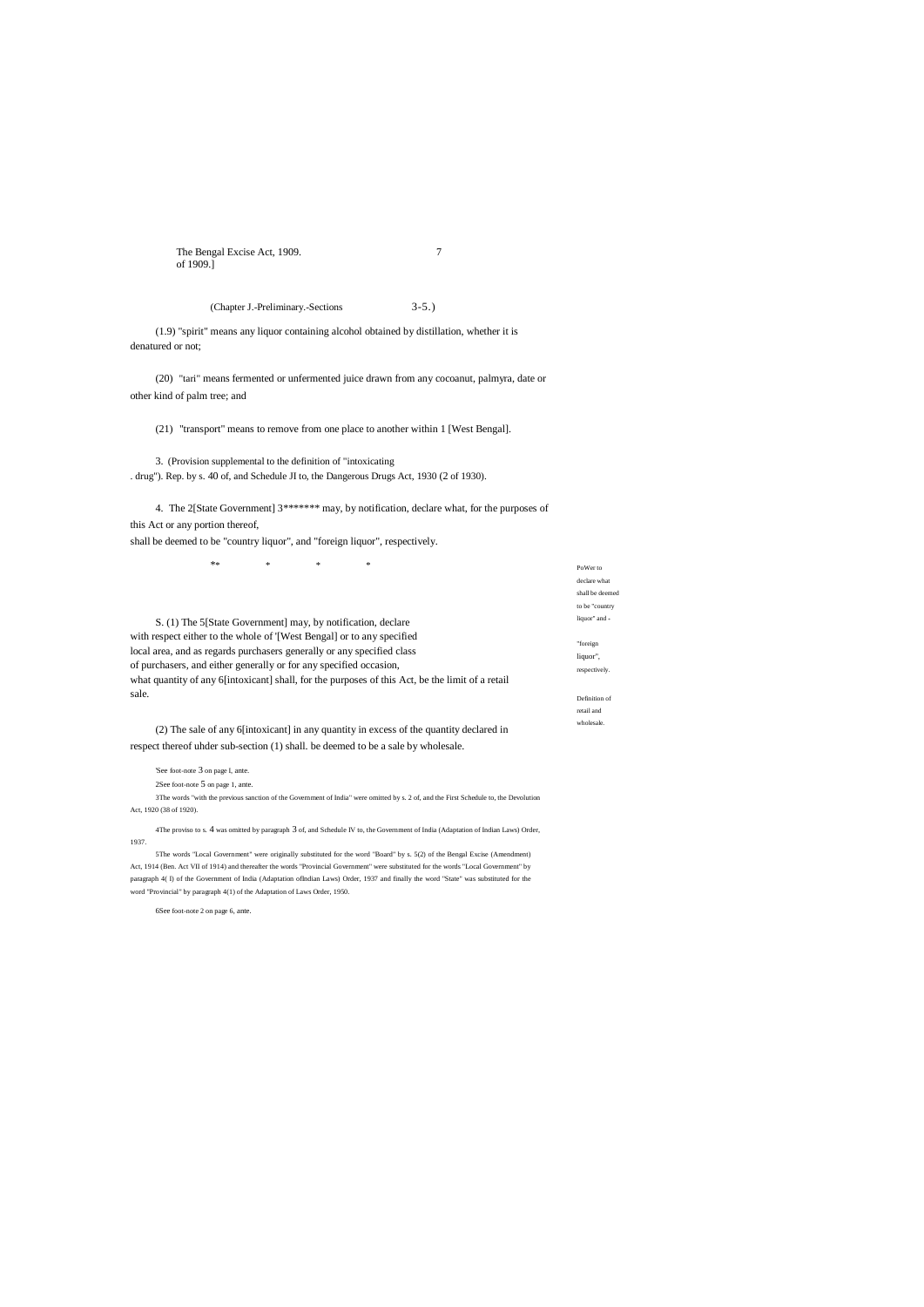(Chapter J.-Preliminary.-Sections 3-5.)

(1.9) "spirit" means any liquor containing alcohol obtained by distillation, whether it is denatured or not;

(20) "tari" means fermented or unfermented juice drawn from any cocoanut, palmyra, date or other kind of palm tree; and

(21) "transport" means to remove from one place to another within 1 [West Bengal].

3. (Provision supplemental to the definition of "intoxicating . drug"). Rep. by s. 40 of, and Schedule JI to, the Dangerous Drugs Act, 1930 (2 of 1930).

PoWer to declare what shall be deemed to be "country liquor" and "foreign liquor", respectively.

4. The 2[State Government] 3******* may, by notification, declare what, for the purposes of this Act or any portion thereof, shall be deemed to be "country liquor", and "foreign liquor", respectively.

** * * *

Definition of retail and wholesale.

S. (1) The 5[State Government] may, by notification, declare with respect either to the whole of '[West Bengal] or to any specified local area, and as regards purchasers generally or any specified class of purchasers, and either generally or for any specified occasion, what quantity of any 6[intoxicant] shall, for the purposes of this Act, be the limit of a retail sale.

(2) The sale of any 6[intoxicant] in any quantity in excess of the quantity declared in respect thereof uhder sub-section (1) shall. be deemed to be a sale by wholesale.

'See foot-note 3 on page l, ante.

2See foot-note 5 on page 1, ante.

3The words "with the previous sanction of the Government of India'' were omitted by s. 2 of, and the First Schedule to, the Devolution Act, 1920 (38 of 1920).

4The proviso to s. 4 was omitted by paragraph 3 of, and Schedule IV to, the Government of India (Adaptation of Indian Laws) Order, 1937.

5The words "Local Government" were originally substituted for the word "Board" by s. 5(2) of the Bengal Excise (Amendment) Act, 1914 (Ben. Act VII of 1914) and thereafter the words "Provincial Government" were substituted for the words "Local Government" by paragraph 4( l) of the Government of India (Adaptation oflndian Laws) Order, 1937 and finally the word "State" was substituted for the word "Provincial" by paragraph 4(1) of the Adaptation of Laws Order, 1950.

6See foot-note 2 on page 6, ante.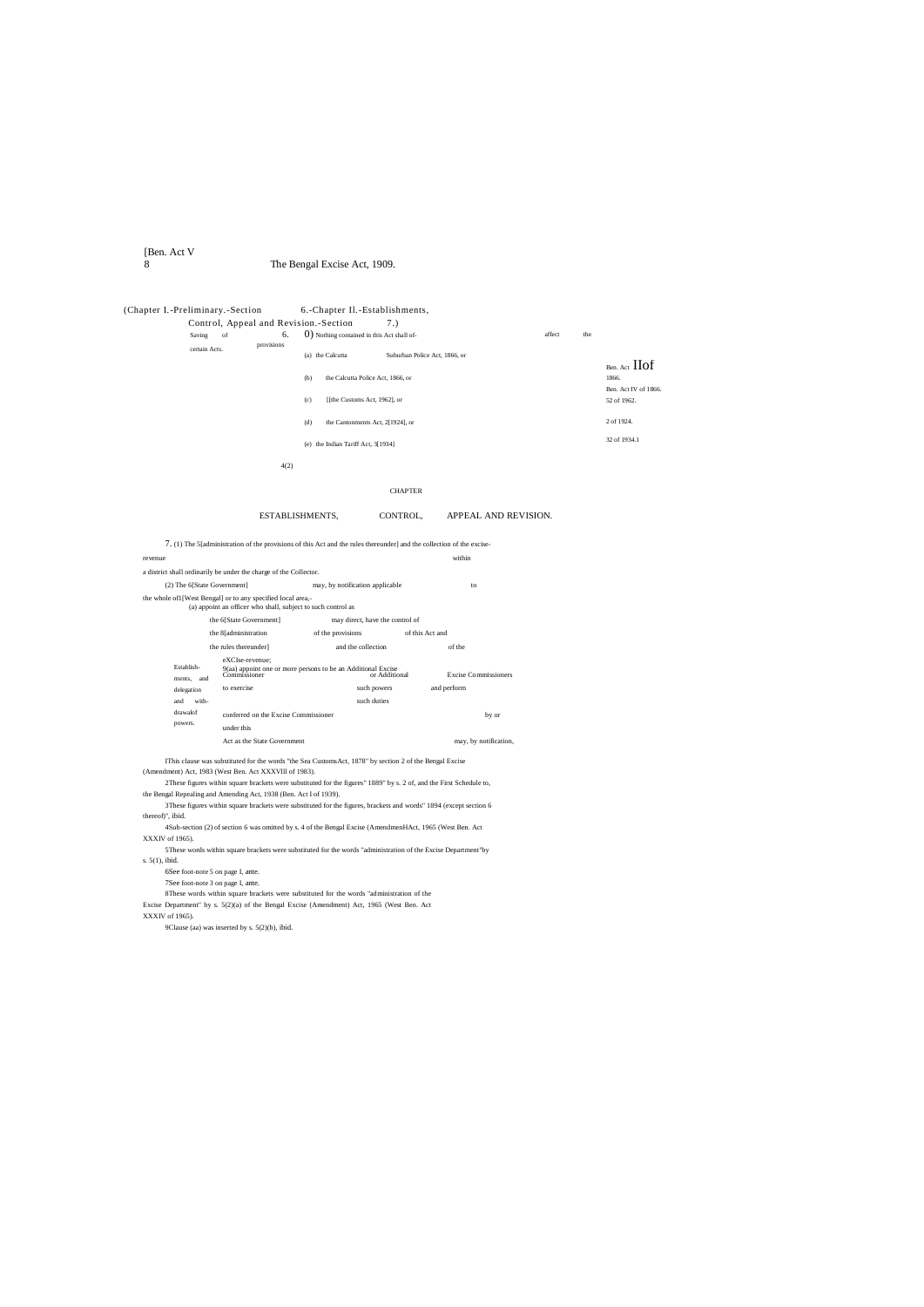(Chapter I.-Preliminary.-Section 6.-Chapter II.-Establishments, Control, Appeal and Revision.-Section 7.)

Saving of certain Acts.

6. (1) Nothing contained in this Act shall affect the provisions of-

(a) the Calcutta Suburban Police Act, 1866, or — Ben. Act II of 1866.

(b) the Calcutta Police Act, 1866, or — Ben. Act IV of 1866.

(c) [1][the Customs Act, 1962], or — 52 of 1962.

(d) the Cantonments Act, 2[1924], or — 2 of 1924.

(e) the Indian Tariff Act, 3[1934] — 32 of 1934.

4(2)

## CHAPTER

## ESTABLISHMENTS, CONTROL, APPEAL AND REVISION.

7. (1) The 5[administration of the provisions of this Act and the rules thereunder] and the collection of the excise-revenue within a district shall ordinarily be under the charge of the Collector.

Establishments, and delegation and withdrawal of powers.

(2) The 6[State Government] may, by notification applicable to the whole of 1[West Bengal] or to any specified local area,-

(a) appoint an officer who shall, subject to such control as the 6[State Government] may direct, have the control of the 8[administration of the provisions of this Act and the rules thereunder] and the collection of the excise-revenue;

9(aa) appoint one or more persons to be an Additional Excise Commissioner or Additional Excise Commissioners to exercise such powers and perform such duties conferred on the Excise Commissioner by or under this Act as the State Government may, by notification,

1This clause was substituted for the words "the Sea Customs Act, 1878" by section 2 of the Bengal Excise (Amendment) Act, 1983 (West Ben. Act XXXVIII of 1983).

2These figures within square brackets were substituted for the figures" 1889" by s. 2 of, and the First Schedule to, the Bengal Repealing and Amending Act, 1938 (Ben. Act I of 1939).

3These figures within square brackets were substituted for the figures, brackets and words" 1894 (except section 6 thereof)", ibid.

4Sub-section (2) of section 6 was omitted by s. 4 of the Bengal Excise (Amendment) Act, 1965 (West Ben. Act XXXIV of 1965).

5These words within square brackets were substituted for the words "administration of the Excise Department" by s. 5(1), ibid.

6See foot-note 5 on page I, ante.

7See foot-note 3 on page I, ante.

8These words within square brackets were substituted for the words "administration of the Excise Department" by s. 5(2)(a) of the Bengal Excise (Amendment) Act, 1965 (West Ben. Act XXXIV of 1965).

9Clause (aa) was inserted by s. 5(2)(b), ibid.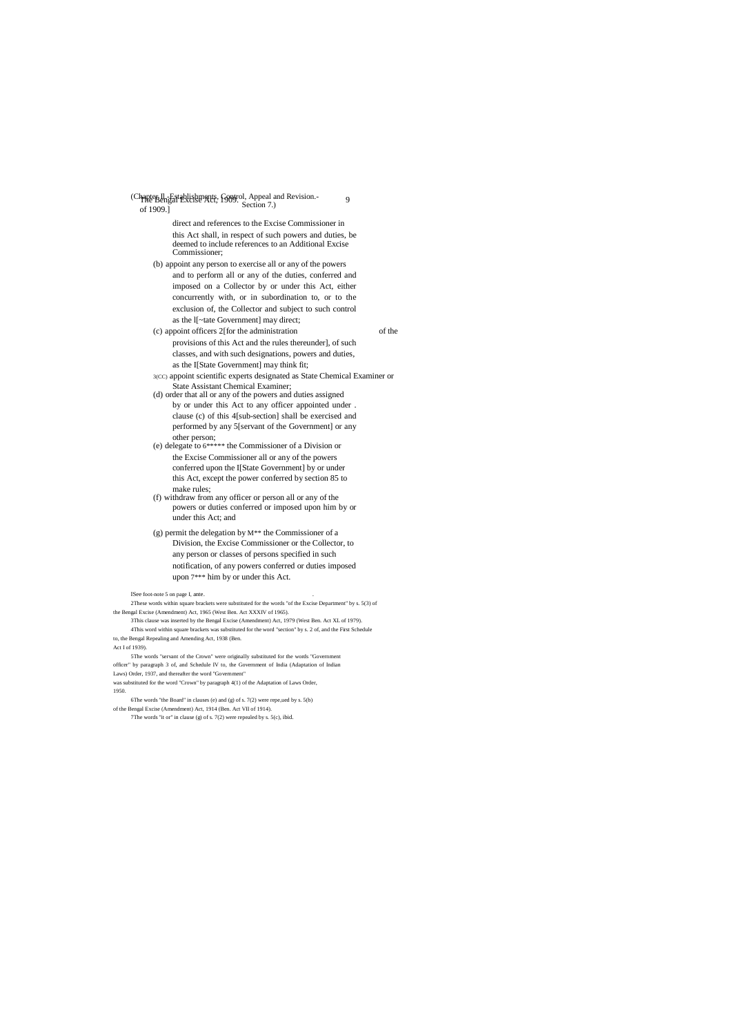direct and references to the Excise Commissioner in this Act shall, in respect of such powers and duties, be deemed to include references to an Additional Excise Commissioner;

(b) appoint any person to exercise all or any of the powers and to perform all or any of the duties, conferred and imposed on a Collector by or under this Act, either concurrently with, or in subordination to, or to the exclusion of, the Collector and subject to such control as the I[~tate Government] may direct;

(c) appoint officers 2[for the administration of the provisions of this Act and the rules thereunder], of such classes, and with such designations, powers and duties, as the I[State Government] may think fit;

3(CC) appoint scientific experts designated as State Chemical Examiner or State Assistant Chemical Examiner;

(d) order that all or any of the powers and duties assigned by or under this Act to any officer appointed under clause (c) of this 4[sub-section] shall be exercised and performed by any 5[servant of the Government] or any other person;

(e) delegate to 6***** the Commissioner of a Division or the Excise Commissioner all or any of the powers conferred upon the I[State Government] by or under this Act, except the power conferred by section 85 to make rules;

(f) withdraw from any officer or person all or any of the powers or duties conferred or imposed upon him by or under this Act; and

(g) permit the delegation by M** the Commissioner of a Division, the Excise Commissioner or the Collector, to any person or classes of persons specified in such notification, of any powers conferred or duties imposed upon 7*** him by or under this Act.

---

ISee foot-note 5 on page I, ante.

2These words within square brackets were substituted for the words "of the Excise Department" by s. 5(3) of the Bengal Excise (Amendment) Act, 1965 (West Ben. Act XXXIV of 1965).

3This clause was inserted by the Bengal Excise (Amendment) Act, 1979 (West Ben. Act XL of 1979).

4This word within square brackets was substituted for the word "section" by s. 2 of, and the First Schedule to, the Bengal Repealing and Amending Act, 1938 (Ben. Act I of 1939).

5The words "servant of the Crown" were originally substituted for the words "Government officer" by paragraph 3 of, and Schedule IV to, the Government of India (Adaptation of Indian Laws) Order, 1937, and thereafter the word "Government" was substituted for the word "Crown" by paragraph 4(1) of the Adaptation of Laws Order, 1950.

6The words "the Board" in clauses (e) and (g) of s. 7(2) were repe,ued by s. 5(b) of the Bengal Excise (Amendment) Act, 1914 (Ben. Act VII of 1914).

7The words "it or" in clause (g) of s. 7(2) were repealed by s. 5(c), ibid.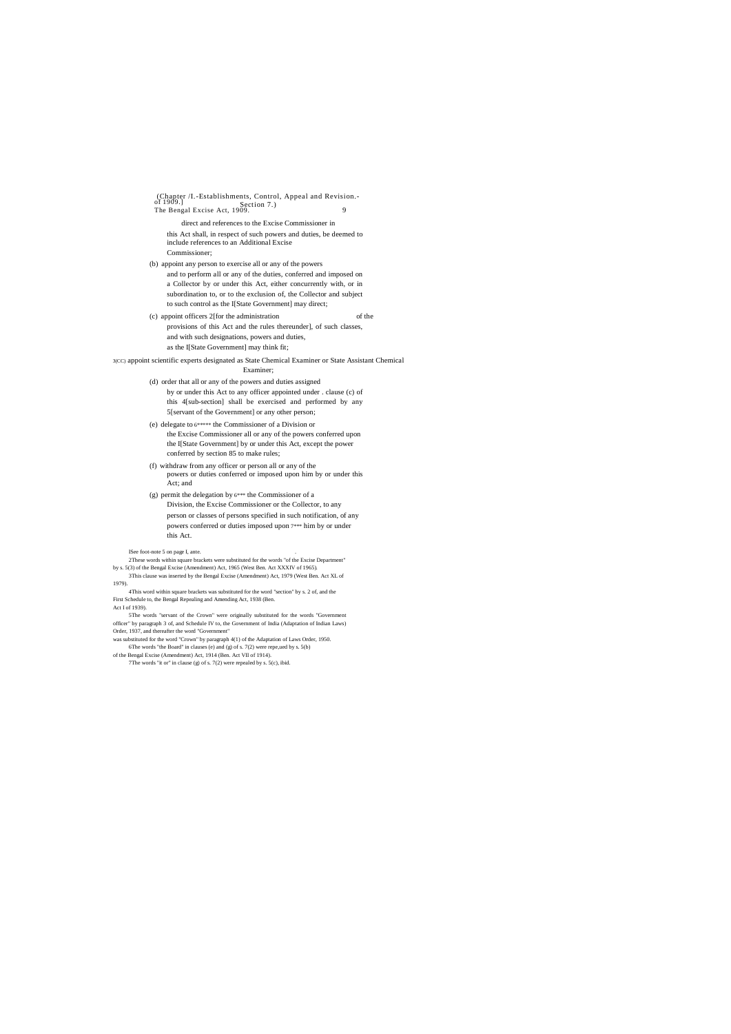direct and references to the Excise Commissioner in this Act shall, in respect of such powers and duties, be deemed to include references to an Additional Excise Commissioner;

(b) appoint any person to exercise all or any of the powers and to perform all or any of the duties, conferred and imposed on a Collector by or under this Act, either concurrently with, or in subordination to, or to the exclusion of, the Collector and subject to such control as the 1[State Government] may direct;

(c) appoint officers 2[for the administration of the provisions of this Act and the rules thereunder], of such classes, and with such designations, powers and duties, as the 1[State Government] may think fit;

3(CC) appoint scientific experts designated as State Chemical Examiner or State Assistant Chemical Examiner;

(d) order that all or any of the powers and duties assigned by or under this Act to any officer appointed under . clause (c) of this 4[sub-section] shall be exercised and performed by any 5[servant of the Government] or any other person;

(e) delegate to 6***** the Commissioner of a Division or the Excise Commissioner all or any of the powers conferred upon the 1[State Government] by or under this Act, except the power conferred by section 85 to make rules;

(f) withdraw from any officer or person all or any of the powers or duties conferred or imposed upon him by or under this Act; and

(g) permit the delegation by 6*** the Commissioner of a Division, the Excise Commissioner or the Collector, to any person or classes of persons specified in such notification, of any powers conferred or duties imposed upon 7*** him by or under this Act.

---

1See foot-note 5 on page I, ante.

2These words within square brackets were substituted for the words "of the Excise Department" by s. 5(3) of the Bengal Excise (Amendment) Act, 1965 (West Ben. Act XXXIV of 1965).

3This clause was inserted by the Bengal Excise (Amendment) Act, 1979 (West Ben. Act XL of 1979).

4This word within square brackets was substituted for the word "section" by s. 2 of, and the First Schedule to, the Bengal Repealing and Amending Act, 1938 (Ben. Act I of 1939).

5The words "servant of the Crown" were originally substituted for the words "Government officer" by paragraph 3 of, and Schedule IV to, the Government of India (Adaptation of Indian Laws) Order, 1937, and thereafter the word "Government" was substituted for the word "Crown" by paragraph 4(1) of the Adaptation of Laws Order, 1950.

6The words "the Board" in clauses (e) and (g) of s. 7(2) were repe,ued by s. 5(b) of the Bengal Excise (Amendment) Act, 1914 (Ben. Act VII of 1914).

7The words "it or" in clause (g) of s. 7(2) were repealed by s. 5(c), ibid.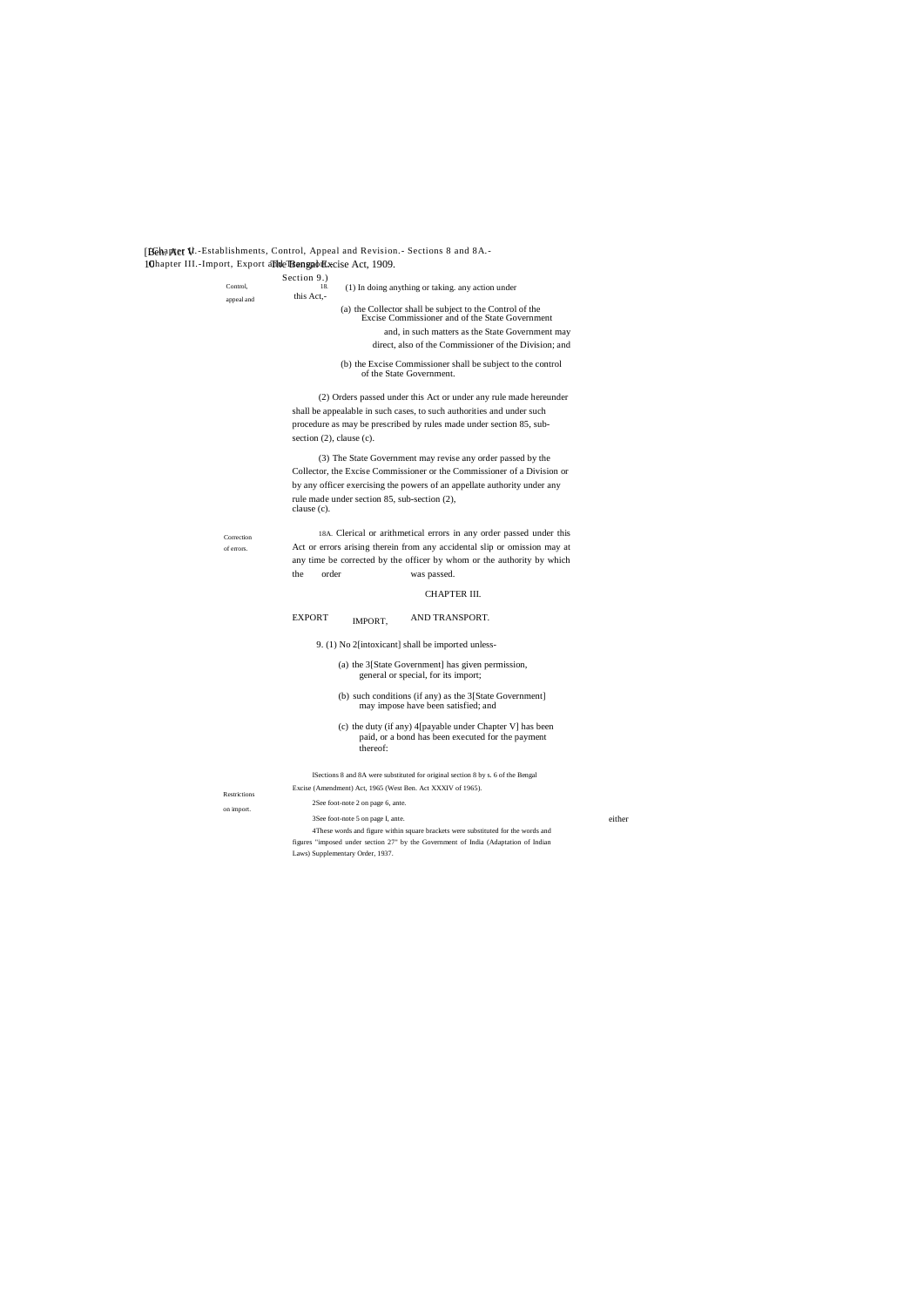Control, appeal and

18. (1) In doing anything or taking. any action under this Act,-

(a) the Collector shall be subject to the Control of the Excise Commissioner and of the State Government and, in such matters as the State Government may direct, also of the Commissioner of the Division; and

(b) the Excise Commissioner shall be subject to the control of the State Government.

(2) Orders passed under this Act or under any rule made hereunder shall be appealable in such cases, to such authorities and under such procedure as may be prescribed by rules made under section 85, sub-section (2), clause (c).

(3) The State Government may revise any order passed by the Collector, the Excise Commissioner or the Commissioner of a Division or by any officer exercising the powers of an appellate authority under any rule made under section 85, sub-section (2), clause (c).

Correction of errors.

18A. Clerical or arithmetical errors in any order passed under this Act or errors arising therein from any accidental slip or omission may at any time be corrected by the officer by whom or the authority by which the order was passed.

## CHAPTER III.

## IMPORT, EXPORT AND TRANSPORT.

Restrictions on import.

9. (1) No 2[intoxicant] shall be imported unless-

(a) the 3[State Government] has given permission, either general or special, for its import;

(b) such conditions (if any) as the 3[State Government] may impose have been satisfied; and

(c) the duty (if any) 4[payable under Chapter V] has been paid, or a bond has been executed for the payment thereof:

1Sections 8 and 8A were substituted for original section 8 by s. 6 of the Bengal Excise (Amendment) Act, 1965 (West Ben. Act XXXIV of 1965).

2See foot-note 2 on page 6, ante.

3See foot-note 5 on page I, ante.

4These words and figure within square brackets were substituted for the words and figures "imposed under section 27" by the Government of India (Adaptation of Indian Laws) Supplementary Order, 1937.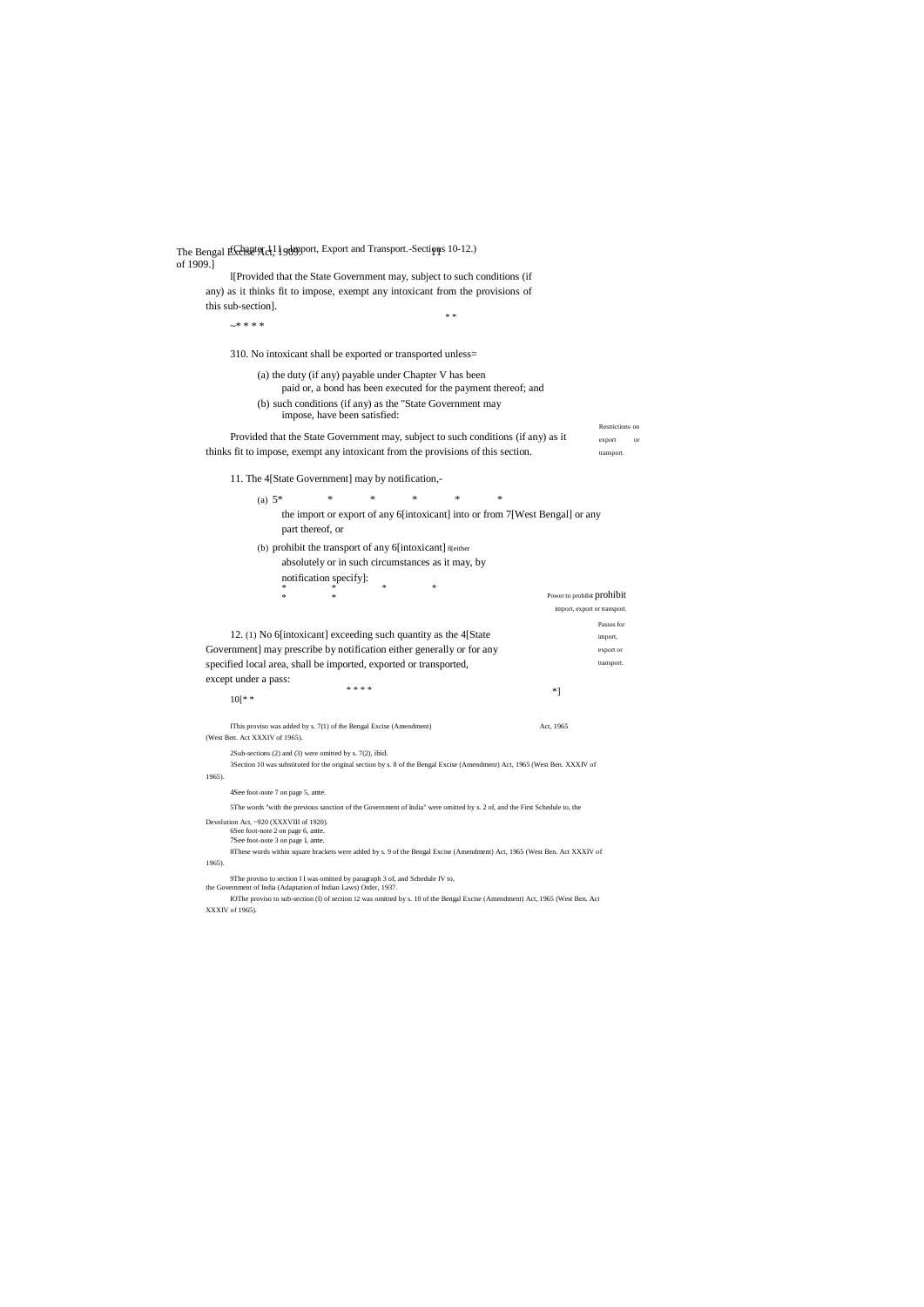l[Provided that the State Government may, subject to such conditions (if any) as it thinks fit to impose, exempt any intoxicant from the provisions of this sub-section].

~* * * * * *

Restrictions on export or transport.

310. No intoxicant shall be exported or transported unless=

(a) the duty (if any) payable under Chapter V has been paid or, a bond has been executed for the payment thereof; and

(b) such conditions (if any) as the "State Government may impose, have been satisfied:

Provided that the State Government may, subject to such conditions (if any) as it thinks fit to impose, exempt any intoxicant from the provisions of this section.

Power to prohibit import, export or transport.

11. The 4[State Government] may by notification,-

(a) 5* * * * * * the import or export of any 6[intoxicant] into or from 7[West Bengal] or any part thereof, or

(b) prohibit the transport of any 6[intoxicant] 8[either absolutely or in such circumstances as it may, by notification specify]:

\* \* \* \* \* \*

Passes for import, export or transport.

12. (1) No 6[intoxicant] exceeding such quantity as the 4[State Government] may prescribe by notification either generally or for any specified local area, shall be imported, exported or transported, except under a pass:

10[* * * * * * *]

---

1This proviso was added by s. 7(1) of the Bengal Excise (Amendment) Act, 1965 (West Ben. Act XXXIV of 1965).

2Sub-sections (2) and (3) were omitted by s. 7(2), ibid.

3Section 10 was substituted for the original section by s. 8 of the Bengal Excise (Amendmenr) Act, 1965 (West Ben. XXXIV of 1965).

4See foot-note 7 on page 5, ante.

5The words "with the previous sanction of the Government of India" were omitted by s. 2 of, and the First Schedule to, the Devolution Act, ~920 (XXXVIII of 1920).

6See foot-note 2 on page 6, ante.

7See foot-note 3 on page l, ante.

8These words within square brackets were added by s. 9 of the Bengal Excise (Amendment) Act, 1965 (West Ben. Act XXXIV of 1965).

9The proviso to section l l was omitted by paragraph 3 of, and Schedule IV to, the Government of India (Adaptation of Indian Laws) Order, 1937.

10The proviso to sub-section (l) of section 12 was omitted by s. 10 of the Bengal Excise (Amendment) Act, 1965 (West Ben. Act XXXIV of 1965).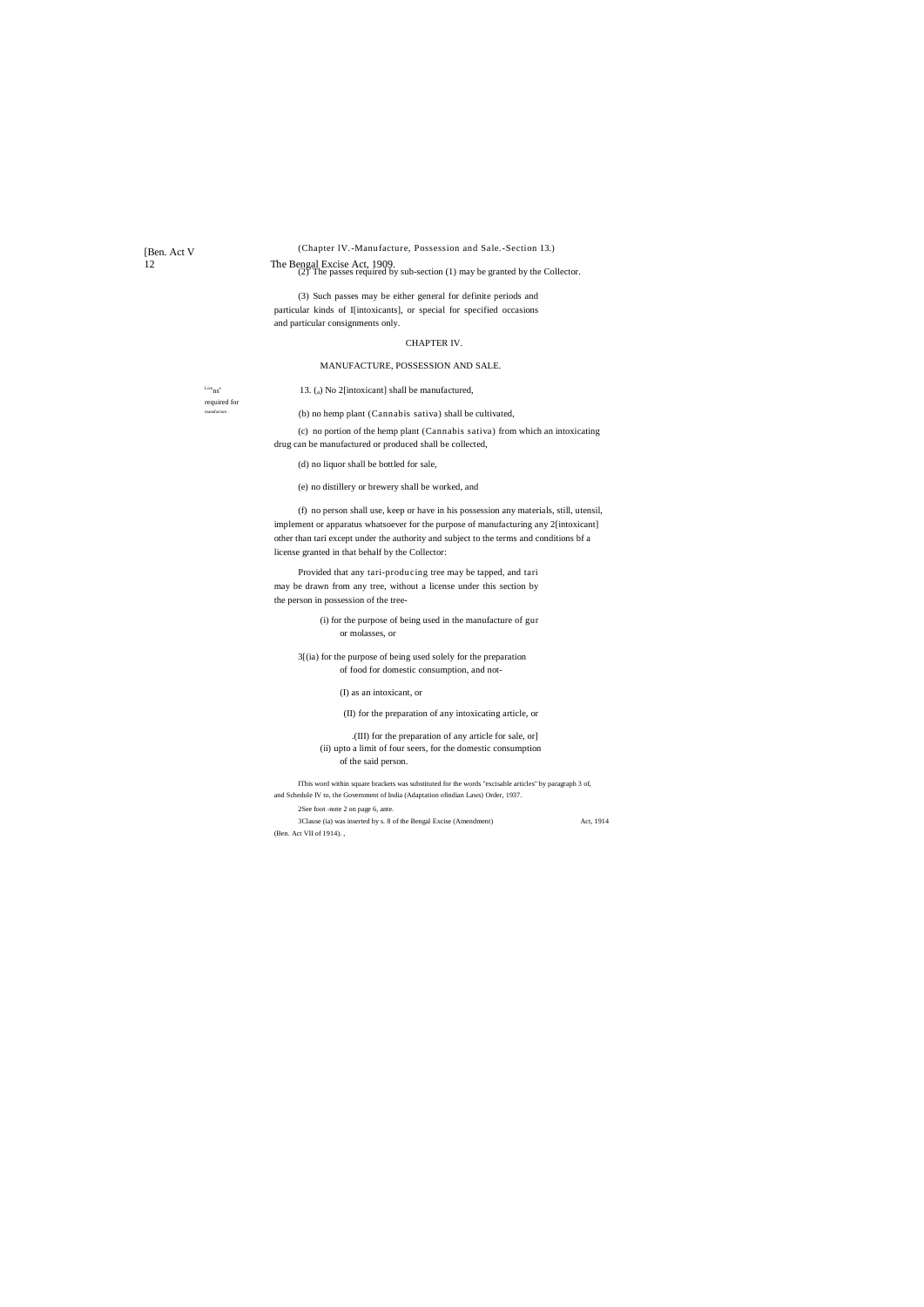(2) The passes required by sub-section (1) may be granted by the Collector.

(3) Such passes may be either general for definite periods and particular kinds of 1[intoxicants], or special for specified occasions and particular consignments only.

## CHAPTER IV.

### MANUFACTURE, POSSESSION AND SALE.

Licens required for manufacture.

13. (a) No 2[intoxicant] shall be manufactured,

(b) no hemp plant (Cannabis sativa) shall be cultivated,

(c) no portion of the hemp plant (Cannabis sativa) from which an intoxicating drug can be manufactured or produced shall be collected,

(d) no liquor shall be bottled for sale,

(e) no distillery or brewery shall be worked, and

(f) no person shall use, keep or have in his possession any materials, still, utensil, implement or apparatus whatsoever for the purpose of manufacturing any 2[intoxicant] other than tari except under the authority and subject to the terms and conditions bf a license granted in that behalf by the Collector:

Provided that any tari-producing tree may be tapped, and tari may be drawn from any tree, without a license under this section by the person in possession of the tree-

(i) for the purpose of being used in the manufacture of gur or molasses, or

3[(ia) for the purpose of being used solely for the preparation of food for domestic consumption, and not-

(I) as an intoxicant, or

(II) for the preparation of any intoxicating article, or

(III) for the preparation of any article for sale, or]

(ii) upto a limit of four seers, for the domestic consumption of the said person.

1This word within square brackets was substituted for the words "excisable articles" by paragraph 3 of, and Schedule IV to, the Government of India (Adaptation ofindian Laws) Order, 1937.

2See foot -note 2 on page 6, ante.

3Clause (ia) was inserted by s. 8 of the Bengal Excise (Amendment) Act, 1914 (Ben. Act VII of 1914).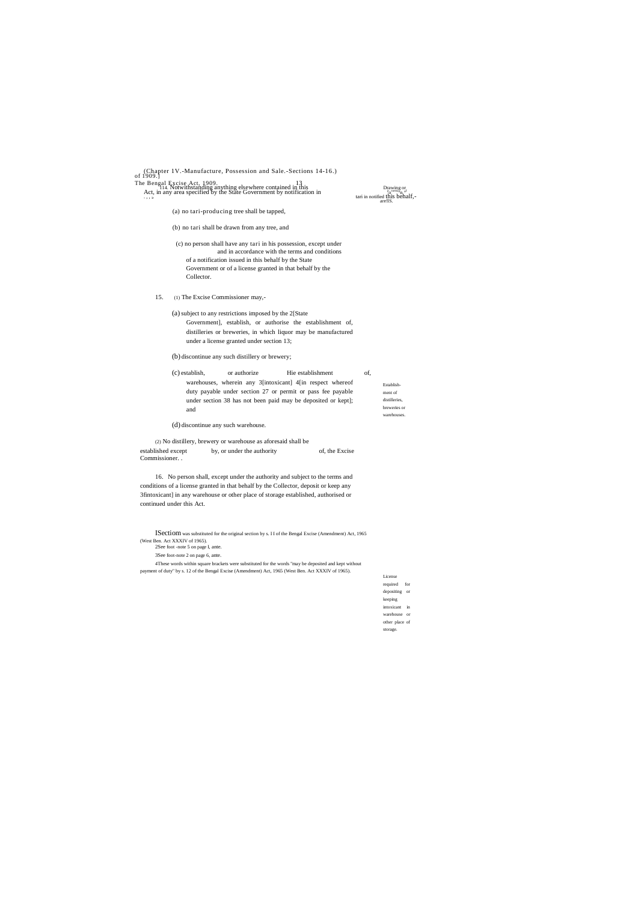(Chapter IV.-Manufacture, Possession and Sale.-Sections 14-16.)

[1]14. Notwithstanding anything elsewhere contained in this Act, in any area specified by the State Government by notification in this behalf,-

*Drawing or possession of tari in notified areas.*

(a) no tari-producing tree shall be tapped,

(b) no tari shall be drawn from any tree, and

(c) no person shall have any tari in his possession, except under and in accordance with the terms and conditions of a notification issued in this behalf by the State Government or of a license granted in that behalf by the Collector.

15. (1) The Excise Commissioner may,-

*Establishment of distilleries, breweries or warehouses.*

(a) subject to any restrictions imposed by the [2][State Government], establish, or authorise the establishment of, distilleries or breweries, in which liquor may be manufactured under a license granted under section 13;

(b) discontinue any such distillery or brewery;

(c) establish, or authorize the establishment of, warehouses, wherein any [3][intoxicant] [4][in respect whereof duty payable under section 27 or permit or pass fee payable under section 38 has not been paid may be deposited or kept]; and

(d) discontinue any such warehouse.

(2) No distillery, brewery or warehouse as aforesaid shall be established except by, or under the authority of, the Excise Commissioner.

*License required for depositing or keeping intoxicant in warehouse or other place of storage.*

16. No person shall, except under the authority and subject to the terms and conditions of a license granted in that behalf by the Collector, deposit or keep any [3][intoxicant] in any warehouse or other place of storage established, authorised or continued under this Act.

[1]Section was substituted for the original section by s. 11 of the Bengal Excise (Amendment) Act, 1965 (West Ben. Act XXXIV of 1965).

[2]See foot-note 5 on page I, ante.

[3]See foot-note 2 on page 6, ante.

[4]These words within square brackets were substituted for the words "may be deposited and kept without payment of duty" by s. 12 of the Bengal Excise (Amendment) Act, 1965 (West Ben. Act XXXIV of 1965).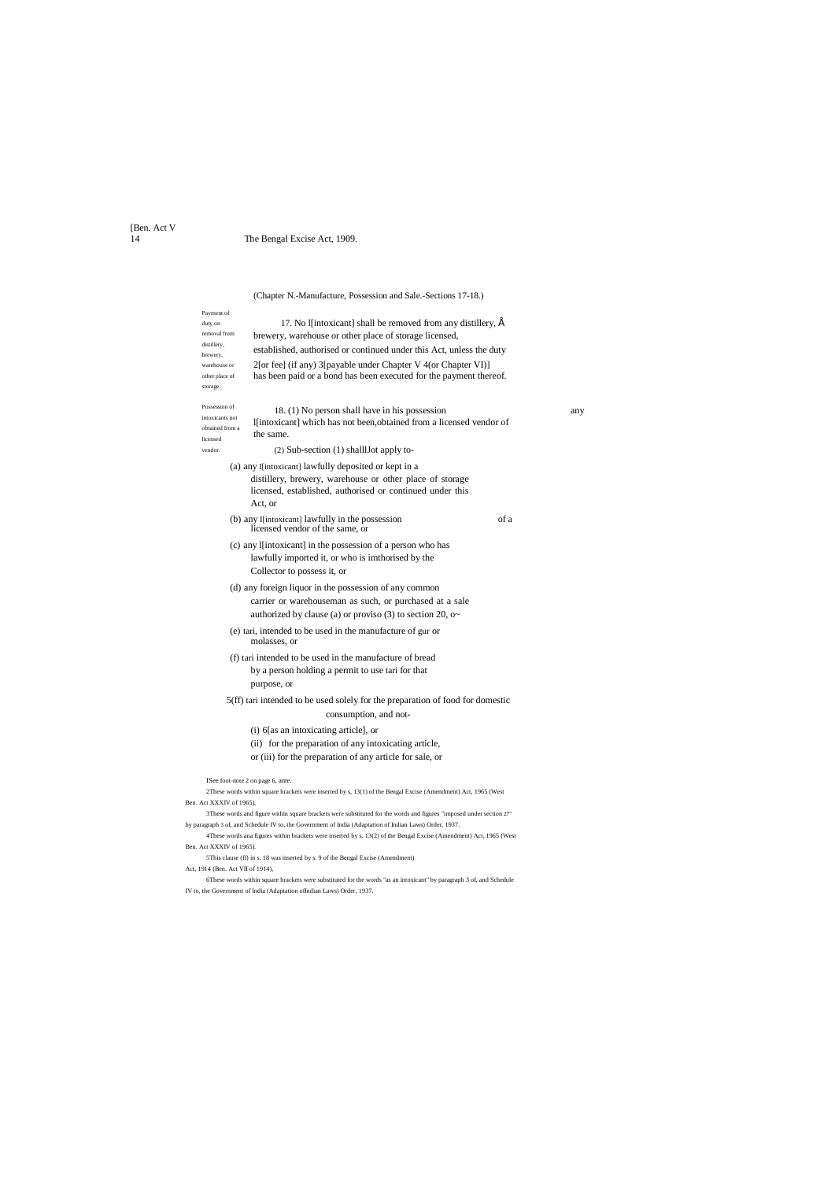(Chapter N.-Manufacture, Possession and Sale.-Sections 17-18.)

Payment of duty on removal from distillery, brewery, warehouse or other place of storage.

17. No l[intoxicant] shall be removed from any distillery, Å brewery, warehouse or other place of storage licensed, established, authorised or continued under this Act, unless the duty 2[or fee] (if any) 3[payable under Chapter V 4(or Chapter VI)] has been paid or a bond has been executed for the payment thereof.

Possession of intoxicants not obtained from a licensed vendor.

18. (1) No person shall have in his possession any l[intoxicant] which has not been,obtained from a licensed vendor of the same.

(2) Sub-section (1) shalllJot apply to-

(a) any I[intoxicant] lawfully deposited or kept in a distillery, brewery, warehouse or other place of storage licensed, established, authorised or continued under this Act, or

(b) any I[intoxicant] lawfully in the possession of a licensed vendor of the same, or

(c) any l[intoxicant] in the possession of a person who has lawfully imported it, or who is imthorised by the Collector to possess it, or

(d) any foreign liquor in the possession of any common carrier or warehouseman as such, or purchased at a sale authorized by clause (a) or proviso (3) to section 20, o~

(e) tari, intended to be used in the manufacture of gur or molasses, or

(f) tari intended to be used in the manufacture of bread by a person holding a permit to use tari for that purpose, or

5(ff) tari intended to be used solely for the preparation of food for domestic consumption, and not-

(i) 6[as an intoxicating article], or

(ii) for the preparation of any intoxicating article,

or (iii) for the preparation of any article for sale, or

ISee foot-note 2 on page 6, ante.

2These words within square brackets were inserted by s, 13(1) of the Bengal Excise (Amendment) Act, 1965 (West Ben. Act XXXIV of 1965),

3These words and figure within square brackets were substituted for the words and figures "imposed under section 27" by paragraph 3 of, and Schedule IV to, the Government of India (Adaptation of Indian Laws) Order, 1937.

4These words ana figures within brackets were inserted by s. 13(2) of the Bengal Excise (Amendment) Act, 1965 (West Ben. Act XXXIV of 1965).

5This clause (ff) in s. 18 was inserted by s. 9 of the Bengal Excise (Amendment) Act, 1914 (Ben. Act VII of 1914),

6These words within square brackets were substituted for the words "as an intoxicant" by paragraph 3 of, and Schedule IV to, the Government of India (Adaptation ofIndian Laws) Order, 1937.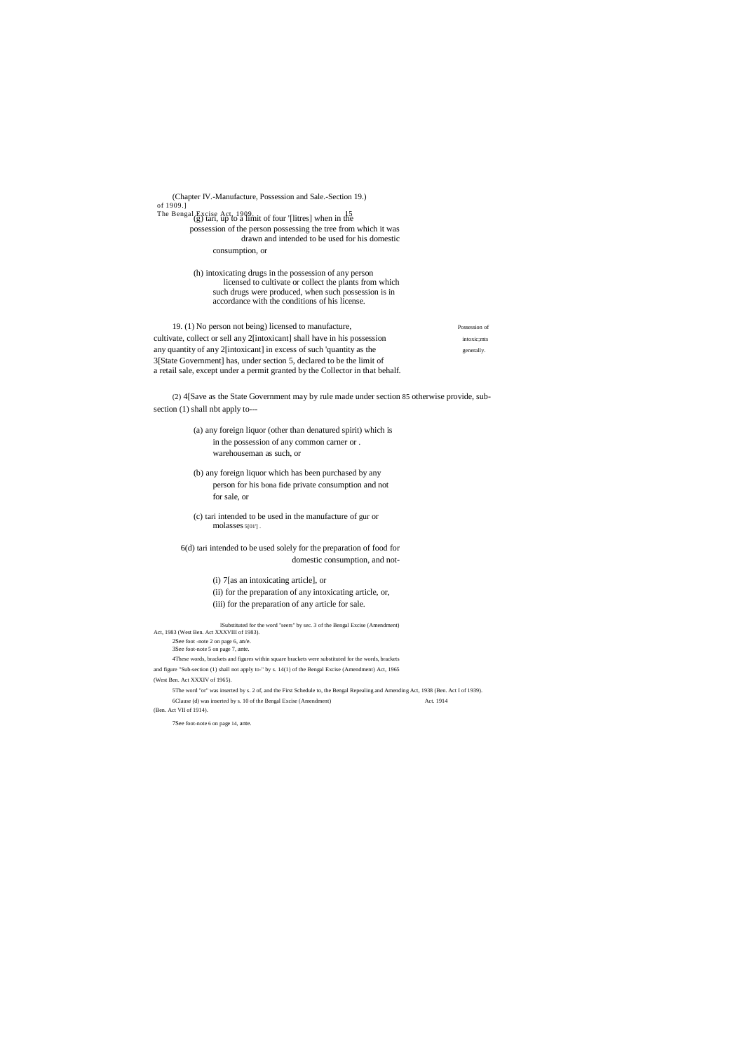(g) tari, up to a limit of four 1[litres] when in the possession of the person possessing the tree from which it was drawn and intended to be used for his domestic consumption, or

(h) intoxicating drugs in the possession of any person licensed to cultivate or collect the plants from which such drugs were produced, when such possession is in accordance with the conditions of his license.

**Possession of intoxicants generally.**

19. (1) No person not being) licensed to manufacture, cultivate, collect or sell any 2[intoxicant] shall have in his possession any quantity of any 2[intoxicant] in excess of such 'quantity as the 3[State Government] has, under section 5, declared to be the limit of a retail sale, except under a permit granted by the Collector in that behalf.

(2) 4[Save as the State Government may by rule made under section 85 otherwise provide, sub-section (1) shall nbt apply to---

(a) any foreign liquor (other than denatured spirit) which is in the possession of any common carner or . warehouseman as such, or

(b) any foreign liquor which has been purchased by any person for his bona fide private consumption and not for sale, or

(c) tari intended to be used in the manufacture of gur or molasses 5[or'] .

6(d) tari intended to be used solely for the preparation of food for domestic consumption, and not-

(i) 7[as an intoxicating article], or

(ii) for the preparation of any intoxicating article, or,

(iii) for the preparation of any article for sale.

---

1Substituted for the word "seers" by sec. 3 of the Bengal Excise (Amendment) Act, 1983 (West Ben. Act XXXVIII of 1983).

2See foot -note 2 on page 6, an/e.

3See foot-note 5 on page 7, ante.

4These words, brackets and figures within square brackets were substituted for the words, brackets and figure "Sub-section (1) shall not apply to-" by s. 14(1) of the Bengal Excise (Amendment) Act, 1965 (West Ben. Act XXXIV of 1965).

5The word "or" was inserted by s. 2 of, and the First Schedule to, the Bengal Repealing and Amending Act, 1938 (Ben. Act I of 1939).

6Clause (d) was inserted by s. 10 of the Bengal Excise (Amendment) Act. 1914 (Ben. Act VII of 1914).

7See foot-note 6 on page 14, ante.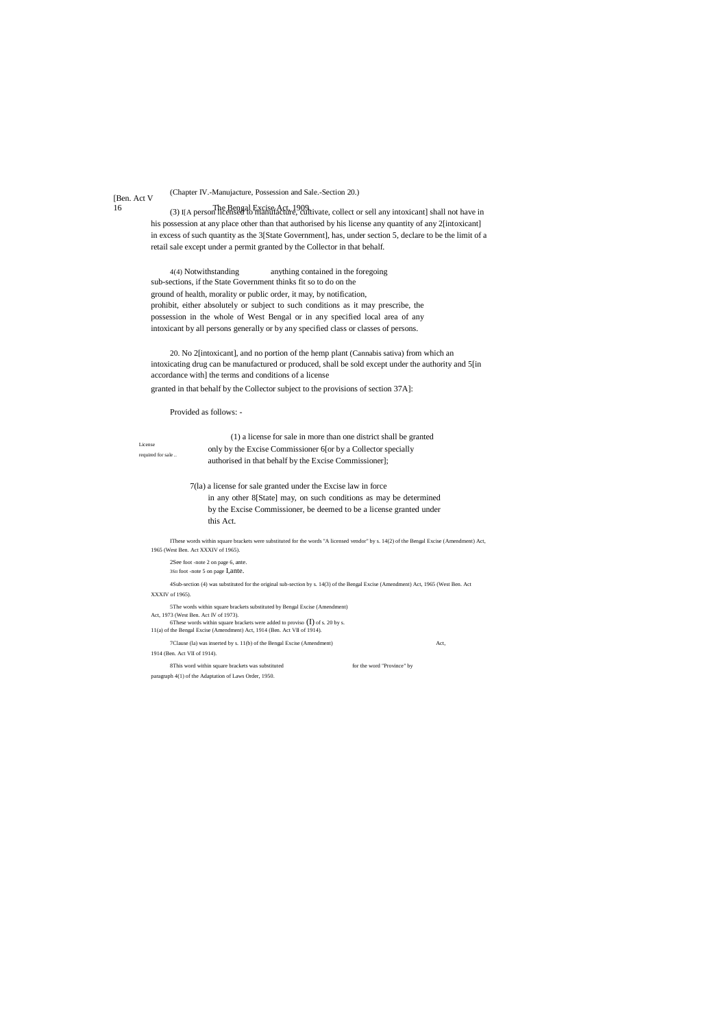(Chapter IV.-Manujacture, Possession and Sale.-Section 20.)

(3) 1[A person licensed to manufacture, cultivate, collect or sell any intoxicant] shall not have in his possession at any place other than that authorised by his license any quantity of any 2[intoxicant] in excess of such quantity as the 3[State Government], has, under section 5, declare to be the limit of a retail sale except under a permit granted by the Collector in that behalf.

4(4) Notwithstanding anything contained in the foregoing sub-sections, if the State Government thinks fit so to do on the ground of health, morality or public order, it may, by notification, prohibit, either absolutely or subject to such conditions as it may prescribe, the possession in the whole of West Bengal or in any specified local area of any intoxicant by all persons generally or by any specified class or classes of persons.

License required for sale..

20. No 2[intoxicant], and no portion of the hemp plant (Cannabis sativa) from which an intoxicating drug can be manufactured or produced, shall be sold except under the authority and 5[in accordance with] the terms and conditions of a license granted in that behalf by the Collector subject to the provisions of section 37A]:

Provided as follows: -

(1) a license for sale in more than one district shall be granted only by the Excise Commissioner 6[or by a Collector specially authorised in that behalf by the Excise Commissioner];

7(1a) a license for sale granted under the Excise law in force in any other 8[State] may, on such conditions as may be determined by the Excise Commissioner, be deemed to be a license granted under this Act.

1These words within square brackets were substituted for the words "A licensed vendor" by s. 14(2) of the Bengal Excise (Amendment) Act, 1965 (West Ben. Act XXXIV of 1965).

2See foot -note 2 on page 6, ante.

3See foot -note 5 on page 1, ante.

4Sub-section (4) was substituted for the original sub-section by s. 14(3) of the Bengal Excise (Amendment) Act, 1965 (West Ben. Act XXXIV of 1965).

5The words within square brackets substituted by Bengal Excise (Amendment) Act, 1973 (West Ben. Act IV of 1973).

6These words within square brackets were added to proviso (1) of s. 20 by s. 11(a) of the Bengal Excise (Amendment) Act, 1914 (Ben. Act VII of 1914).

7Clause (1a) was inserted by s. 11(b) of the Bengal Excise (Amendment) Act, 1914 (Ben. Act VII of 1914).

8This word within square brackets was substituted for the word "Province" by paragraph 4(1) of the Adaptation of Laws Order, 1950.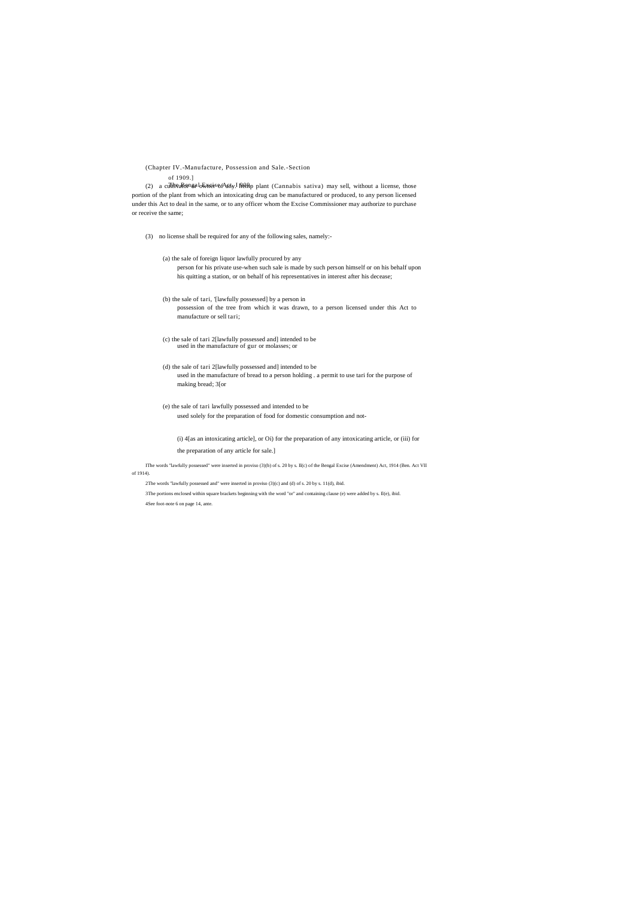(2) a cultivator or owner of any hemp plant (Cannabis sativa) may sell, without a license, those portion of the plant from which an intoxicating drug can be manufactured or produced, to any person licensed under this Act to deal in the same, or to any officer whom the Excise Commissioner may authorize to purchase or receive the same;

(3) no license shall be required for any of the following sales, namely:-

(a) the sale of foreign liquor lawfully procured by any person for his private use-when such sale is made by such person himself or on his behalf upon his quitting a station, or on behalf of his representatives in interest after his decease;

(b) the sale of tari, [1][lawfully possessed] by a person in possession of the tree from which it was drawn, to a person licensed under this Act to manufacture or sell tari;

(c) the sale of tari [2][lawfully possessed and] intended to be used in the manufacture of gur or molasses; or

(d) the sale of tari [2][lawfully possessed and] intended to be used in the manufacture of bread to a person holding . a permit to use tari for the purpose of making bread; [3][or

(e) the sale of tari lawfully possessed and intended to be used solely for the preparation of food for domestic consumption and not-

(i) [4][as an intoxicating article], or (ii) for the preparation of any intoxicating article, or (iii) for the preparation of any article for sale.]

[1] The words "lawfully possessed" were inserted in proviso (3)(b) of s. 20 by s. II(c) of the Bengal Excise (Amendment) Act, 1914 (Ben. Act VII of 1914).

[2] The words "lawfully possessed and" were inserted in proviso (3)(c) and (d) of s. 20 by s. 11(d), ibid.

[3] The portions enclosed within square brackets beginning with the word "or" and containing clause (e) were added by s. II(e), ibid.

[4] See foot-note 6 on page 14, ante.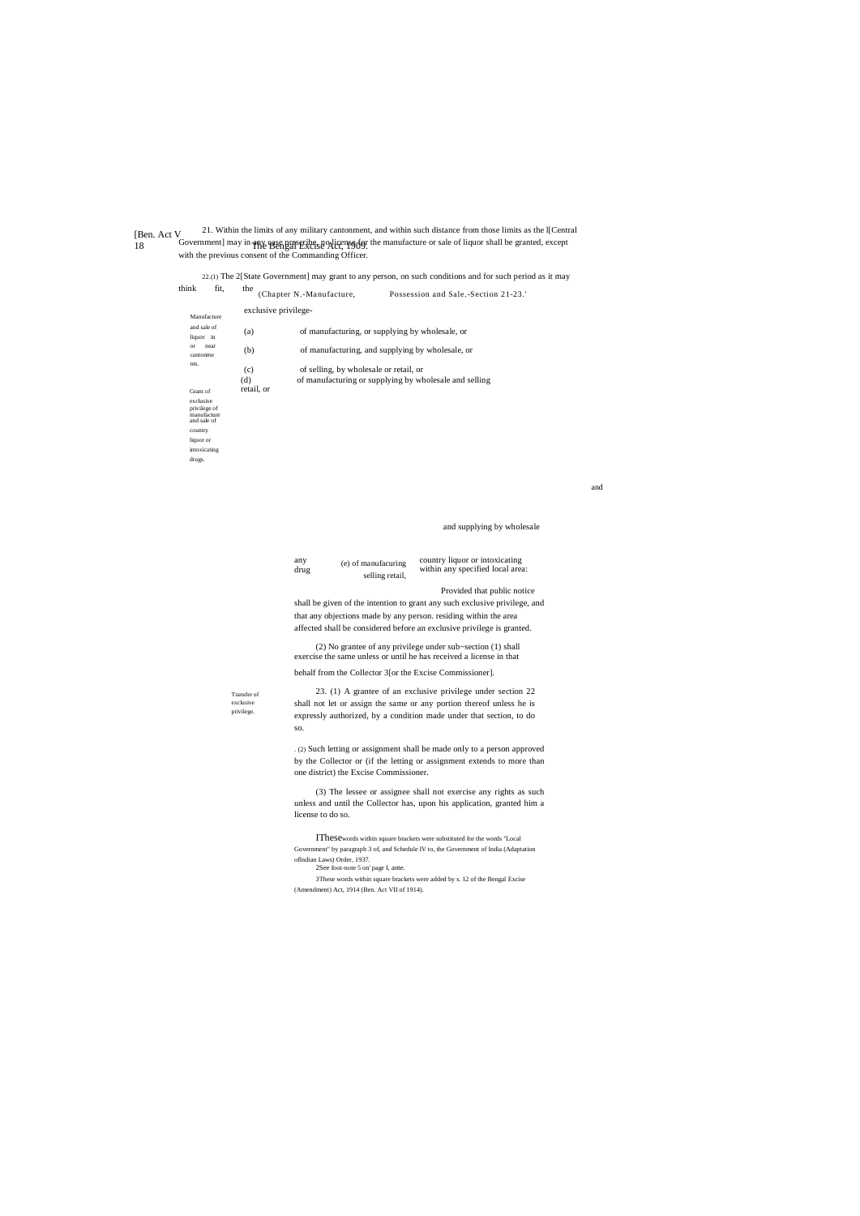21. Within the limits of any military cantonment, and within such distance from those limits as the l[Central Government] may in any case prescribe, no license for the manufacture or sale of liquor shall be granted, except with the previous consent of the Commanding Officer.

Manufacture and sale of liquor in or near cantonments.

22.(1) The 2[State Government] may grant to any person, on such conditions and for such period as it may think fit, the exclusive privilege-

Grant of exclusive privilege of manufacture and sale of country liquor or intoxicating drugs.

(a) of manufacturing, or supplying by wholesale, or

(b) of manufacturing, and supplying by wholesale, or

(c) of selling, by wholesale or retail, or

(d) of manufacturing or supplying by wholesale and selling retail, or

(e) of manufacturing and supplying by wholesale and selling retail, any country liquor or intoxicating drug within any specified local area:

Provided that public notice shall be given of the intention to grant any such exclusive privilege, and that any objections made by any person. residing within the area affected shall be considered before an exclusive privilege is granted.

(2) No grantee of any privilege under sub-section (1) shall exercise the same unless or until he has received a license in that behalf from the Collector 3[or the Excise Commissioner].

Transfer of exclusive privilege.

23. (1) A grantee of an exclusive privilege under section 22 shall not let or assign the same or any portion thereof unless he is expressly authorized, by a condition made under that section, to do so.

(2) Such letting or assignment shall be made only to a person approved by the Collector or (if the letting or assignment extends to more than one district) the Excise Commissioner.

(3) The lessee or assignee shall not exercise any rights as such unless and until the Collector has, upon his application, granted him a license to do so.

1These words within square brackets were substituted for the words "Local Government" by paragraph 3 of, and Schedule IV to, the Government of India (Adaptation of Indian Laws) Order, 1937.

2See foot-note 5 on page I, ante.

3These words within square brackets were added by s. 12 of the Bengal Excise (Amendment) Act, 1914 (Ben. Act VII of 1914).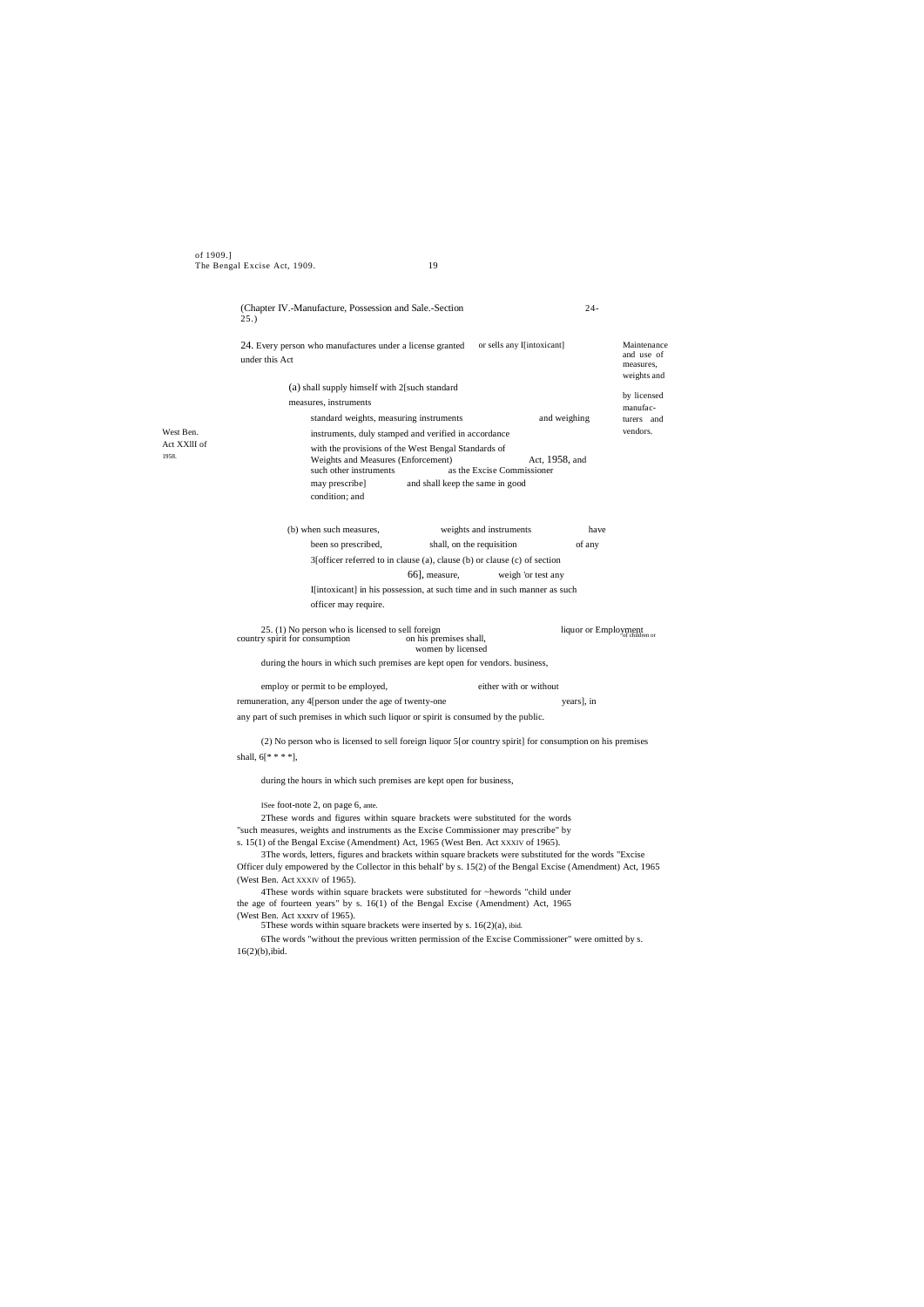(Chapter IV.-Manufacture, Possession and Sale.-Section 24-25.)

*Maintenance and use of measures, weights and by licensed manufacturers and vendors.*

24. Every person who manufactures under a license granted under this Act or sells any 1[intoxicant]

(a) shall supply himself with 2[such standard measures, instruments standard weights, measuring instruments and weighing instruments, duly stamped and verified in accordance with the provisions of the West Bengal Standards of Weights and Measures (Enforcement) Act, 1958, and such other instruments as the Excise Commissioner may prescribe] and shall keep the same in good condition; and

*West Ben. Act XXIII of 1958.*

(b) when such measures, weights and instruments have been so prescribed, shall, on the requisition of any 3[officer referred to in clause (a), clause (b) or clause (c) of section 66], measure, weigh 'or test any 1[intoxicant] in his possession, at such time and in such manner as such officer may require.

*Employment of children or women by licensed vendors.*

25. (1) No person who is licensed to sell foreign liquor or country spirit for consumption on his premises shall, during the hours in which such premises are kept open for business,

employ or permit to be employed, either with or without remuneration, any 4[person under the age of twenty-one years], in any part of such premises in which such liquor or spirit is consumed by the public.

(2) No person who is licensed to sell foreign liquor 5[or country spirit] for consumption on his premises shall, 6[* * * *],

during the hours in which such premises are kept open for business,

---

1See foot-note 2, on page 6, ante.

2These words and figures within square brackets were substituted for the words "such measures, weights and instruments as the Excise Commissioner may prescribe" by s. 15(1) of the Bengal Excise (Amendment) Act, 1965 (West Ben. Act XXXIV of 1965).

3The words, letters, figures and brackets within square brackets were substituted for the words "Excise Officer duly empowered by the Collector in this behalf' by s. 15(2) of the Bengal Excise (Amendment) Act, 1965 (West Ben. Act XXXIV of 1965).

4These words within square brackets were substituted for the words "child under the age of fourteen years" by s. 16(1) of the Bengal Excise (Amendment) Act, 1965 (West Ben. Act XXXIV of 1965).

5These words within square brackets were inserted by s. 16(2)(a), ibid.

6The words "without the previous written permission of the Excise Commissioner" were omitted by s. 16(2)(b), ibid.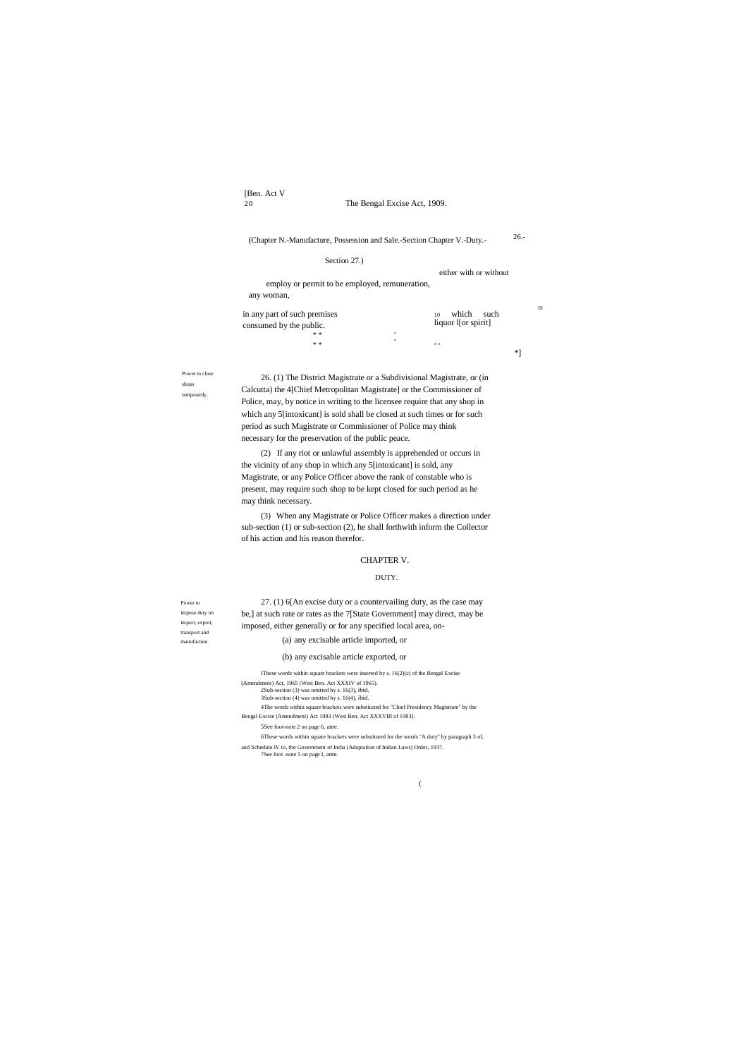(Chapter N.-Manufacture, Possession and Sale.-Section 26.- Chapter V.-Duty.-Section 27.)

employ or permit to be employed, either with or without remuneration, any woman,

in any part of such premises in which such liquor 1[or spirit] is consumed by the public.

\* \* \* \* \* \* \* \*]

Power to close shops temporarily.

26. (1) The District Magistrate or a Subdivisional Magistrate, or (in Calcutta) the 4[Chief Metropolitan Magistrate] or the Commissioner of Police, may, by notice in writing to the licensee require that any shop in which any 5[intoxicant] is sold shall be closed at such times or for such period as such Magistrate or Commissioner of Police may think necessary for the preservation of the public peace.

(2) If any riot or unlawful assembly is apprehended or occurs in the vicinity of any shop in which any 5[intoxicant] is sold, any Magistrate, or any Police Officer above the rank of constable who is present, may require such shop to be kept closed for such period as he may think necessary.

(3) When any Magistrate or Police Officer makes a direction under sub-section (1) or sub-section (2), he shall forthwith inform the Collector of his action and his reason therefor.

## CHAPTER V.

### DUTY.

Power to impose duty on import, export, transport and manufacture.

27. (1) 6[An excise duty or a countervailing duty, as the case may be,] at such rate or rates as the 7[State Government] may direct, may be imposed, either generally or for any specified local area, on-

(a) any excisable article imported, or

(b) any excisable article exported, or

1These words within square brackets were inserted by s. 16(2)(c) of the Bengal Excise (Amendment) Act, 1965 (West Ben. Act XXXIV of 1965).
2Sub-section (3) was omitted by s. 16(3), ibid.
3Sub-section (4) was omitted by s. 16(4), ibid.
4The words within square brackets were substituted for "Chief Presidency Magistrate" by the Bengal Excise (Amendment) Act 1983 (West Ben. Act XXXVIII of 1983).
5See foot-note 2 on page 6, ante.
6These words within square brackets were substituted for the words "A duty" by paragraph 3 of, and Schedule IV to, the Government of India (Adaptation of Indian Laws) Order, 1937.
7See foot -note 5 on page I, ante.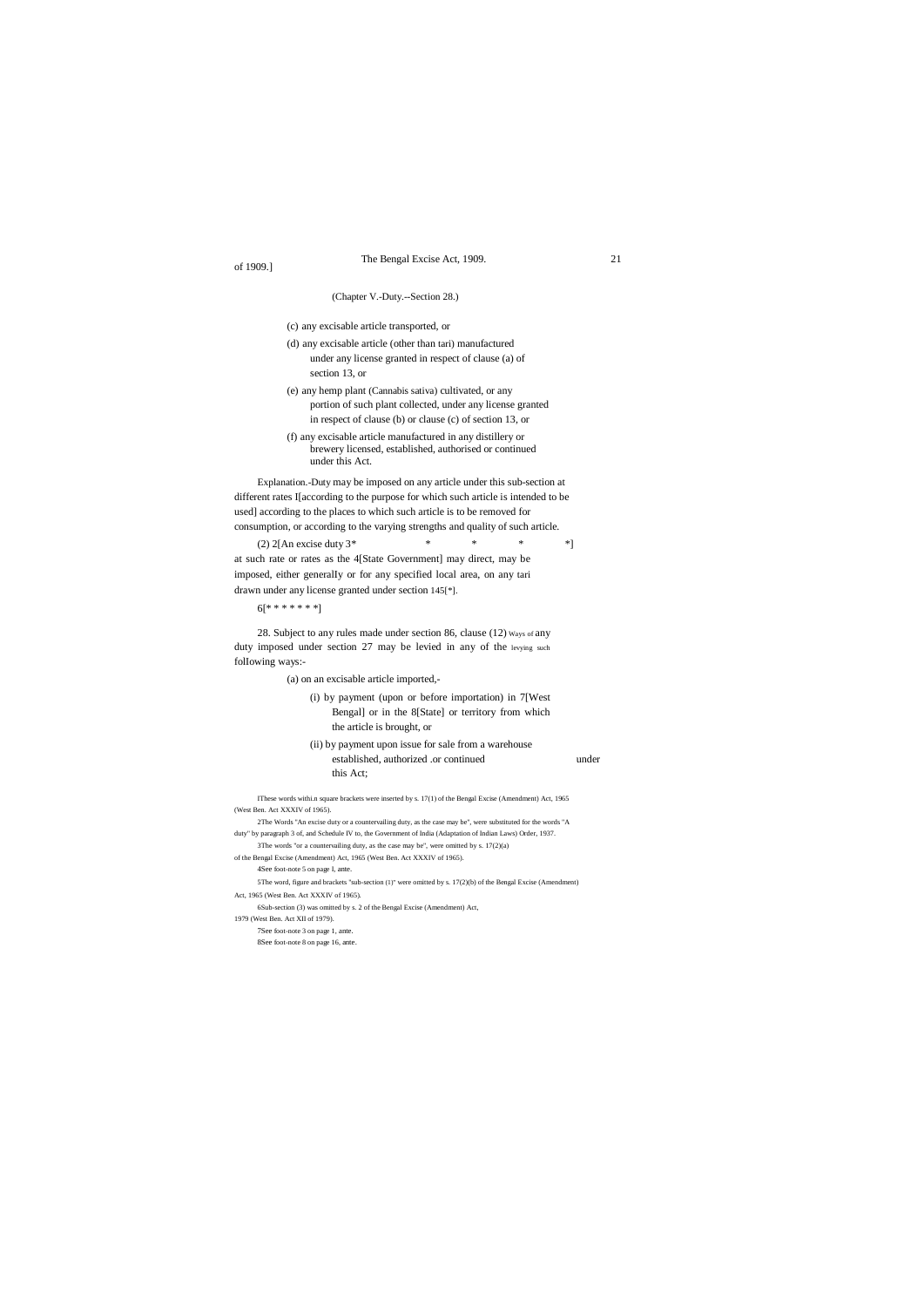(Chapter V.-Duty.--Section 28.)

(c) any excisable article transported, or

(d) any excisable article (other than tari) manufactured under any license granted in respect of clause (a) of section 13, or

(e) any hemp plant (Cannabis sativa) cultivated, or any portion of such plant collected, under any license granted in respect of clause (b) or clause (c) of section 13, or

(f) any excisable article manufactured in any distillery or brewery licensed, established, authorised or continued under this Act.

Explanation.-Duty may be imposed on any article under this sub-section at different rates 1[according to the purpose for which such article is intended to be used] according to the places to which such article is to be removed for consumption, or according to the varying strengths and quality of such article.

(2) 2[An excise duty 3* * * * *] at such rate or rates as the 4[State Government] may direct, may be imposed, either generally or for any specified local area, on any tari drawn under any license granted under section 145[*].

6[* * * * * * *]

28. Subject to any rules made under section 86, clause (12) any duty imposed under section 27 may be levied in any of the following ways:- *Ways of levying such*

(a) on an excisable article imported,-

(i) by payment (upon or before importation) in 7[West Bengal] or in the 8[State] or territory from which the article is brought, or

(ii) by payment upon issue for sale from a warehouse established, authorized .or continued under this Act;

1These words within square brackets were inserted by s. 17(1) of the Bengal Excise (Amendment) Act, 1965 (West Ben. Act XXXIV of 1965).

2The Words "An excise duty or a countervailing duty, as the case may be", were substituted for the words "A duty" by paragraph 3 of, and Schedule IV to, the Government of India (Adaptation of Indian Laws) Order, 1937.

3The words "or a countervailing duty, as the case may be", were omitted by s. 17(2)(a) of the Bengal Excise (Amendment) Act, 1965 (West Ben. Act XXXIV of 1965).

4See foot-note 5 on page I, ante.

5The word, figure and brackets "sub-section (1)" were omitted by s. 17(2)(b) of the Bengal Excise (Amendment) Act, 1965 (West Ben. Act XXXIV of 1965).

6Sub-section (3) was omitted by s. 2 of the Bengal Excise (Amendment) Act, 1979 (West Ben. Act XII of 1979).

7See foot-note 3 on page 1, ante.

8See foot-note 8 on page 16, ante.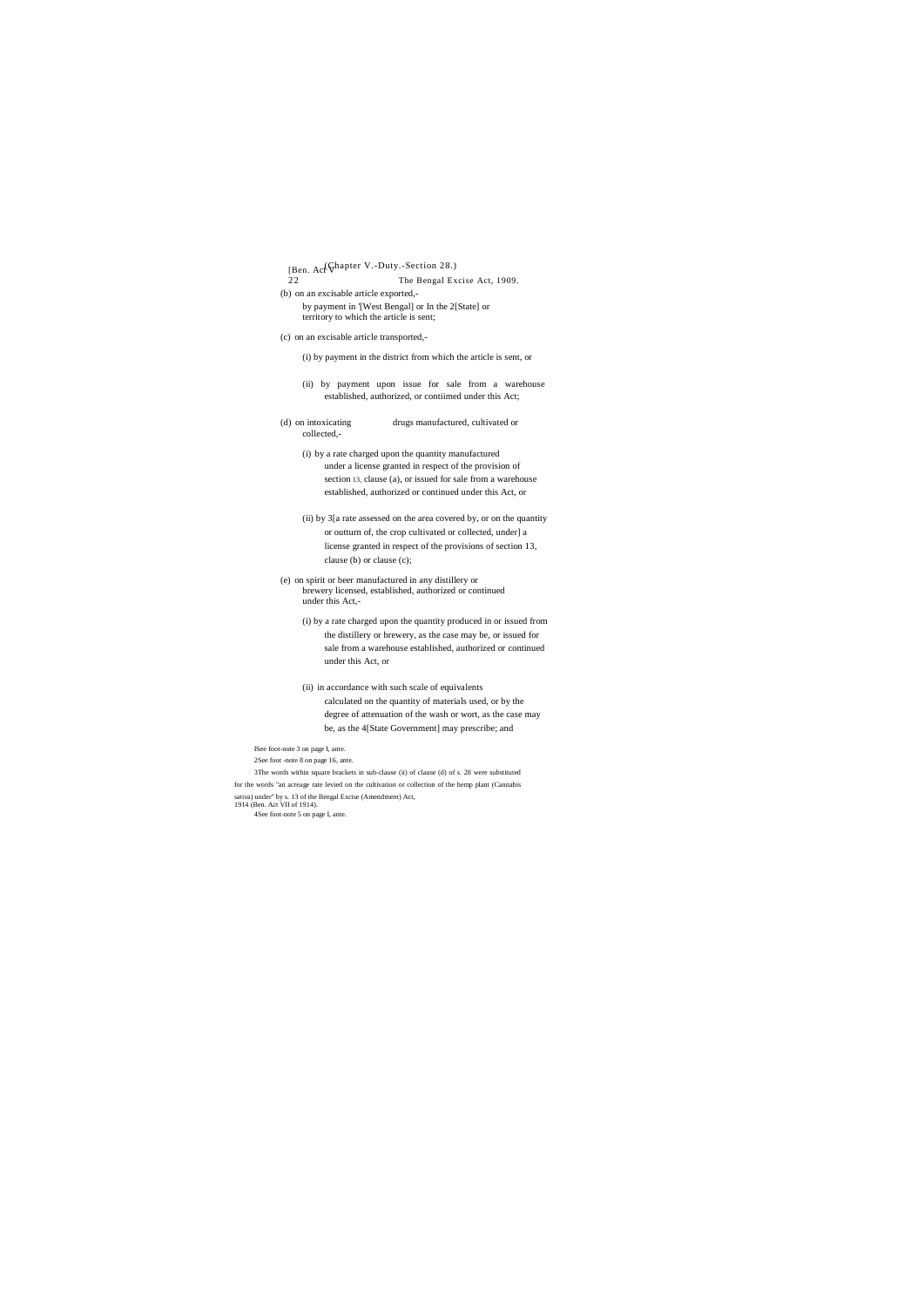(b) on an excisable article exported,-

by payment in '[West Bengal] or In the 2[State] or territory to which the article is sent;

(c) on an excisable article transported,-

(i) by payment in the district from which the article is sent, or

(ii) by payment upon issue for sale from a warehouse established, authorized, or contiimed under this Act;

(d) on intoxicating drugs manufactured, cultivated or collected,-

(i) by a rate charged upon the quantity manufactured under a license granted in respect of the provision of section 13, clause (a), or issued for sale from a warehouse established, authorized or continued under this Act, or

(ii) by 3[a rate assessed on the area covered by, or on the quantity or outturn of, the crop cultivated or collected, under] a license granted in respect of the provisions of section 13, clause (b) or clause (c);

(e) on spirit or beer manufactured in any distillery or brewery licensed, established, authorized or continued under this Act,-

(i) by a rate charged upon the quantity produced in or issued from the distillery or brewery, as the case may be, or issued for sale from a warehouse established, authorized or continued under this Act, or

(ii) in accordance with such scale of equivalents calculated on the quantity of materials used, or by the degree of attenuation of the wash or wort, as the case may be, as the 4[State Government] may prescribe; and

lSee foot-note 3 on page l, ante.

2See foot -note 8 on page 16, ante.

3The words within square brackets in sub-clause (ii) of clause (d) of s. 28 were substituted for the words "an acreage rate levied on the cultivation or collection of the hemp plant (Cannabis sativa) under" by s. 13 of the Bengal Excise (Amendment) Act, 1914 (Ben. Act VII of 1914).

4See foot-note 5 on page l, ante.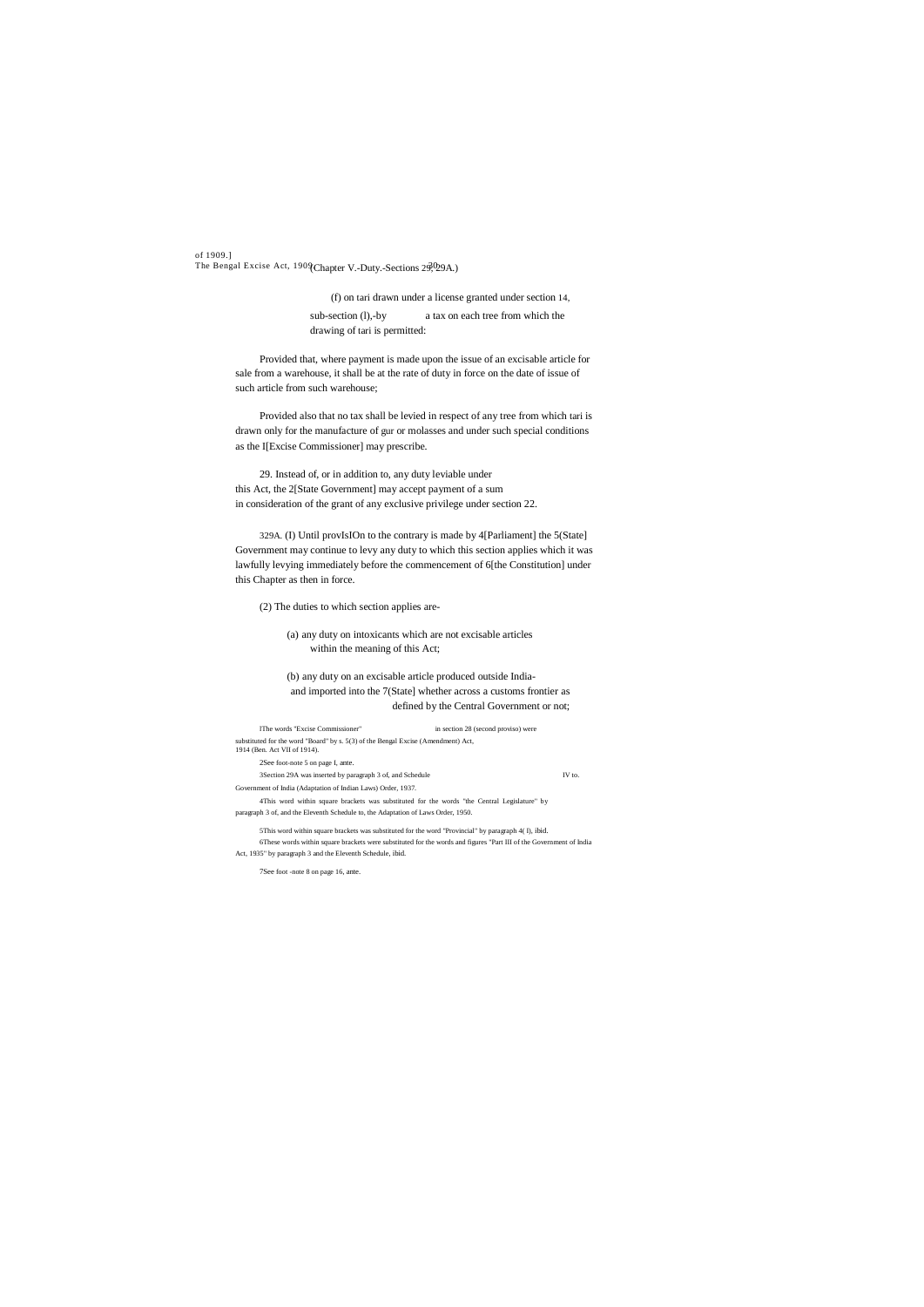(f) on tari drawn under a license granted under section 14, sub-section (l),-by a tax on each tree from which the drawing of tari is permitted:

Provided that, where payment is made upon the issue of an excisable article for sale from a warehouse, it shall be at the rate of duty in force on the date of issue of such article from such warehouse;

Provided also that no tax shall be levied in respect of any tree from which tari is drawn only for the manufacture of gur or molasses and under such special conditions as the 1[Excise Commissioner] may prescribe.

29. Instead of, or in addition to, any duty leviable under this Act, the 2[State Government] may accept payment of a sum in consideration of the grant of any exclusive privilege under section 22.

329A. (I) Until provIsIOn to the contrary is made by 4[Parliament] the 5(State] Government may continue to levy any duty to which this section applies which it was lawfully levying immediately before the commencement of 6[the Constitution] under this Chapter as then in force.

(2) The duties to which section applies are-

(a) any duty on intoxicants which are not excisable articles within the meaning of this Act;

(b) any duty on an excisable article produced outside India- and imported into the 7(State] whether across a customs frontier as defined by the Central Government or not;

1The words "Excise Commissioner" in section 28 (second proviso) were substituted for the word "Board" by s. 5(3) of the Bengal Excise (Amendment) Act, 1914 (Ben. Act VII of 1914).

2See foot-note 5 on page I, ante.

3Section 29A was inserted by paragraph 3 of, and Schedule IV to. Government of India (Adaptation of Indian Laws) Order, 1937.

4This word within square brackets was substituted for the words "the Central Legislature" by paragraph 3 of, and the Eleventh Schedule to, the Adaptation of Laws Order, 1950.

5This word within square brackets was substituted for the word "Provincial" by paragraph 4( I), ibid.

6These words within square brackets were substituted for the words and figures "Part III of the Government of India Act, 1935" by paragraph 3 and the Eleventh Schedule, ibid.

7See foot -note 8 on page 16, ante.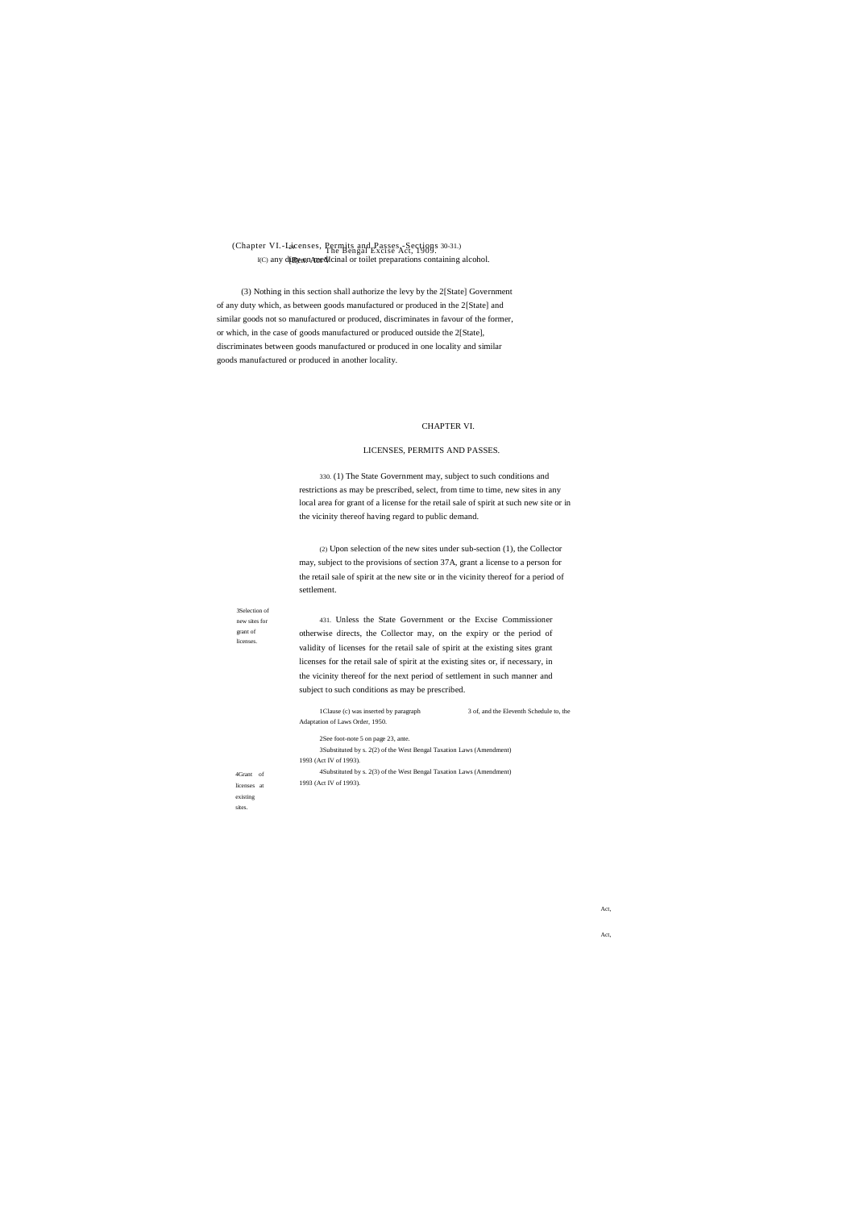[1](c) any drug or medicinal or toilet preparations containing alcohol.

(3) Nothing in this section shall authorize the levy by the 2[State] Government of any duty which, as between goods manufactured or produced in the 2[State] and similar goods not so manufactured or produced, discriminates in favour of the former, or which, in the case of goods manufactured or produced outside the 2[State], discriminates between goods manufactured or produced in one locality and similar goods manufactured or produced in another locality.

## CHAPTER VI.

## LICENSES, PERMITS AND PASSES.

3Selection of new sites for grant of licenses.

[3]30. (1) The State Government may, subject to such conditions and restrictions as may be prescribed, select, from time to time, new sites in any local area for grant of a license for the retail sale of spirit at such new site or in the vicinity thereof having regard to public demand.

(2) Upon selection of the new sites under sub-section (1), the Collector may, subject to the provisions of section 37A, grant a license to a person for the retail sale of spirit at the new site or in the vicinity thereof for a period of settlement.

4Grant of licenses at existing sites.

[4]31. Unless the State Government or the Excise Commissioner otherwise directs, the Collector may, on the expiry or the period of validity of licenses for the retail sale of spirit at the existing sites grant licenses for the retail sale of spirit at the existing sites or, if necessary, in the vicinity thereof for the next period of settlement in such manner and subject to such conditions as may be prescribed.

1Clause (c) was inserted by paragraph 3 of, and the Eleventh Schedule to, the Adaptation of Laws Order, 1950.

2See foot-note 5 on page 23, ante.

3Substituted by s. 2(2) of the West Bengal Taxation Laws (Amendment) Act, 1993 (Act IV of 1993).

4Substituted by s. 2(3) of the West Bengal Taxation Laws (Amendment) Act, 1993 (Act IV of 1993).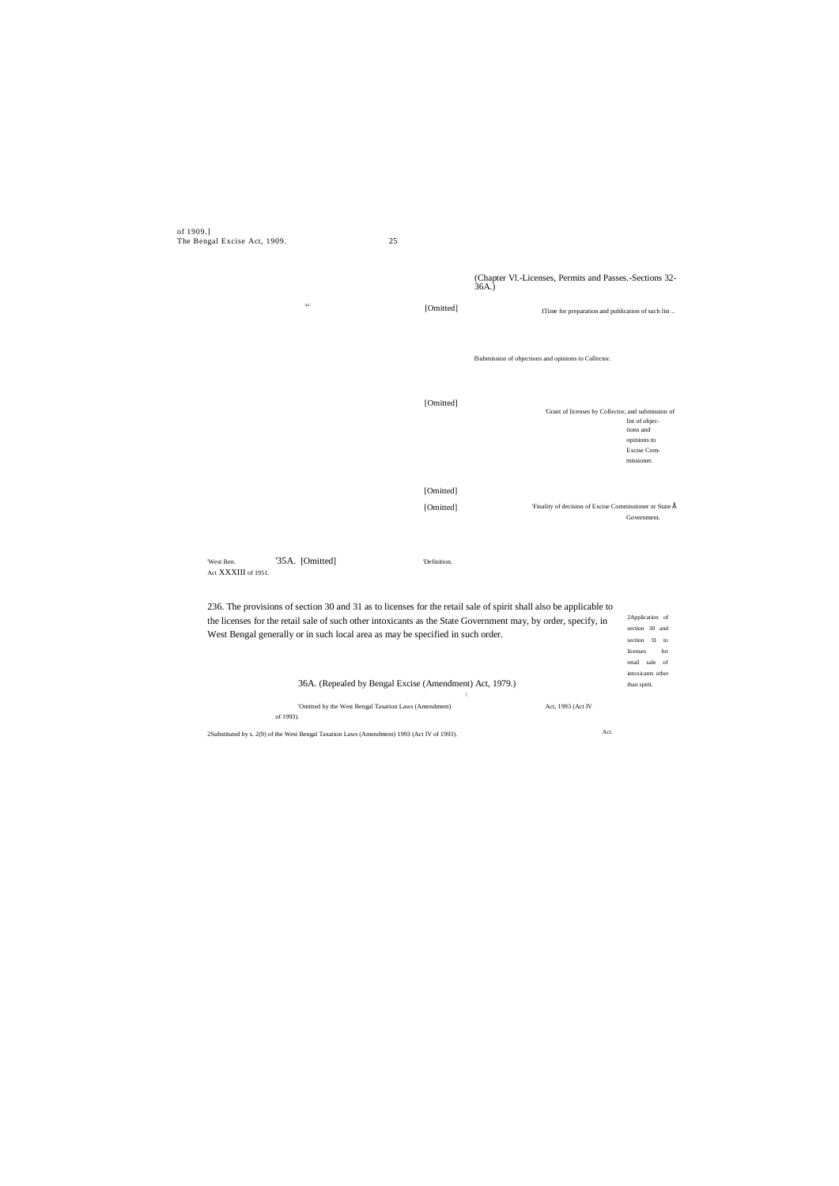(Chapter VI.-Licenses, Permits and Passes.-Sections 32-36A.)

32 [Omitted]

1Time for preparation and publication of such list ..

1Submission of objections and opinions to Collector.

[Omitted]

1Grant of licenses by Collector, and submission of list of objections and opinions to Excise Commissioner.

[Omitted]

[Omitted]

1Finality of decision of Excise Commissioner or State Government.

1West Ben. Act XXXIII of 1951.

135A. [Omitted]

1Definition.

236. The provisions of section 30 and 31 as to licenses for the retail sale of spirit shall also be applicable to the licenses for the retail sale of such other intoxicants as the State Government may, by order, specify, in West Bengal generally or in such local area as may be specified in such order.

2Application of section 30 and section 31 to licenses for retail sale of intoxicants other than spirit.

36A. (Repealed by Bengal Excise (Amendment) Act, 1979.)

1Omitted by the West Bengal Taxation Laws (Amendment) Act, 1993 (Act IV of 1993).

2Substituted by s. 2(9) of the West Bengal Taxation Laws (Amendment) Act, 1993 (Act IV of 1993).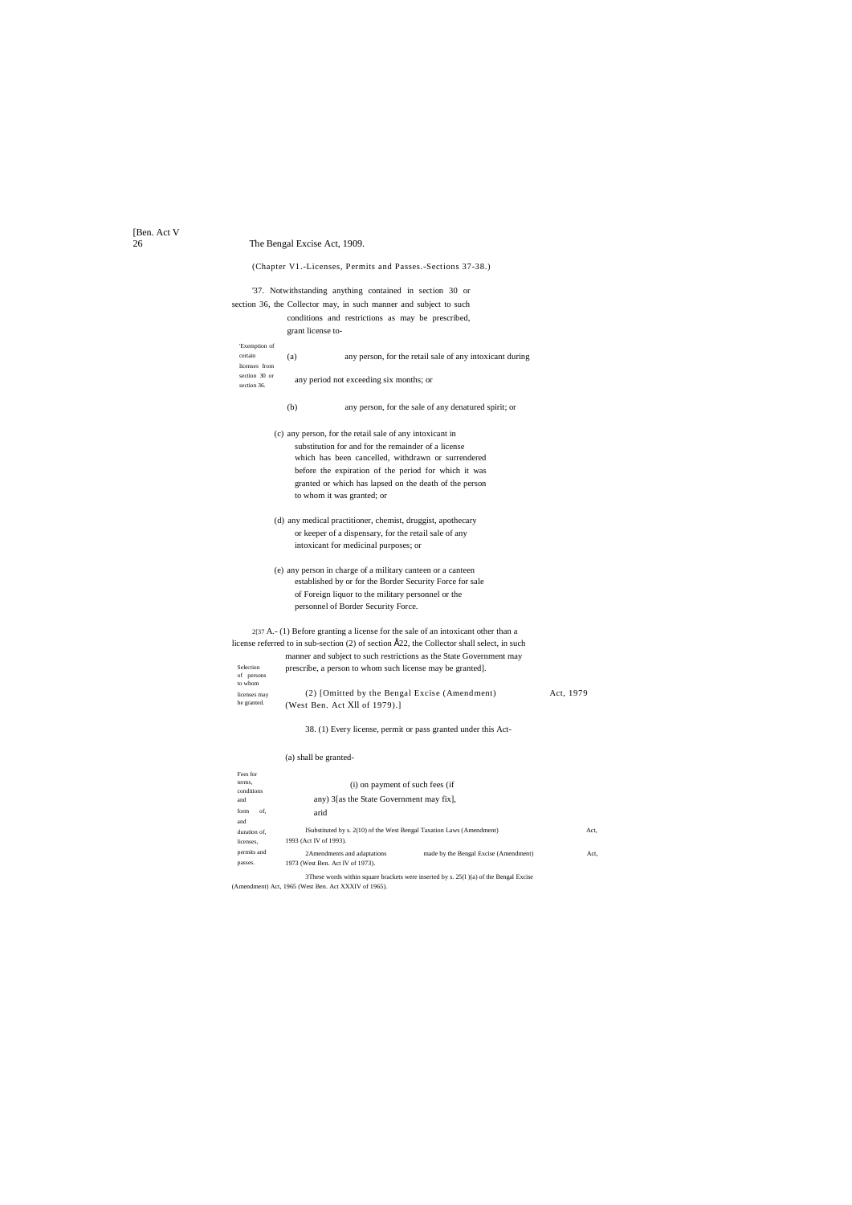(Chapter V1.-Licenses, Permits and Passes.-Sections 37-38.)

'37. Notwithstanding anything contained in section 30 or section 36, the Collector may, in such manner and subject to such conditions and restrictions as may be prescribed, grant license to-

'Exemption of certain licenses from section 30 or section 36.

(a) any person, for the retail sale of any intoxicant during any period not exceeding six months; or

(b) any person, for the sale of any denatured spirit; or

(c) any person, for the retail sale of any intoxicant in substitution for and for the remainder of a license which has been cancelled, withdrawn or surrendered before the expiration of the period for which it was granted or which has lapsed on the death of the person to whom it was granted; or

(d) any medical practitioner, chemist, druggist, apothecary or keeper of a dispensary, for the retail sale of any intoxicant for medicinal purposes; or

(e) any person in charge of a military canteen or a canteen established by or for the Border Security Force for sale of Foreign liquor to the military personnel or the personnel of Border Security Force.

Selection of persons to whom licenses may be granted.

2[37 A.- (1) Before granting a license for the sale of an intoxicant other than a license referred to in sub-section (2) of section Å22, the Collector shall select, in such manner and subject to such restrictions as the State Government may prescribe, a person to whom such license may be granted].

(2) [Omitted by the Bengal Excise (Amendment) Act, 1979 (West Ben. Act XII of 1979).]

Fees for terms, conditions and form of, and duration of, licenses, permits and passes.

38. (1) Every license, permit or pass granted under this Act-

(a) shall be granted-

(i) on payment of such fees (if any) 3[as the State Government may fix], arid

1Substituted by s. 2(10) of the West Bengal Taxation Laws (Amendment) Act, 1993 (Act IV of 1993).

2Amendments and adaptations made by the Bengal Excise (Amendment) Act, 1973 (West Ben. Act IV of 1973).

3These words within square brackets were inserted by s. 25(1)(a) of the Bengal Excise (Amendment) Act, 1965 (West Ben. Act XXXIV of 1965).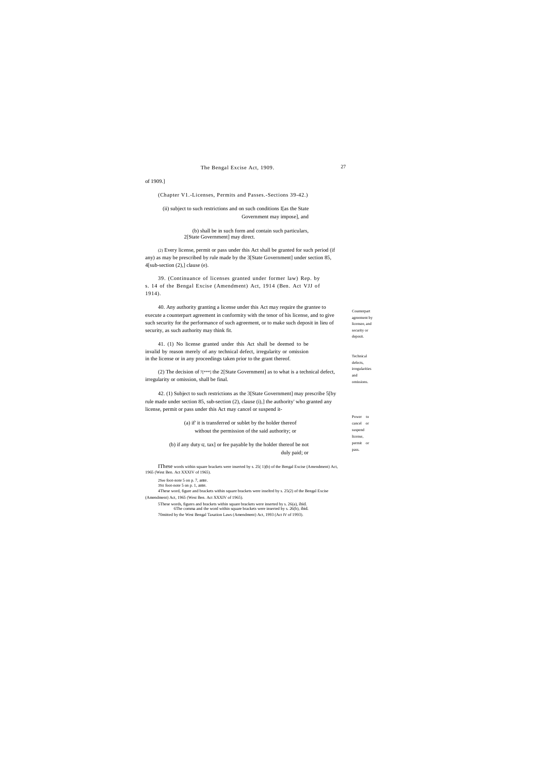of 1909.]

(Chapter V1.-Licenses, Permits and Passes.-Sections 39-42.)

(ii) subject to such restrictions and on such conditions I[as the State Government may impose], and

(b) shall be in such form and contain such particulars, 2[State Government] may direct.

(2) Every license, permit or pass under this Act shall be granted for such period (if any) as may be prescribed by rule made by the 3[State Government] under section 85, 4[sub-section (2),] clause (e).

39. (Continuance of licenses granted under former law) Rep. by s. 14 of the Bengal Excise (Amendment) Act, 1914 (Ben. Act VJJ of 1914).

Counterpart agreement by licensee, and security or deposit.

40. Any authority granting a license under this Act may require the grantee to execute a counterpart agreement in conformity with the tenor of his license, and to give such security for the performance of such agreement, or to make such deposit in lieu of security, as such authority may think fit.

Technical defects, irregularities and omissions.

41. (1) No license granted under this Act shall be deemed to be invalid by reason merely of any technical defect, irregularity or omission in the license or in any proceedings taken prior to the grant thereof.

(2) The decision of 7[***] the 2[State Government] as to what is a technical defect, irregularity or omission, shall be final.

Power to cancel or suspend license, permit or pass.

42. (1) Subject to such restrictions as the 3[State Government] may prescribe 5[by rule made under section 85, sub-section (2), clause (i),] the authority' who granted any license, permit or pass under this Act may cancel or suspend it-

(a) if' it is transferred or sublet by the holder thereof without the permission of the said authority; or

(b) if any duty 6[, tax] or fee payable by the holder thereof be not duly paid; or

IThese words within square brackets were inserted by s. 25( 1)(b) of the Bengal Excise (Amendment) Act, 1965 (West Ben. Act XXXIV of 1965).

2See foot-note 5 on p. 7, ante.

3Sii foot-note 5 on p. 1, ante.

4These word, figure and brackets within square brackets were inseltrd by s. 25(2) of the Bengal Excise (Amendment) Act, 1965 (West Ben. Act XXXIV of 1965).

5These words, figures and brackets within square brackets were inserted by s. 26(a), ibid.

6The comma and the word within square brackets were inserted by s. 26(b), ibid.

7Omitted by the West Bengal Taxation Laws (Amendment) Act, 1993 (Act IV of 1993).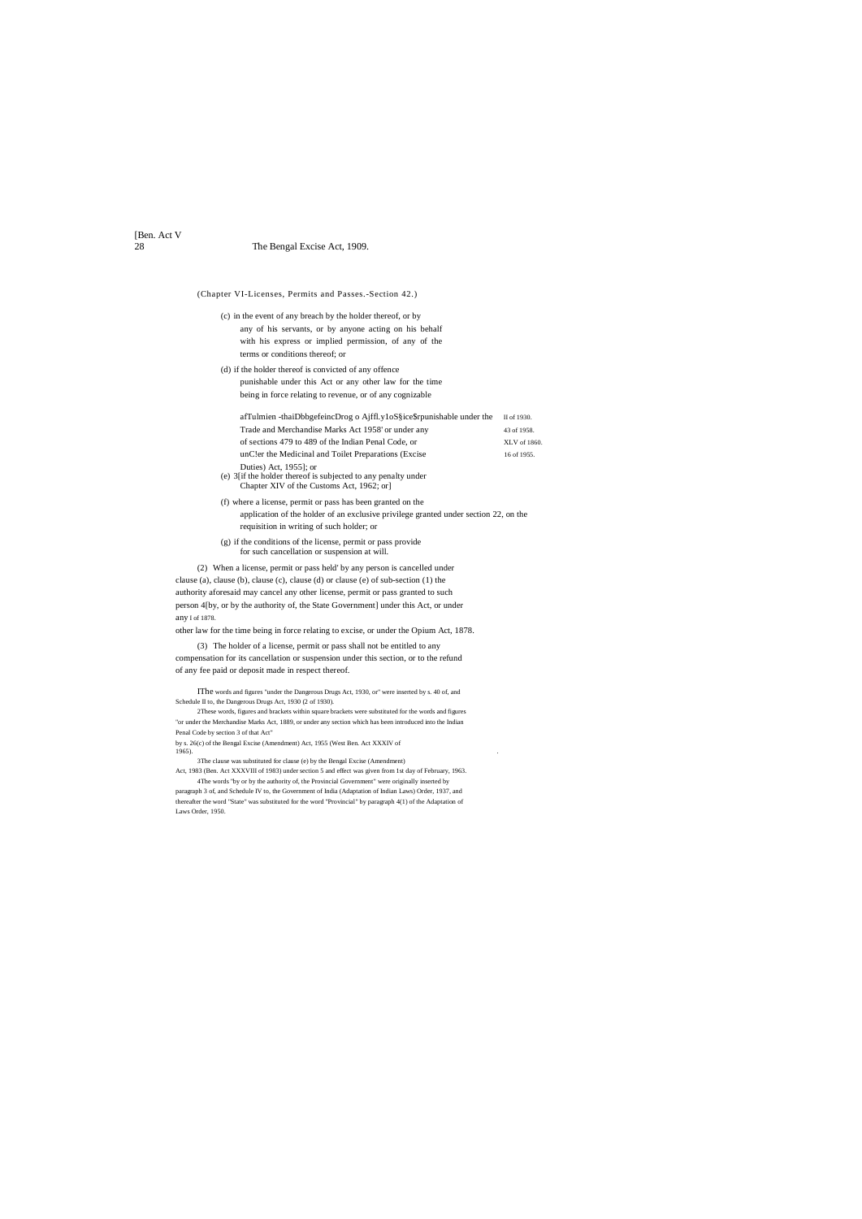(Chapter VI-Licenses, Permits and Passes.-Section 42.)

(c) in the event of any breach by the holder thereof, or by any of his servants, or by anyone acting on his behalf with his express or implied permission, of any of the terms or conditions thereof; or

(d) if the holder thereof is convicted of any offence punishable under this Act or any other law for the time being in force relating to revenue, or of any cognizable

afTulmien -thaiDbbgefeincDrog o Ajffl.y1oS§ice$rpunishable under the Trade and Merchandise Marks Act 1958' or under any of sections 479 to 489 of the Indian Penal Code, or unC!er the Medicinal and Toilet Preparations (Excise Duties) Act, 1955]; or

II of 1930.
43 of 1958.
XLV of 1860.
16 of 1955.

(e) 3[if the holder thereof is subjected to any penalty under Chapter XIV of the Customs Act, 1962; or]

(f) where a license, permit or pass has been granted on the application of the holder of an exclusive privilege granted under section 22, on the requisition in writing of such holder; or

(g) if the conditions of the license, permit or pass provide for such cancellation or suspension at will.

(2) When a license, permit or pass held' by any person is cancelled under clause (a), clause (b), clause (c), clause (d) or clause (e) of sub-section (1) the authority aforesaid may cancel any other license, permit or pass granted to such person 4[by, or by the authority of, the State Government] under this Act, or under any other law for the time being in force relating to excise, or under the Opium Act, 1878.

I of 1878.

(3) The holder of a license, permit or pass shall not be entitled to any compensation for its cancellation or suspension under this section, or to the refund of any fee paid or deposit made in respect thereof.

1The words and figures "under the Dangerous Drugs Act, 1930, or" were inserted by s. 40 of, and Schedule II to, the Dangerous Drugs Act, 1930 (2 of 1930).

2These words, figures and brackets within square brackets were substituted for the words and figures "or under the Merchandise Marks Act, 1889, or under any section which has been introduced into the Indian Penal Code by section 3 of that Act" by s. 26(c) of the Bengal Excise (Amendment) Act, 1955 (West Ben. Act XXXIV of 1965).

3The clause was substituted for clause (e) by the Bengal Excise (Amendment) Act, 1983 (Ben. Act XXXVIII of 1983) under section 5 and effect was given from 1st day of February, 1963.

4The words "by or by the authority of, the Provincial Government" were originally inserted by paragraph 3 of, and Schedule IV to, the Government of India (Adaptation of Indian Laws) Order, 1937, and thereafter the word "State" was substituted for the word "Provincial" by paragraph 4(1) of the Adaptation of Laws Order, 1950.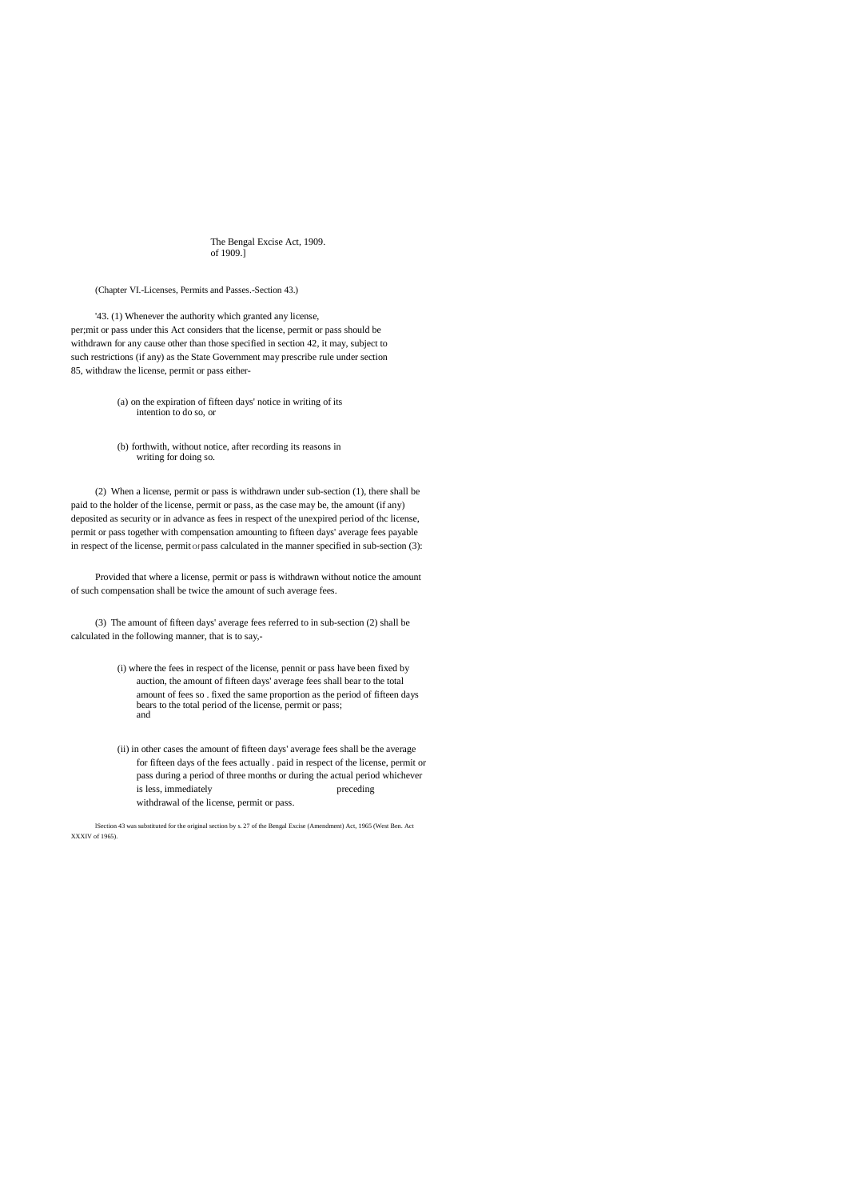(Chapter VI.-Licenses, Permits and Passes.-Section 43.)

'43. (1) Whenever the authority which granted any license, per;mit or pass under this Act considers that the license, permit or pass should be withdrawn for any cause other than those specified in section 42, it may, subject to such restrictions (if any) as the State Government may prescribe rule under section 85, withdraw the license, permit or pass either-

(a) on the expiration of fifteen days' notice in writing of its intention to do so, or

(b) forthwith, without notice, after recording its reasons in writing for doing so.

(2) When a license, permit or pass is withdrawn under sub-section (1), there shall be paid to the holder of the license, permit or pass, as the case may be, the amount (if any) deposited as security or in advance as fees in respect of the unexpired period of thc license, permit or pass together with compensation amounting to fifteen days' average fees payable in respect of the license, permit or pass calculated in the manner specified in sub-section (3):

Provided that where a license, permit or pass is withdrawn without notice the amount of such compensation shall be twice the amount of such average fees.

(3) The amount of fifteen days' average fees referred to in sub-section (2) shall be calculated in the following manner, that is to say,-

(i) where the fees in respect of the license, pennit or pass have been fixed by auction, the amount of fifteen days' average fees shall bear to the total amount of fees so . fixed the same proportion as the period of fifteen days bears to the total period of the license, permit or pass; and

(ii) in other cases the amount of fifteen days' average fees shall be the average for fifteen days of the fees actually . paid in respect of the license, permit or pass during a period of three months or during the actual period whichever is less, immediately preceding withdrawal of the license, permit or pass.

[1]Section 43 was substituted for the original section by s. 27 of the Bengal Excise (Amendment) Act, 1965 (West Ben. Act XXXIV of 1965).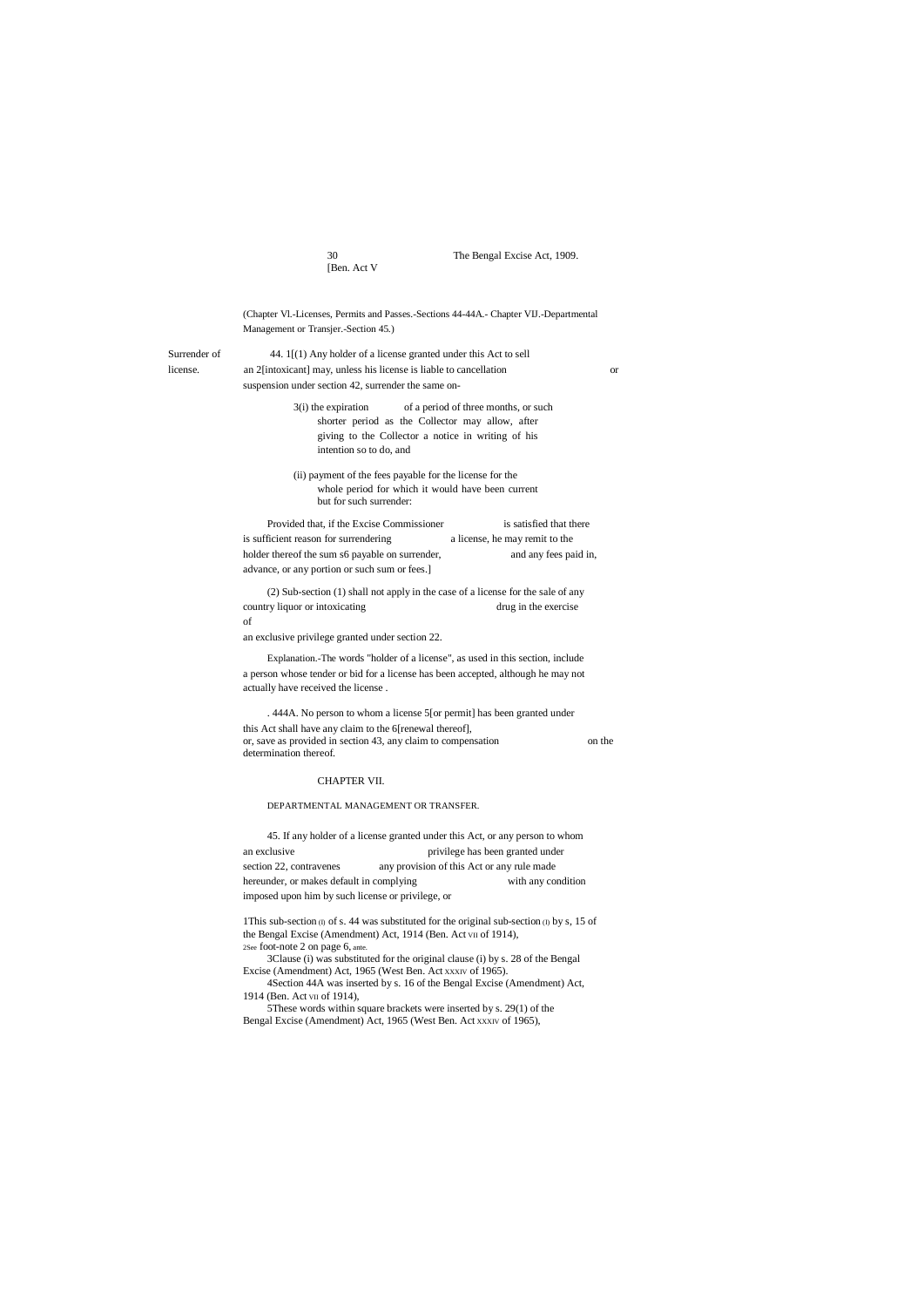(Chapter Vl.-Licenses, Permits and Passes.-Sections 44-44A.- Chapter VIJ.-Departmental Management or Transjer.-Section 45.)

Surrender of license.

44. 1[(1) Any holder of a license granted under this Act to sell an 2[intoxicant] may, unless his license is liable to cancellation or suspension under section 42, surrender the same on-

3(i) the expiration of a period of three months, or such shorter period as the Collector may allow, after giving to the Collector a notice in writing of his intention so to do, and

(ii) payment of the fees payable for the license for the whole period for which it would have been current but for such surrender:

Provided that, if the Excise Commissioner is satisfied that there is sufficient reason for surrendering a license, he may remit to the holder thereof the sum s6 payable on surrender, and any fees paid in, advance, or any portion or such sum or fees.]

(2) Sub-section (1) shall not apply in the case of a license for the sale of any country liquor or intoxicating drug in the exercise of an exclusive privilege granted under section 22.

Explanation.-The words "holder of a license", as used in this section, include a person whose tender or bid for a license has been accepted, although he may not actually have received the license .

. 444A. No person to whom a license 5[or permit] has been granted under this Act shall have any claim to the 6[renewal thereof], or, save as provided in section 43, any claim to compensation on the determination thereof.

## CHAPTER VII.

### DEPARTMENTAL MANAGEMENT OR TRANSFER.

45. If any holder of a license granted under this Act, or any person to whom an exclusive privilege has been granted under section 22, contravenes any provision of this Act or any rule made hereunder, or makes default in complying with any condition imposed upon him by such license or privilege, or

1This sub-section (l) of s. 44 was substituted for the original sub-section (l) by s, 15 of the Bengal Excise (Amendment) Act, 1914 (Ben. Act VII of 1914),

2See foot-note 2 on page 6, ante.

3Clause (i) was substituted for the original clause (i) by s. 28 of the Bengal Excise (Amendment) Act, 1965 (West Ben. Act XXXIV of 1965).

4Section 44A was inserted by s. 16 of the Bengal Excise (Amendment) Act, 1914 (Ben. Act VII of 1914),

5These words within square brackets were inserted by s. 29(1) of the Bengal Excise (Amendment) Act, 1965 (West Ben. Act XXXIV of 1965),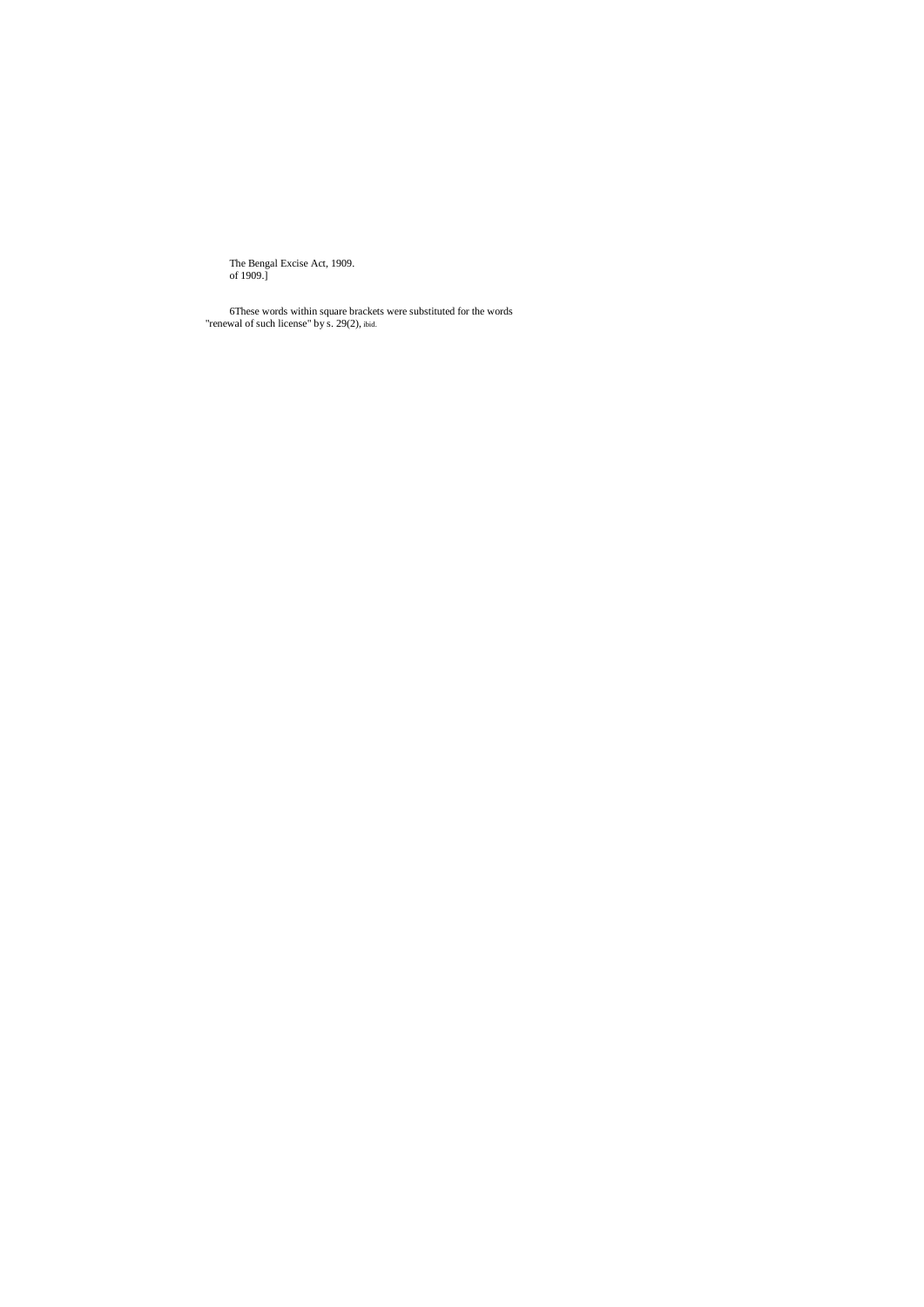The Bengal Excise Act, 1909.
of 1909.]

6These words within square brackets were substituted for the words "renewal of such license" by s. 29(2), ibid.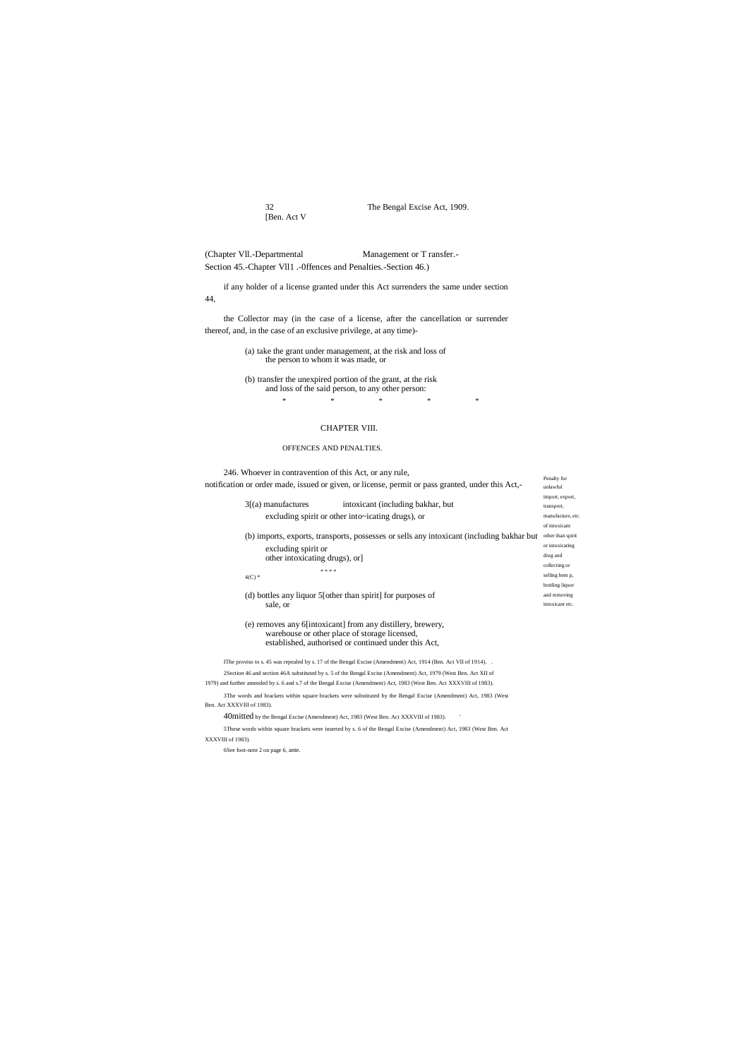(Chapter VII.-Departmental Management or Transfer.- Section 45.-Chapter VIII.-Offences and Penalties.-Section 46.)

if any holder of a license granted under this Act surrenders the same under section 44,

the Collector may (in the case of a license, after the cancellation or surrender thereof, and, in the case of an exclusive privilege, at any time)-

(a) take the grant under management, at the risk and loss of the person to whom it was made, or

(b) transfer the unexpired portion of the grant, at the risk and loss of the said person, to any other person:

\* \* \* \* \*

## CHAPTER VIII.

### OFFENCES AND PENALTIES.

*Penalty for unlawful import, export, transport, manufacture, etc. of intoxicant other than spirit or intoxicating drug and collecting or selling hem p, bottling liquor and removing intoxicant etc.*

246. Whoever in contravention of this Act, or any rule, notification or order made, issued or given, or license, permit or pass granted, under this Act,-

3[(a) manufactures intoxicant (including bakhar, but excluding spirit or other intoxicating drugs), or

(b) imports, exports, transports, possesses or sells any intoxicant (including bakhar but excluding spirit or other intoxicating drugs), or]

\* \* \* \*

4(C) \*

(d) bottles any liquor 5[other than spirit] for purposes of sale, or

(e) removes any 6[intoxicant] from any distillery, brewery, warehouse or other place of storage licensed, established, authorised or continued under this Act,

1The proviso to s. 45 was repealed by s. 17 of the Bengal Excise (Amendment) Act, 1914 (Ben. Act VII of 1914).

2Section 46 and section 46A substituted by s. 5 of the Bengal Excise (Amendment) Act, 1979 (West Ben. Act XII of 1979) and further amended by s. 6 and s.7 of the Bengal Excise (Amendment) Act, 1983 (West Ben. Act XXXVIII of 1983).

3The words and brackets within square brackets were substituted by the Bengal Excise (Amendment) Act, 1983 (West Ben. Act XXXVIII of 1983).

4Omitted by the Bengal Excise (Amendment) Act, 1983 (West Ben. Act XXXVIII of 1983).

5These words within square brackets were inserted by s. 6 of the Bengal Excise (Amendment) Act, 1983 (West Ben. Act XXXVIII of 1983).

6See foot-note 2 on page 6, ante.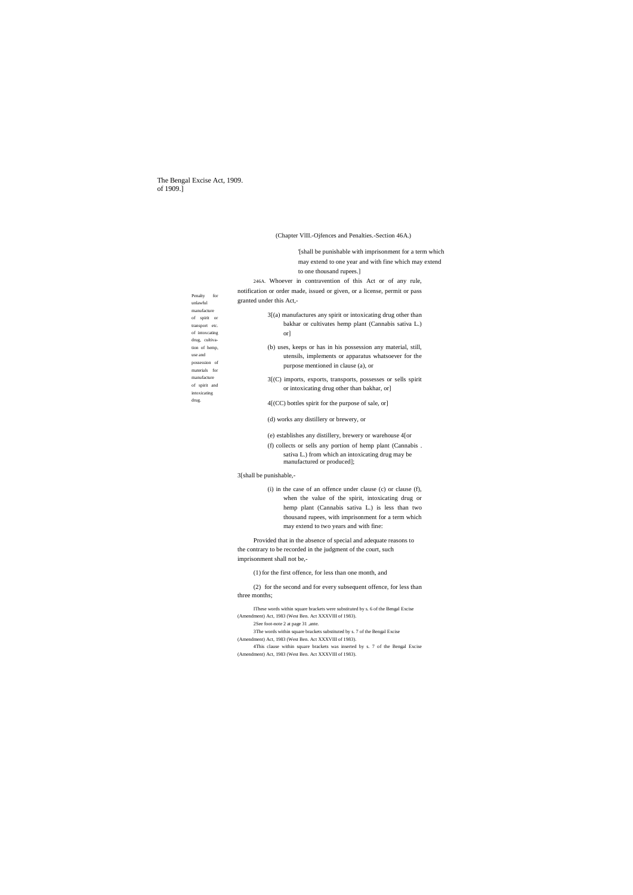(Chapter VIII.-Ojfences and Penalties.-Section 46A.)

'[shall be punishable with imprisonment for a term which may extend to one year and with fine which may extend to one thousand rupees.]

Penalty for unlawful manufacture of spirit or transport etc. of intoxcating drug, cultivation of hemp, use and possession of materials for manufacture of spirit and intoxicating drug.

246A. Whoever in contravention of this Act or of any rule, notification or order made, issued or given, or a license, permit or pass granted under this Act,-

3[(a) manufactures any spirit or intoxicating drug other than bakhar or cultivates hemp plant (Cannabis sativa L.) or]

(b) uses, keeps or has in his possession any material, still, utensils, implements or apparatus whatsoever for the purpose mentioned in clause (a), or

3[(C) imports, exports, transports, possesses or sells spirit or intoxicating drug other than bakhar, or]

4[(CC) bottles spirit for the purpose of sale, or]

(d) works any distillery or brewery, or

(e) establishes any distillery, brewery or warehouse 4[or

(f) collects or sells any portion of hemp plant (Cannabis . sativa L.) from which an intoxicating drug may be manufactured or produced];

3[shall be punishable,-

(i) in the case of an offence under clause (c) or clause (f), when the value of the spirit, intoxicating drug or hemp plant (Cannabis sativa L.) is less than two thousand rupees, with imprisonment for a term which may extend to two years and with fine:

Provided that in the absence of special and adequate reasons to the contrary to be recorded in the judgment of the court, such imprisonment shall not be,-

(1) for the first offence, for less than one month, and

(2) for the second and for every subsequent offence, for less than three months;

IThese words within square brackets were substituted by s. 6 of the Bengal Excise (Amendment) Act, 1983 (West Ben. Act XXXVIII of 1983).

2See foot-note 2 at page 31 ,ante.

3The words within square brackets substituted by s. 7 of the Bengal Excise (Amendment) Act, 1983 (West Ben. Act XXXVIII of 1983).

4This clause within square brackets was inserted by s. 7 of the Bengal Excise (Amendment) Act, 1983 (West Ben. Act XXXVIII of 1983).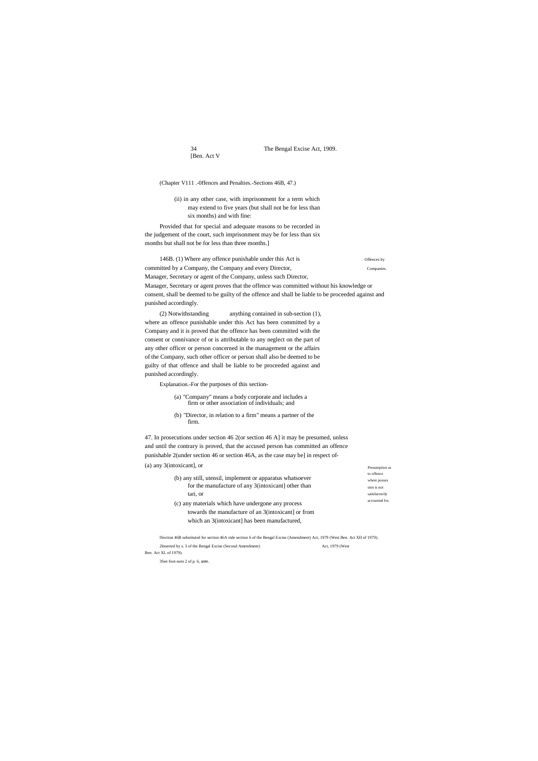(Chapter V111 .-0ffences and Penalties.-Sections 46B, 47.)

(ii) in any other case, with imprisonment for a term which may extend to five years (but shall not be for less than six months) and with fine:

Provided that for special and adequate reasons to be recorded in the judgement of the court, such imprisonment may be for less than six months but shall not be for less than three months.]

Offences by Companies.

146B. (1) Where any offence punishable under this Act is committed by a Company, the Company and every Director, Manager, Secretary or agent of the Company, unless such Director, Manager, Secretary or agent proves that the offence was committed without his knowledge or consent, shall be deemed to be guilty of the offence and shall be liable to be proceeded against and punished accordingly.

(2) Notwithstanding anything contained in sub-section (1), where an offence punishable under this Act has been committed by a Company and it is proved that the offence has been committed with the consent or connivance of or is attributable to any neglect on the part of any other officer or person concerned in the management or the affairs of the Company, such other officer or person shall also be deemed to be guilty of that offence and shall be liable to be proceeded against and punished accordingly.

Explanation.-For the purposes of this section-

(a) "Company" means a body corporate and includes a firm or other association of individuals; and

(b) "Director, in relation to a firm" means a partner of the firm.

Presumption as to offence where possession is not satisfactorily accounted for.

47. In prosecutions under section 46 2(or section 46 A] it may be presumed, unless and until the contrary is proved, that the accused person has committed an offence punishable 2(under section 46 or section 46A, as the case may be] in respect of-

(a) any 3(intoxicant], or

(b) any still, utensil, implement or apparatus whatsoever for the manufacture of any 3(intoxicant] other than tari, or

(c) any materials which have undergone any process towards the manufacture of an 3(intoxicant] or from which an 3(intoxicant] has been manufactured,

1Section 46B substituted for section 46A vide section 6 of the Bengal Excise (Amendment) Act, 1979 (West Ben. Act XII of 1979).

2Inserted by s. 3 of the Bengal Excise (Second Amendment) Act, 1979 (West Ben. Act XL of 1979).

3See foot-note 2 of p. 6, ante.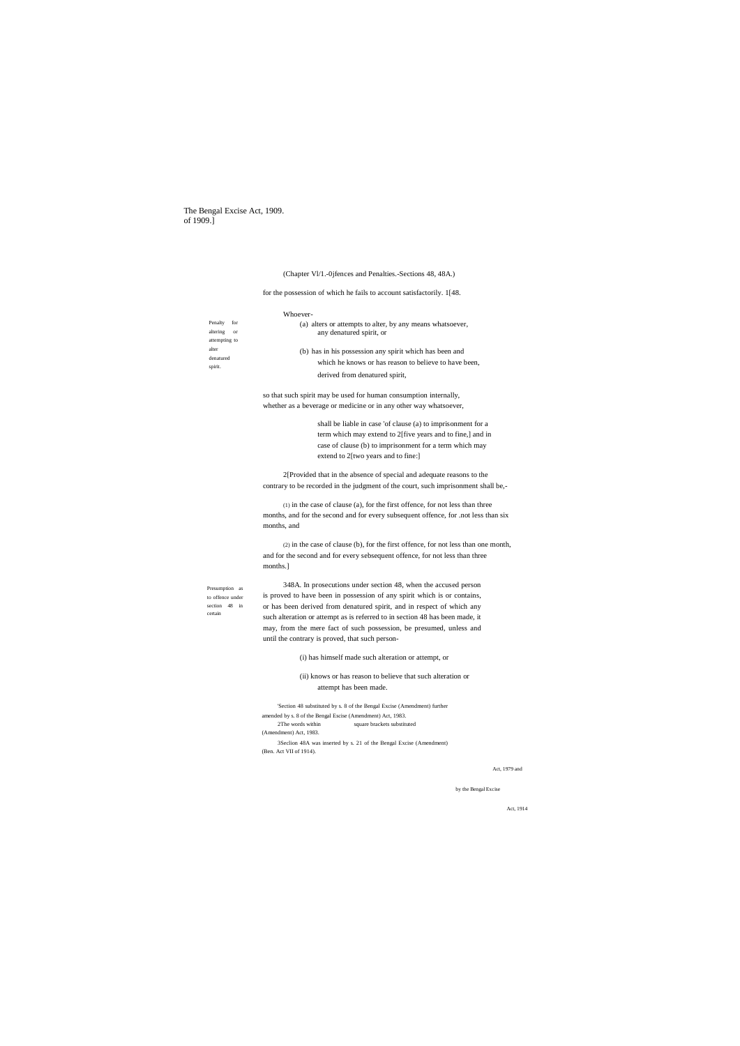(Chapter VI/1.-0jfences and Penalties.-Sections 48, 48A.)

for the possession of which he fails to account satisfactorily. 1[48.

Penalty for altering or attempting to alter denatured spirit.

Whoever-

(a) alters or attempts to alter, by any means whatsoever, any denatured spirit, or

(b) has in his possession any spirit which has been and which he knows or has reason to believe to have been, derived from denatured spirit,

so that such spirit may be used for human consumption internally, whether as a beverage or medicine or in any other way whatsoever,

shall be liable in case 'of clause (a) to imprisonment for a term which may extend to 2[five years and to fine,] and in case of clause (b) to imprisonment for a term which may extend to 2[two years and to fine:]

2[Provided that in the absence of special and adequate reasons to the contrary to be recorded in the judgment of the court, such imprisonment shall be,-

(1) in the case of clause (a), for the first offence, for not less than three months, and for the second and for every subsequent offence, for .not less than six months, and

(2) in the case of clause (b), for the first offence, for not less than one month, and for the second and for every sebsequent offence, for not less than three months.]

Presumption as to offence under section 48 in certain

348A. In prosecutions under section 48, when the accused person is proved to have been in possession of any spirit which is or contains, or has been derived from denatured spirit, and in respect of which any such alteration or attempt as is referred to in section 48 has been made, it may, from the mere fact of such possession, be presumed, unless and until the contrary is proved, that such person-

(i) has himself made such alteration or attempt, or

(ii) knows or has reason to believe that such alteration or attempt has been made.

'Section 48 substituted by s. 8 of the Bengal Excise (Amendment) Act, 1979 and further amended by s. 8 of the Bengal Escise (Amendment) Act, 1983.

2The words within square brackets substituted by the Bengal Excise (Amendment) Act, 1983.

3Seclion 48A was inserted by s. 21 of the Bengal Excise (Amendment) Act, 1914 (Ben. Act VII of 1914).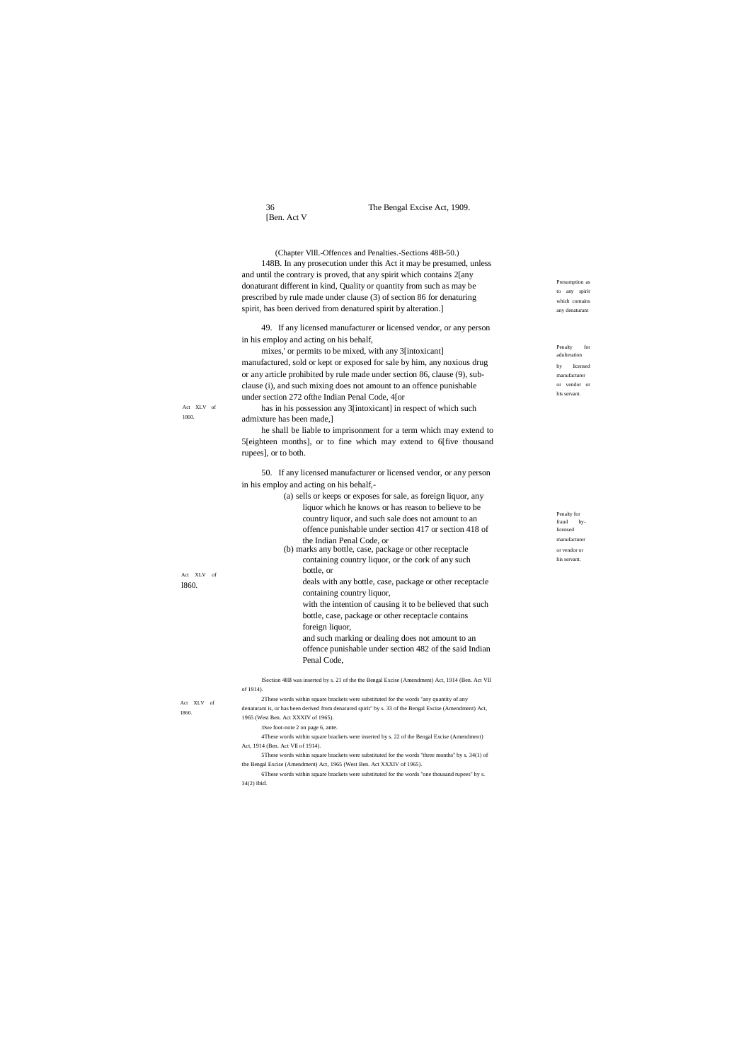(Chapter VIII.-Offences and Penalties.-Sections 48B-50.)

Presumption as to any spirit which contains any denaturant

148B. In any prosecution under this Act it may be presumed, unless and until the contrary is proved, that any spirit which contains 2[any donaturant different in kind, Quality or quantity from such as may be prescribed by rule made under clause (3) of section 86 for denaturing spirit, has been derived from denatured spirit by alteration.]

Penalty for adulteration by licensed manufacturer or vendor or his servant.

49. If any licensed manufacturer or licensed vendor, or any person in his employ and acting on his behalf,

mixes,' or permits to be mixed, with any 3[intoxicant] manufactured, sold or kept or exposed for sale by him, any noxious drug or any article prohibited by rule made under section 86, clause (9), sub-clause (i), and such mixing does not amount to an offence punishable under section 272 ofthe Indian Penal Code, 4[or

Act XLV of 1860.

has in his possession any 3[intoxicant] in respect of which such admixture has been made,]

he shall be liable to imprisonment for a term which may extend to 5[eighteen months], or to fine which may extend to 6[five thousand rupees], or to both.

Penalty for fraud by-licensed manufacturer or vendor or his servant.

50. If any licensed manufacturer or licensed vendor, or any person in his employ and acting on his behalf,-

(a) sells or keeps or exposes for sale, as foreign liquor, any liquor which he knows or has reason to believe to be country liquor, and such sale does not amount to an offence punishable under section 417 or section 418 of the Indian Penal Code, or

Act XLV of 1860.

(b) marks any bottle, case, package or other receptacle containing country liquor, or the cork of any such bottle, or

deals with any bottle, case, package or other receptacle containing country liquor,

with the intention of causing it to be believed that such bottle, case, package or other receptacle contains foreign liquor,

and such marking or dealing does not amount to an offence punishable under section 482 of the said Indian Penal Code,

Act XLV of 1860.

1Section 48B was inserted by s. 21 of the the Bengal Excise (Amendment) Act, 1914 (Ben. Act VII of 1914).

2These words within square brackets were substituted for the words "any quantity of any denaturant is, or has been derived from denatured spirit" by s. 33 of the Bengal Excise (Amendment) Act, 1965 (West Ben. Act XXXIV of 1965).

3See foot-note 2 on page 6, ante.

4These words within square brackets were inserted by s. 22 of the Bengal Excise (Amendment) Act, 1914 (Ben. Act VII of 1914).

5These words within square brackets were substituted for the words "three months" by s. 34(1) of the Bengal Excise (Amendment) Act, 1965 (West Ben. Act XXXIV of 1965).

6These words within square brackets were substituted for the words "one thousand rupees" by s. 34(2) ibid.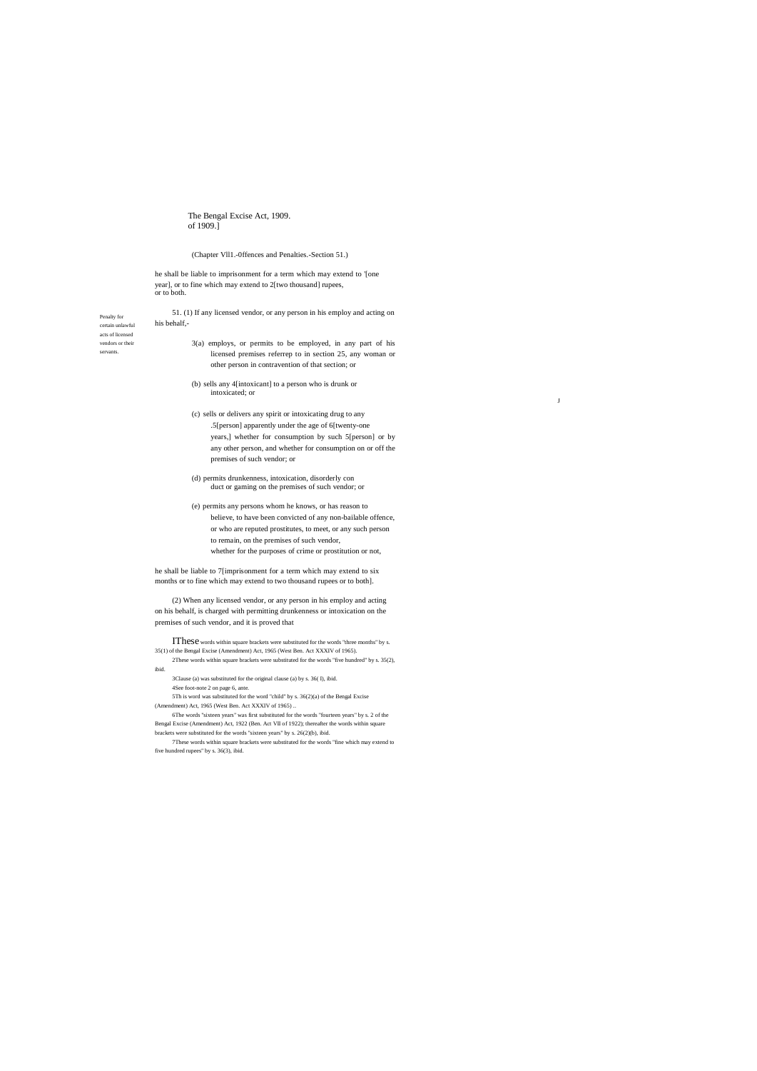(Chapter Vll1.-0ffences and Penalties.-Section 51.)

he shall be liable to imprisonment for a term which may extend to '[one year], or to fine which may extend to 2[two thousand] rupees, or to both.

Penalty for certain unlawful acts of licensed vendors or their servants.

51. (1) If any licensed vendor, or any person in his employ and acting on his behalf,-

3(a) employs, or permits to be employed, in any part of his licensed premises referrep to in section 25, any woman or other person in contravention of that section; or

(b) sells any 4[intoxicant] to a person who is drunk or intoxicated; or

(c) sells or delivers any spirit or intoxicating drug to any .5[person] apparently under the age of 6[twenty-one years,] whether for consumption by such 5[person] or by any other person, and whether for consumption on or off the premises of such vendor; or

(d) permits drunkenness, intoxication, disorderly con duct or gaming on the premises of such vendor; or

(e) permits any persons whom he knows, or has reason to believe, to have been convicted of any non-bailable offence, or who are reputed prostitutes, to meet, or any such person to remain, on the premises of such vendor, whether for the purposes of crime or prostitution or not,

he shall be liable to 7[imprisonment for a term which may extend to six months or to fine which may extend to two thousand rupees or to both].

(2) When any licensed vendor, or any person in his employ and acting on his behalf, is charged with permitting drunkenness or intoxication on the premises of such vendor, and it is proved that

1These words within square brackets were substituted for the words "three months" by s. 35(1) of the Bengal Excise (Amendment) Act, 1965 (West Ben. Act XXXIV of 1965).

2These words within square brackets were substituted for the words "five hundred" by s. 35(2), ibid.

3Clause (a) was substituted for the original clause (a) by s. 36( I), ibid.

4See foot-note 2 on page 6, ante.

5Th is word was substituted for the word "child" by s. 36(2)(a) of the Bengal Excise (Amendment) Act, 1965 (West Ben. Act XXXIV of 1965) ..

6The words "sixteen years" was first substituted for the words "fourteen years'' by s. 2 of the Bengal Excise (Amendment) Act, 1922 (Ben. Act Vll of 1922); thereafter the words within square brackets were substituted for the words "sixteen years" by s. 26(2)(b), ibid.

7These words within square brackets were substituted for the words "fine which may extend to five hundred rupees" by s. 36(3), ibid.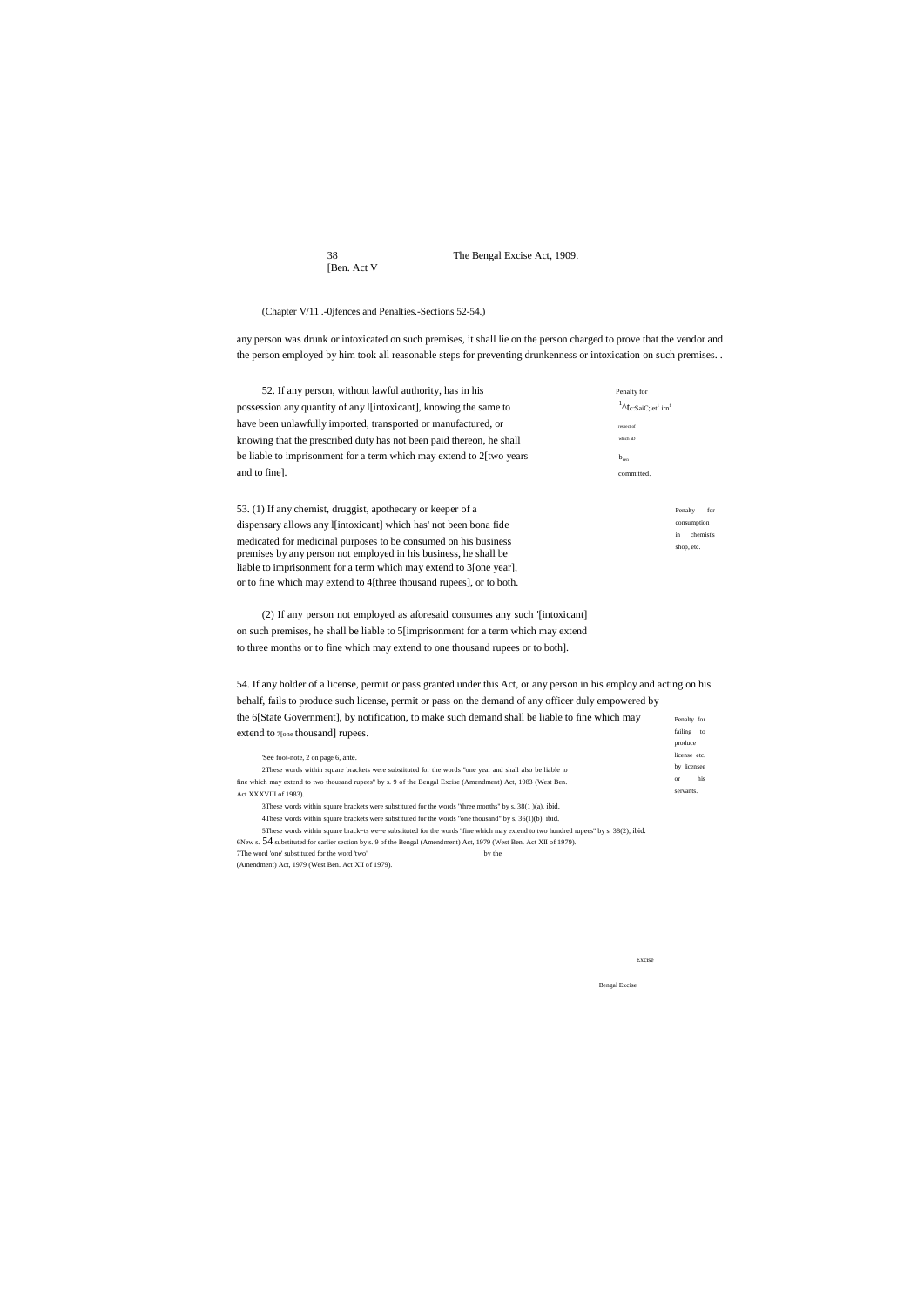(Chapter V/11 .-0jfences and Penalties.-Sections 52-54.)

any person was drunk or intoxicated on such premises, it shall lie on the person charged to prove that the vendor and the person employed by him took all reasonable steps for preventing drunkenness or intoxication on such premises. .

Penalty for [1]^fc:SaiC;'et' irn' respect of which all h committed.

52. If any person, without lawful authority, has in his possession any quantity of any l[intoxicant], knowing the same to have been unlawfully imported, transported or manufactured, or knowing that the prescribed duty has not been paid thereon, he shall be liable to imprisonment for a term which may extend to 2[two years and to fine].

Penalty for consumption in chemist's shop, etc.

53. (1) If any chemist, druggist, apothecary or keeper of a dispensary allows any l[intoxicant] which has' not been bona fide medicated for medicinal purposes to be consumed on his business premises by any person not employed in his business, he shall be liable to imprisonment for a term which may extend to 3[one year], or to fine which may extend to 4[three thousand rupees], or to both.

(2) If any person not employed as aforesaid consumes any such '[intoxicant] on such premises, he shall be liable to 5[imprisonment for a term which may extend to three months or to fine which may extend to one thousand rupees or to both].

Penalty for failing to produce license etc. by licensee or his servants.

54. If any holder of a license, permit or pass granted under this Act, or any person in his employ and acting on his behalf, fails to produce such license, permit or pass on the demand of any officer duly empowered by the 6[State Government], by notification, to make such demand shall be liable to fine which may extend to 7[one thousand] rupees.

'See foot-note, 2 on page 6, ante.

2These words within square brackets were substituted for the words "one year and shall also be liable to fine which may extend to two thousand rupees" by s. 9 of the Bengal Excise (Amendment) Act, 1983 (West Ben. Act XXXVIII of 1983).

3These words within square brackets were substituted for the words "three months" by s. 38(1 )(a), ibid.

4These words within square brackets were substituted for the words "one thousand" by s. 36(1)(b), ibid.

5These words within square brack~ts we~e substituted for the words "fine which may extend to two hundred rupees" by s. 38(2), ibid.

6New s. 54 substituted for earlier section by s. 9 of the Bengal (Amendment) Act, 1979 (West Ben. Act XII of 1979).

7The word 'one' substituted for the word 'two' by the Bengal Excise (Amendment) Act, 1979 (West Ben. Act XII of 1979).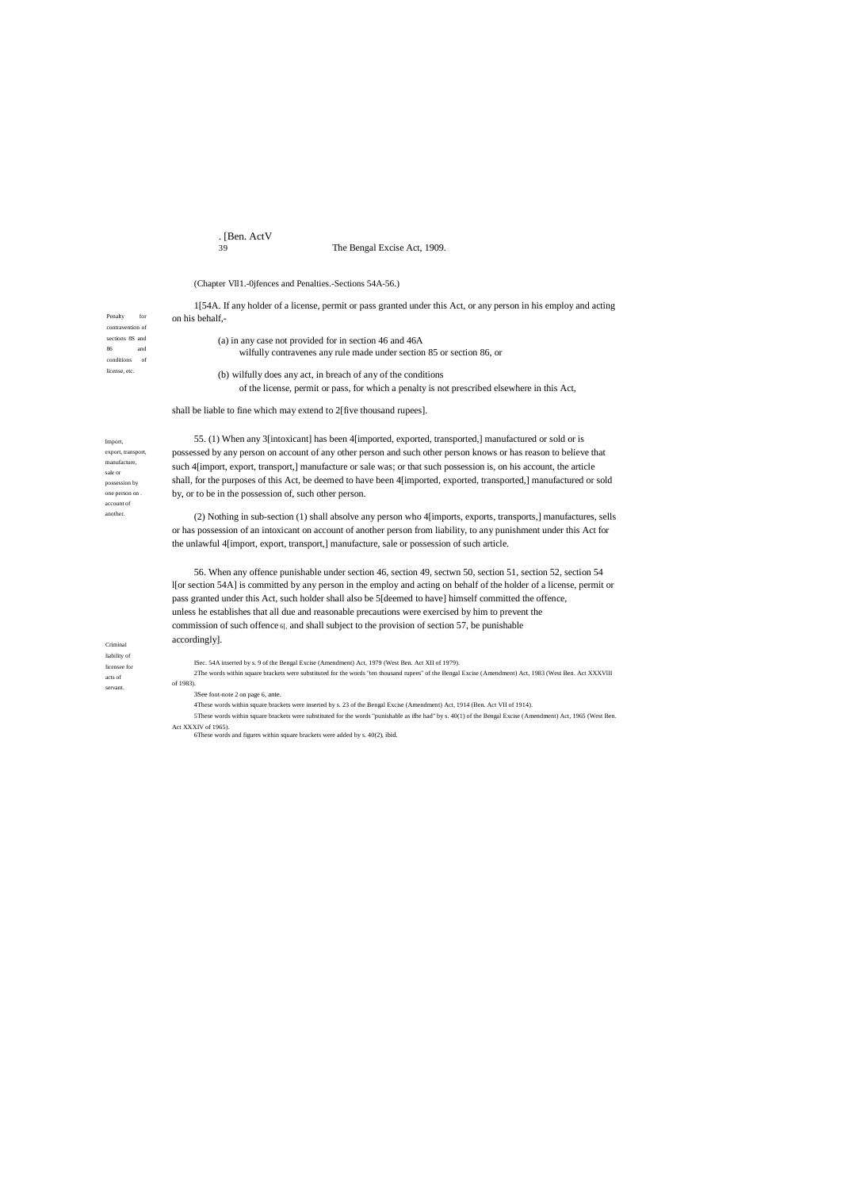(Chapter Vll1.-0jfences and Penalties.-Sections 54A-56.)

Penalty for contravention of sections 8S and 86 and conditions of license, etc.

1[54A. If any holder of a license, permit or pass granted under this Act, or any person in his employ and acting on his behalf,-

(a) in any case not provided for in section 46 and 46A wilfully contravenes any rule made under section 85 or section 86, or

(b) wilfully does any act, in breach of any of the conditions of the license, permit or pass, for which a penalty is not prescribed elsewhere in this Act,

shall be liable to fine which may extend to 2[five thousand rupees].

Import, export, transport, manufacture, sale or possession by one person on . account of another.

55. (1) When any 3[intoxicant] has been 4[imported, exported, transported,] manufactured or sold or is possessed by any person on account of any other person and such other person knows or has reason to believe that such 4[import, export, transport,] manufacture or sale was; or that such possession is, on his account, the article shall, for the purposes of this Act, be deemed to have been 4[imported, exported, transported,] manufactured or sold by, or to be in the possession of, such other person.

(2) Nothing in sub-section (1) shall absolve any person who 4[imports, exports, transports,] manufactures, sells or has possession of an intoxicant on account of another person from liability, to any punishment under this Act for the unlawful 4[import, export, transport,] manufacture, sale or possession of such article.

Criminal liability of licensee for acts of servant.

56. When any offence punishable under section 46, section 49, sectwn 50, section 51, section 52, section 54 l[or section 54A] is committed by any person in the employ and acting on behalf of the holder of a license, permit or pass granted under this Act, such holder shall also be 5[deemed to have] himself committed the offence, unless he establishes that all due and reasonable precautions were exercised by him to prevent the commission of such offence 6[, and shall subject to the provision of section 57, be punishable accordingly].

1Sec. 54A inserted by s. 9 of the Bengal Excise (Amendment) Act, 1979 (West Ben. Act XII of 1979).

2The words within square brackets were substituted for the words "ten thousand rupees" of the Bengal Excise (Amendment) Act, 1983 (West Ben. Act XXXVlII of 1983).

3See foot-note 2 on page 6, ante.

4These words within square brackets were inserted by s. 23 of the Bengal Excise (Amendment) Act, 1914 (Ben. Act VII of 1914).

5These words within square brackets were substituted for the words "punishable as ifhe had" by s. 40(1) of the Bengal Excise (Amendment) Act, 1965 (West Ben. Act XXXIV of 1965).

6These words and figures within square brackets were added by s. 40(2), ibid.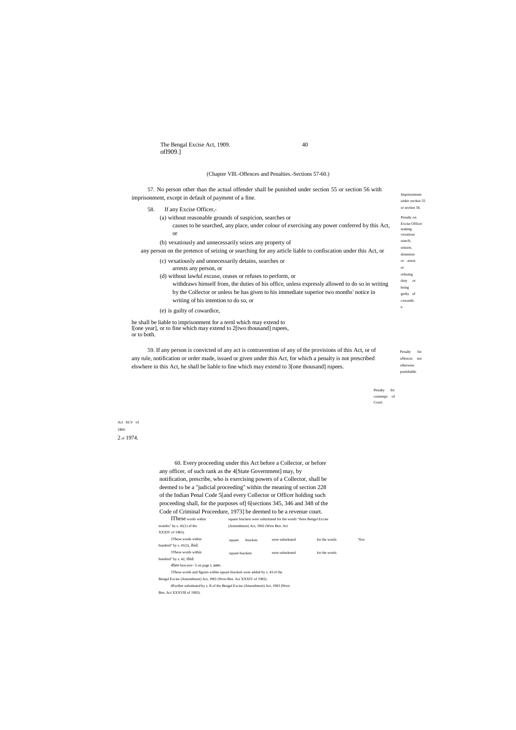(Chapter VIll.-Offences and Penalties.-Sections 57-60.)

Imprisonment under section 55 or section 56.

57. No person other than the actual offender shall be punished under section 55 or section 56 with imprisonment, except in default of payment of a fine.

Penalty on Excise Officer making vexatious search, seizure, detention or arrest or refusing duty or being guilty of cowardice.

58. If any Excise Officer,-

(a) without reasonable grounds of suspicion, searches or causes to be searched, any place, under colour of exercising any power conferred by this Act, or

(b) vexatiously and unnecessarily seizes any property of any person on the pretence of seizing or searching for any article liable to confiscation under this Act, or

(c) vexatiously and unnecessarily detains, searches or arrests any person, or

(d) without lawful excuse, ceases or refuses to perform, or withdraws himself from, the duties of his office, unless expressly allowed to do so in writing by the Collector or unless he has given to his immediate superior two months' notice in writing of his intention to do so, or

(e) is guilty of cowardice,

he shall be liable to imprisonment for a ternl which may extend to l[one year], or to fine which may extend to 2[two thousand] rupees, or to both.

Penalty for offences not otherwise punishable.

59. If any person is convicted of any act is contravention of any of the provisions of this Act, or of any rule, notification or order made, issued or given under this Act, for which a penalty is not prescribed elswhere in this Act, he shall be liable to fine which may extend to 3[one thousand] rupees.

Penalty for contempt of Court.

Act XLV of 1860.

2 of 1974.

60. Every proceeding under this Act before a Collector, or before any officer, of such rank as the 4[State Government] may, by notification, prescribe, who is exercising powers of a Collector, shall be deemed to be a "judicial proceeding" within the meaning of section 228 of the Indian Penal Code 5[and every Collector or Officer holding such proceeding shall, for the purposes of] 6[sections 345, 346 and 348 of the Code of Criminal Proceedure, 1973] be deemed to be a revenue court.

1These words within square brackets were substituted for the words "three Bengal Excise months" by s. 41(1) of the (Amendment) Act, 1965 (West Ben. Act XXXIV of 1965).

2These words within square brackets were substituted for the words "five hundred" by s. 41(2), ibid.

3These words within square brackets were substituted for the words hundred" by s. 42, ibid.

4See foot-not~ 5 on page l, ante.

5These words and figures within square brackets were added by s. 43 of the Bengal Excise (Amendment) Act, 1965 (West Ben. Act XXXIV of 1965).

6Further substituted by s. II of the Bengal Excise (Amendment) Act, 1983 (West Ben. Act XXXVIII of 1983).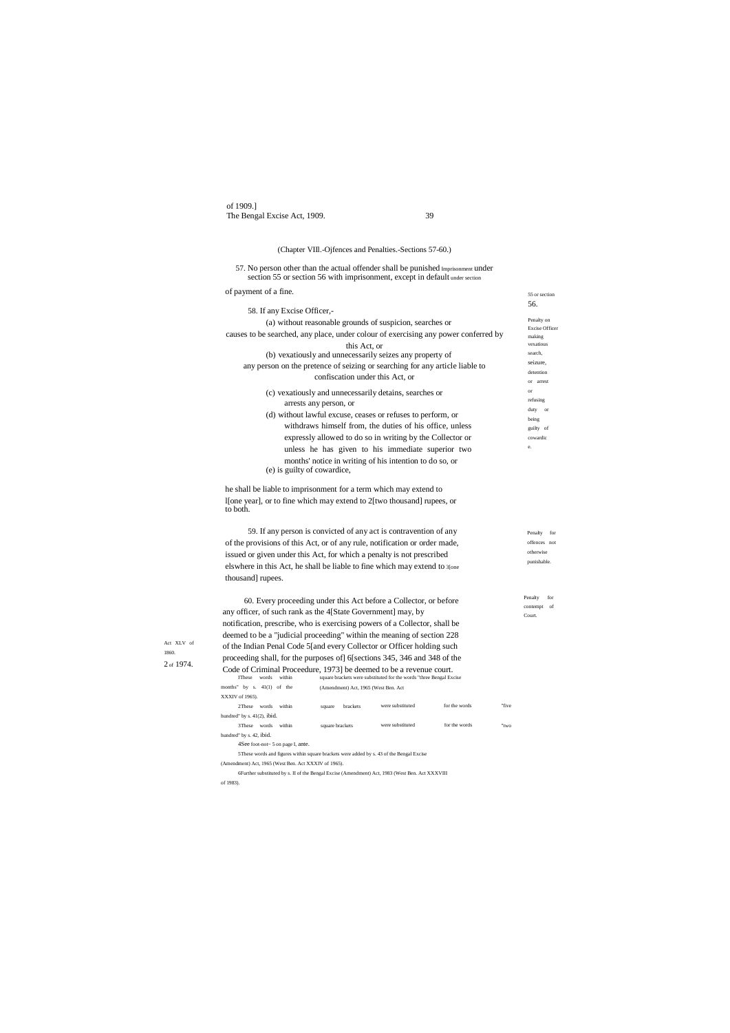(Chapter VIII.-Ojfences and Penalties.-Sections 57-60.)

57. No person other than the actual offender shall be punished under section 55 or section 56 with imprisonment, except in default of payment of a fine.

*Imprisonment under section 55 or section 56.*

58. If any Excise Officer,-

(a) without reasonable grounds of suspicion, searches or causes to be searched, any place, under colour of exercising any power conferred by this Act, or

(b) vexatiously and unnecessarily seizes any property of any person on the pretence of seizing or searching for any article liable to confiscation under this Act, or

(c) vexatiously and unnecessarily detains, searches or arrests any person, or

(d) without lawful excuse, ceases or refuses to perform, or withdraws himself from, the duties of his office, unless expressly allowed to do so in writing by the Collector or unless he has given to his immediate superior two months' notice in writing of his intention to do so, or

(e) is guilty of cowardice,

he shall be liable to imprisonment for a term which may extend to 1[one year], or to fine which may extend to 2[two thousand] rupees, or to both.

*Penalty on Excise Officer making vexatious search, seizure, detention or arrest or refusing duty or being guilty of cowardice.*

59. If any person is convicted of any act is contravention of any of the provisions of this Act, or of any rule, notification or order made, issued or given under this Act, for which a penalty is not prescribed elswhere in this Act, he shall be liable to fine which may extend to 3[one thousand] rupees.

*Penalty for offences not otherwise punishable.*

60. Every proceeding under this Act before a Collector, or before any officer, of such rank as the 4[State Government] may, by notification, prescribe, who is exercising powers of a Collector, shall be deemed to be a "judicial proceeding" within the meaning of section 228 of the Indian Penal Code 5[and every Collector or Officer holding such proceeding shall, for the purposes of] 6[sections 345, 346 and 348 of the Code of Criminal Proceedure, 1973] be deemed to be a revenue court.

*Penalty for contempt of Court.*

*Act XLV of 1860.*

*2 of 1974.*

1These words within square brackets were substituted for the words "three months" by s. 41(1) of the Bengal Excise (Amendment) Act, 1965 (West Ben. Act XXXIV of 1965).

2These words within square brackets were substituted for the words "five hundred" by s. 41(2), ibid.

3These words within square brackets were substituted for the words "two hundred" by s. 42, ibid.

4See foot-not~ 5 on page I, ante.

5These words and figures within square brackets were added by s. 43 of the Bengal Excise (Amendment) Act, 1965 (West Ben. Act XXXIV of 1965).

6Further substituted by s. II of the Bengal Excise (Amendment) Act, 1983 (West Ben. Act XXXVIII of 1983).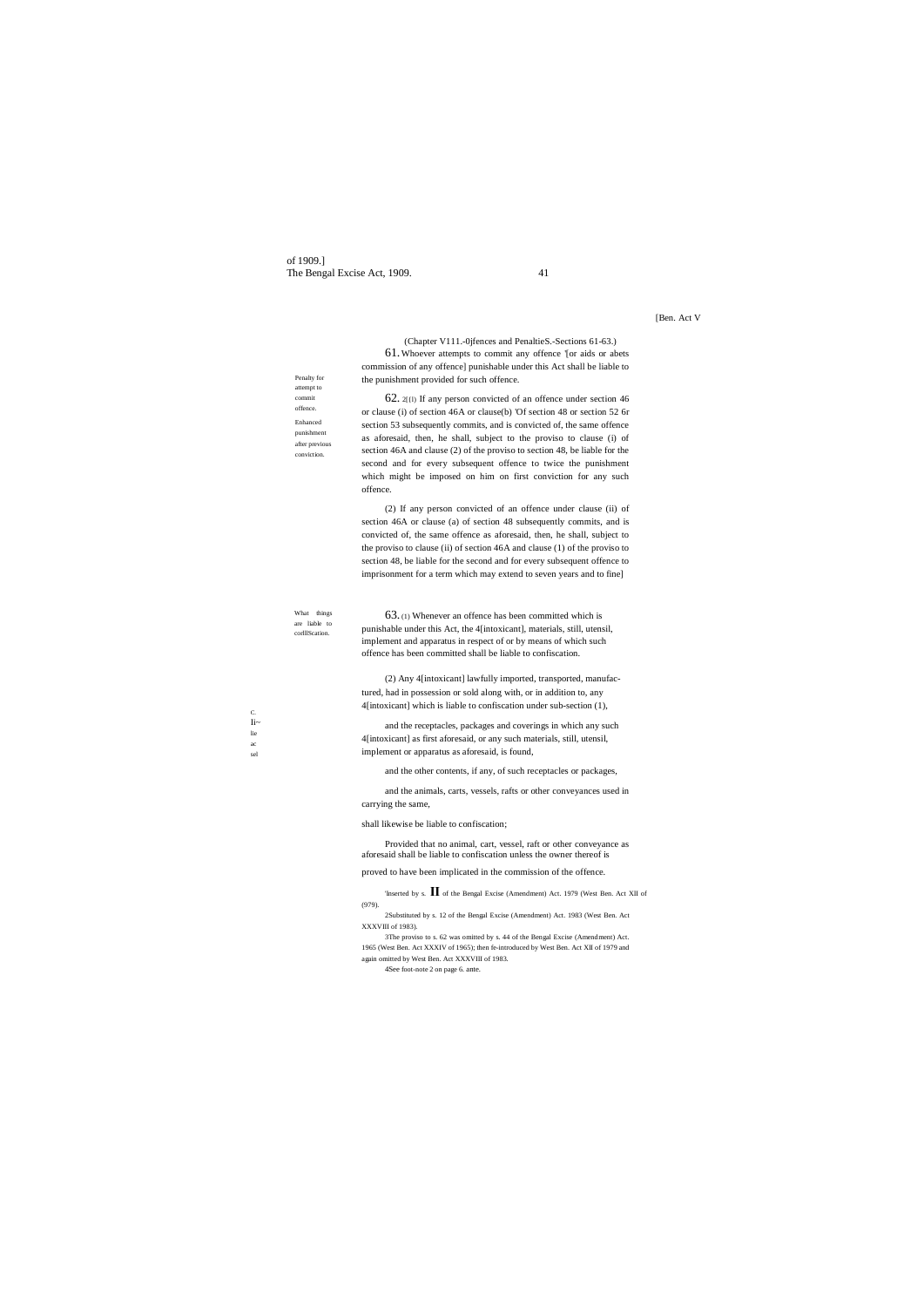(Chapter V111.-0jfences and PenaltieS.-Sections 61-63.)

Penalty for attempt to commit offence.

61. Whoever attempts to commit any offence '[or aids or abets commission of any offence] punishable under this Act shall be liable to the punishment provided for such offence.

Enhanced punishment after previous conviction.

62. 2[(1) If any person convicted of an offence under section 46 or clause (i) of section 46A or clause(b) 'Of section 48 or section 52 6r section 53 subsequently commits, and is convicted of, the same offence as aforesaid, then, he shall, subject to the proviso to clause (i) of section 46A and clause (2) of the proviso to section 48, be liable for the second and for every subsequent offence to twice the punishment which might be imposed on him on first conviction for any such offence.

(2) If any person convicted of an offence under clause (ii) of section 46A or clause (a) of section 48 subsequently commits, and is convicted of, the same offence as aforesaid, then, he shall, subject to the proviso to clause (ii) of section 46A and clause (1) of the proviso to section 48, be liable for the second and for every subsequent offence to imprisonment for a term which may extend to seven years and to fine]

What things are liable to conflScation.

63. (1) Whenever an offence has been committed which is punishable under this Act, the 4[intoxicant], materials, still, utensil, implement and apparatus in respect of or by means of which such offence has been committed shall be liable to confiscation.

(2) Any 4[intoxicant] lawfully imported, transported, manufactured, had in possession or sold along with, or in addition to, any 4[intoxicant] which is liable to confiscation under sub-section (1),

and the receptacles, packages and coverings in which any such 4[intoxicant] as first aforesaid, or any such materials, still, utensil, implement or apparatus as aforesaid, is found,

and the other contents, if any, of such receptacles or packages,

and the animals, carts, vessels, rafts or other conveyances used in carrying the same,

shall likewise be liable to confiscation;

Provided that no animal, cart, vessel, raft or other conveyance as aforesaid shall be liable to confiscation unless the owner thereof is proved to have been implicated in the commission of the offence.

'Inserted by s. II of the Bengal Excise (Amendment) Act. 1979 (West Ben. Act XII of (979).

2Substituted by s. 12 of the Bengal Excise (Amendment) Act. 1983 (West Ben. Act XXXVIII of 1983).

3The proviso to s. 62 was omitted by s. 44 of the Bengal Excise (Amendment) Act. 1965 (West Ben. Act XXXIV of 1965); then fe-introduced by West Ben. Act XII of 1979 and again omitted by West Ben. Act XXXVIII of 1983.

4See foot-note 2 on page 6. ante.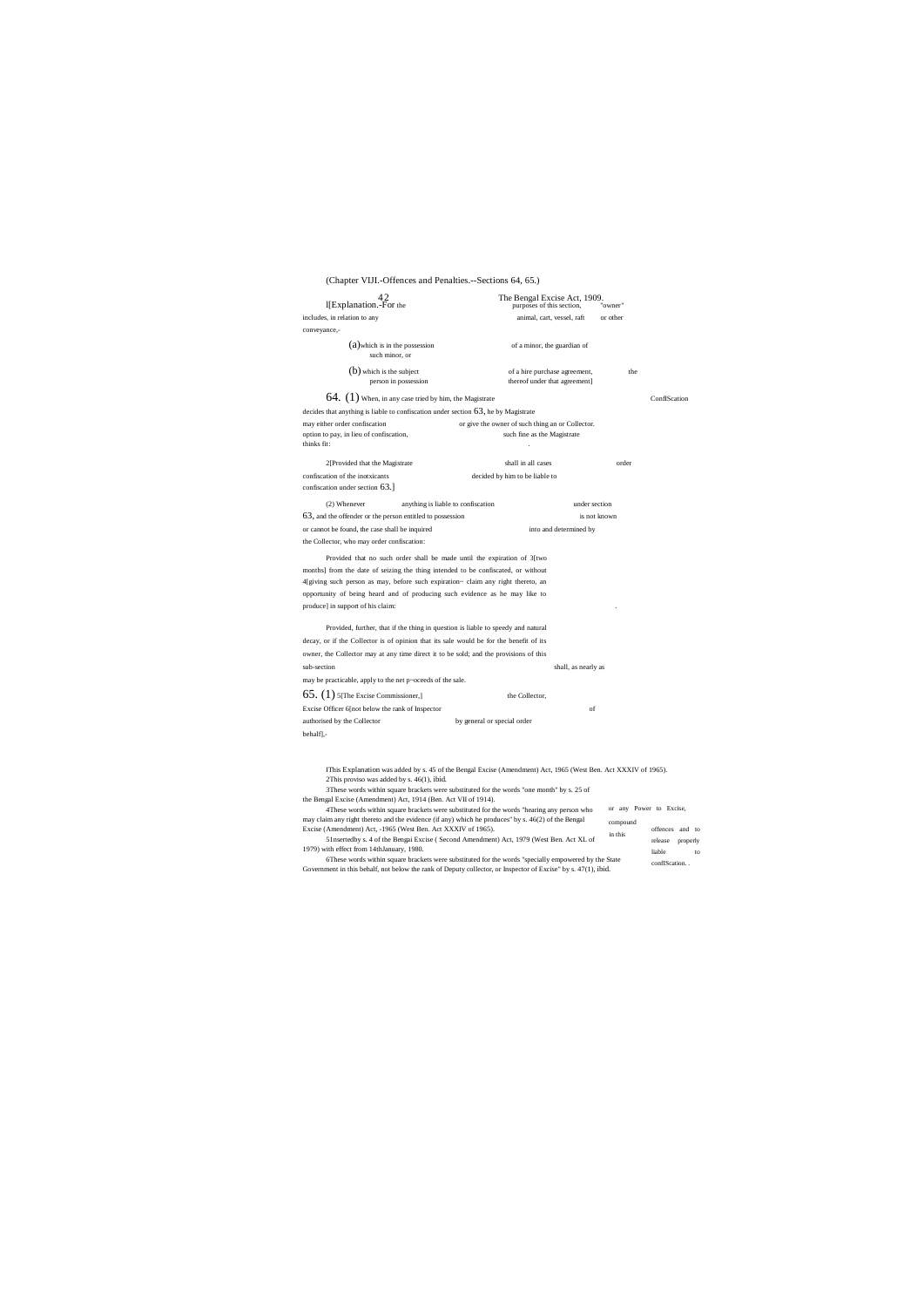(Chapter VIJI.-Offences and Penalties.--Sections 64, 65.)

The Bengal Excise Act, 1909.

1[Explanation.-For the purposes of this section, "owner" includes, in relation to any animal, cart, vessel, raft or other conveyance,-

(a) which is in the possession of a minor, the guardian of such minor, or

(b) which is the subject of a hire purchase agreement, the person in possession thereof under that agreement]

64. (1) When, in any case tried by him, the Magistrate decides that anything is liable to confiscation under section 63, he may either order confiscation or give the owner of such thing an option to pay, in lieu of confiscation, such fine as the Magistrate thinks fit:

Confiscation by Magistrate or Collector.

2[Provided that the Magistrate shall in all cases order confiscation of the inotxicants decided by him to be liable to confiscation under section 63.]

(2) Whenever anything is liable to confiscation under section 63, and the offender or the person entitled to possession is not known or cannot be found, the case shall be inquired into and determined by the Collector, who may order confiscation:

Provided that no such order shall be made until the expiration of 3[two months] from the date of seizing the thing intended to be confiscated, or without 4[giving such person as may, before such expiration~ claim any right thereto, an opportunity of being heard and of producing such evidence as he may like to produce] in support of his claim:

Provided, further, that if the thing in question is liable to speedy and natural decay, or if the Collector is of opinion that its sale would be for the benefit of its owner, the Collector may at any time direct it to be sold; and the provisions of this sub-section shall, as nearly as may be practicable, apply to the net p~oceeds of the sale.

65. (1) 5[The Excise Commissioner,] the Collector, or any Excise Officer 6[not below the rank of Inspector of Excise, authorised by the Collector by general or special order in this behalf],-

Power to compound offences and to release property liable to confiscation.

1This Explanation was added by s. 45 of the Bengal Excise (Amendment) Act, 1965 (West Ben. Act XXXIV of 1965).

2This proviso was added by s. 46(1), ibid.

3These words within square brackets were substituted for the words "one month" by s. 25 of the Bengal Excise (Amendment) Act, 1914 (Ben. Act VII of 1914).

4These words within square brackets were substituted for the words "hearing any person who may claim any right thereto and the evidence (if any) which he produces" by s. 46(2) of the Bengal Excise (Amendment) Act, -1965 (West Ben. Act XXXIV of 1965).

5Insertedby s. 4 of the Bengai Excise ( Second Amendment) Act, 1979 (West Ben. Act XL of 1979) with effect from 14thJanuary, 1980.

6These words within square brackets were substituted for the words "specially empowered by the State Government in this behalf, not below the rank of Deputy collector, or Inspector of Excise" by s. 47(1), ibid.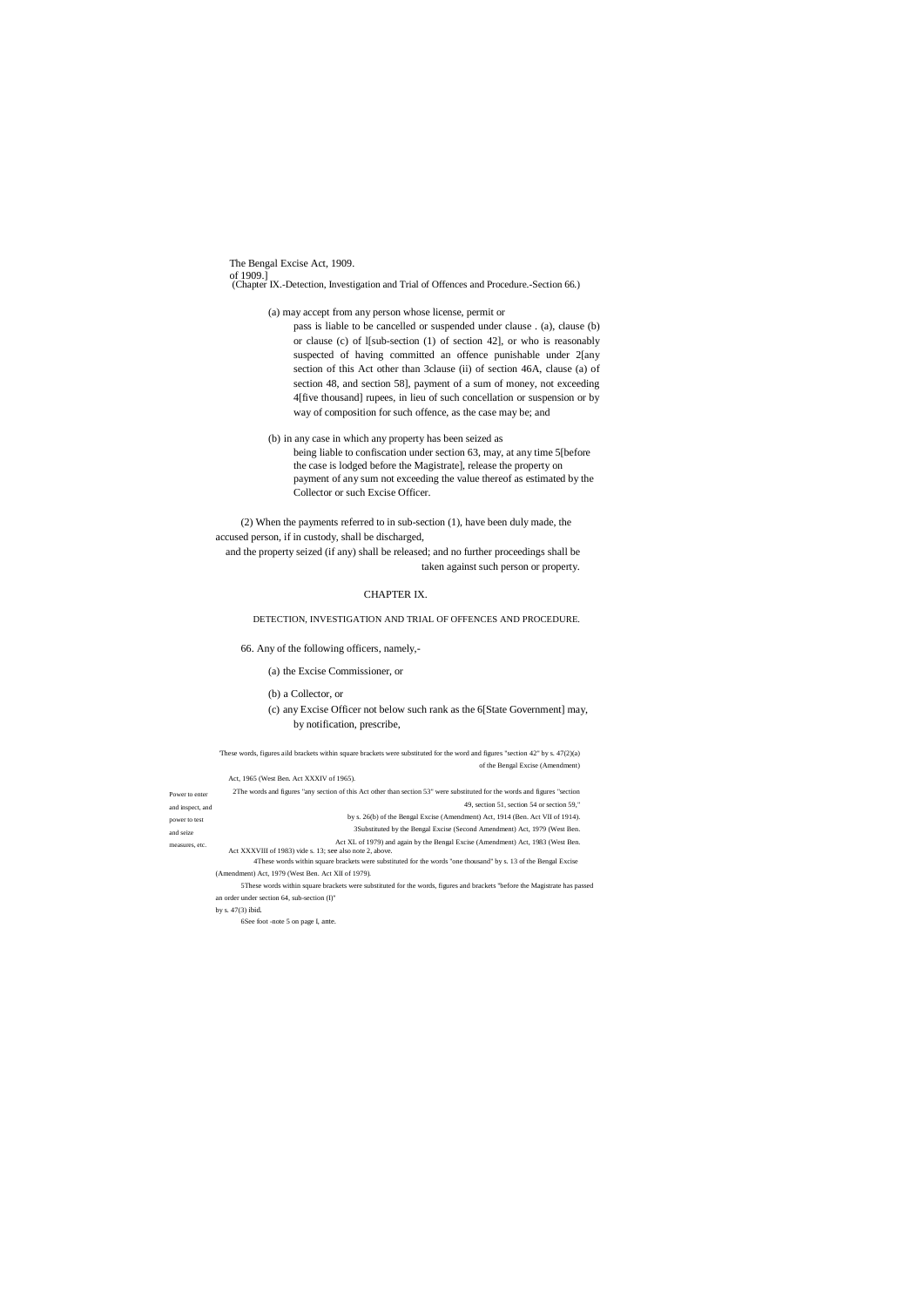(a) may accept from any person whose license, permit or pass is liable to be cancelled or suspended under clause . (a), clause (b) or clause (c) of l[sub-section (1) of section 42], or who is reasonably suspected of having committed an offence punishable under 2[any section of this Act other than 3clause (ii) of section 46A, clause (a) of section 48, and section 58], payment of a sum of money, not exceeding 4[five thousand] rupees, in lieu of such cancellation or suspension or by way of composition for such offence, as the case may be; and

(b) in any case in which any property has been seized as being liable to confiscation under section 63, may, at any time 5[before the case is lodged before the Magistrate], release the property on payment of any sum not exceeding the value thereof as estimated by the Collector or such Excise Officer.

(2) When the payments referred to in sub-section (1), have been duly made, the accused person, if in custody, shall be discharged, and the property seized (if any) shall be released; and no further proceedings shall be taken against such person or property.

## CHAPTER IX.

### DETECTION, INVESTIGATION AND TRIAL OF OFFENCES AND PROCEDURE.

Power to enter and inspect, and power to test and seize measures, etc.

66. Any of the following officers, namely,-

(a) the Excise Commissioner, or

(b) a Collector, or

(c) any Excise Officer not below such rank as the 6[State Government] may, by notification, prescribe,

---

'These words, figures aild brackets within square brackets were substituted for the word and figures "section 42" by s. 47(2)(a) of the Bengal Excise (Amendment) Act, 1965 (West Ben. Act XXXIV of 1965).

2The words and figures "any section of this Act other than section 53" were substituted for the words and figures "section 49, section 51, section 54 or section 59," by s. 26(b) of the Bengal Excise (Amendment) Act, 1914 (Ben. Act VII of 1914).

3Substituted by the Bengal Excise (Second Amendment) Act, 1979 (West Ben. Act XL of 1979) and again by the Bengal Excise (Amendment) Act, 1983 (West Ben. Act XXXVIII of 1983) vide s. 13; see also note 2, above.

4These words within square brackets were substituted for the words "one thousand" by s. 13 of the Bengal Excise (Amendment) Act, 1979 (West Ben. Act XII of 1979).

5These words within square brackets were substituted for the words, figures and brackets "before the Magistrate has passed an order under section 64, sub-section (I)" by s. 47(3) ibid.

6See foot -note 5 on page l, ante.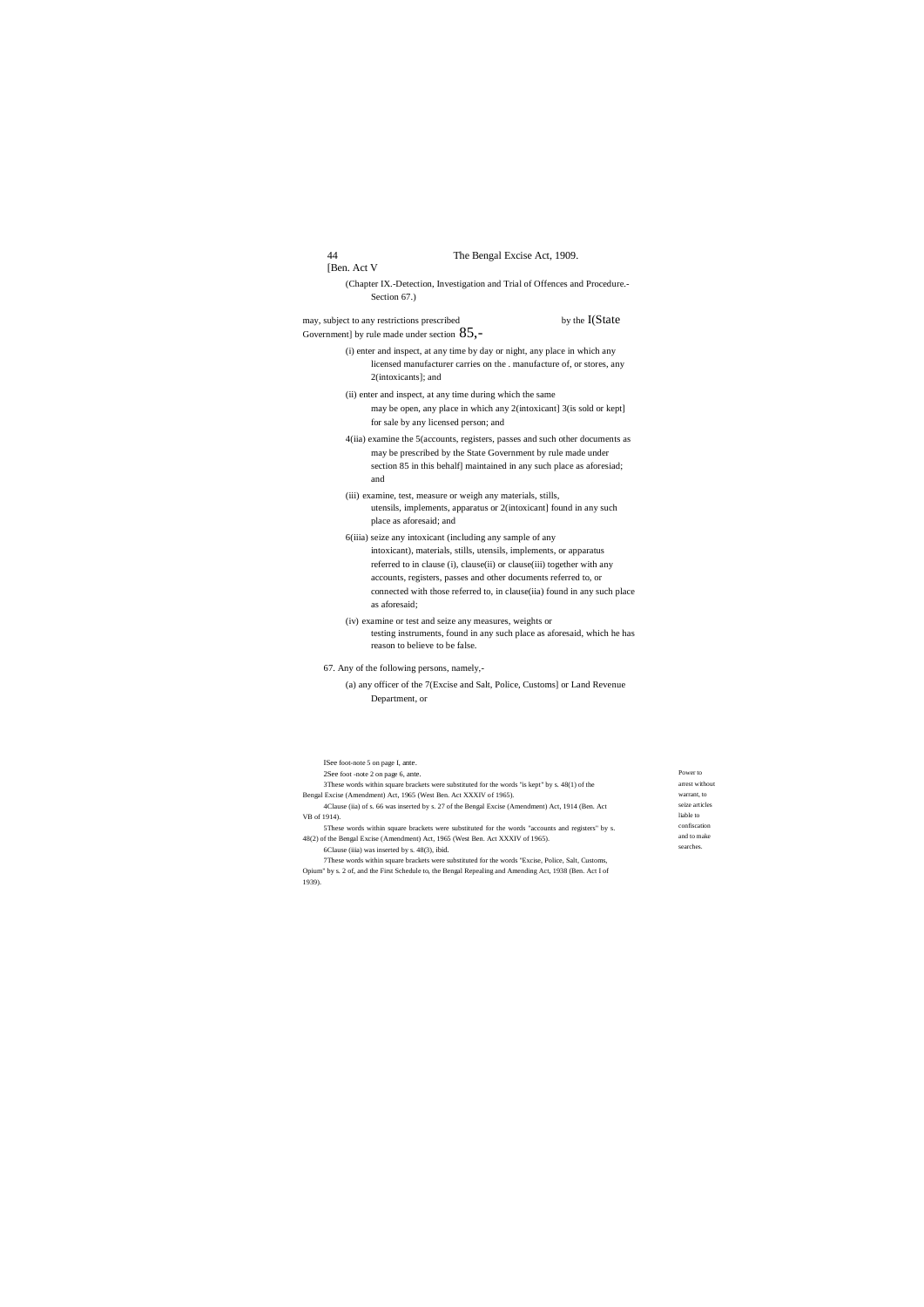(Chapter IX.-Detection, Investigation and Trial of Offences and Procedure.- Section 67.)

may, subject to any restrictions prescribed by the 1(State Government] by rule made under section 85,-

(i) enter and inspect, at any time by day or night, any place in which any licensed manufacturer carries on the . manufacture of, or stores, any 2(intoxicants]; and

(ii) enter and inspect, at any time during which the same may be open, any place in which any 2(intoxicant] 3(is sold or kept] for sale by any licensed person; and

4(iia) examine the 5(accounts, registers, passes and such other documents as may be prescribed by the State Government by rule made under section 85 in this behalf] maintained in any such place as aforesiad; and

(iii) examine, test, measure or weigh any materials, stills, utensils, implements, apparatus or 2(intoxicant] found in any such place as aforesaid; and

6(iiia) seize any intoxicant (including any sample of any intoxicant), materials, stills, utensils, implements, or apparatus referred to in clause (i), clause(ii) or clause(iii) together with any accounts, registers, passes and other documents referred to, or connected with those referred to, in clause(iia) found in any such place as aforesaid;

(iv) examine or test and seize any measures, weights or testing instruments, found in any such place as aforesaid, which he has reason to believe to be false.

Power to arrest without warrant, to seize articles liable to confiscation and to make searches.

67. Any of the following persons, namely,-

(a) any officer of the 7(Excise and Salt, Police, Customs] or Land Revenue Department, or

---

1See foot-note 5 on page I, ante.

2See foot -note 2 on page 6, ante.

3These words within square brackets were substituted for the words "is kept" by s. 48(1) of the Bengal Excise (Amendment) Act, 1965 (West Ben. Act XXXIV of 1965).

4Clause (iia) of s. 66 was inserted by s. 27 of the Bengal Excise (Amendment) Act, 1914 (Ben. Act VB of 1914).

5These words within square brackets were substituted for the words "accounts and registers" by s. 48(2) of the Bengal Excise (Amendment) Act, 1965 (West Ben. Act XXXIV of 1965).

6Clause (iiia) was inserted by s. 48(3), ibid.

7These words within square brackets were substituted for the words "Excise, Police, Salt, Customs, Opium" by s. 2 of, and the First Schedule to, the Bengal Repealing and Amending Act, 1938 (Ben. Act I of 1939).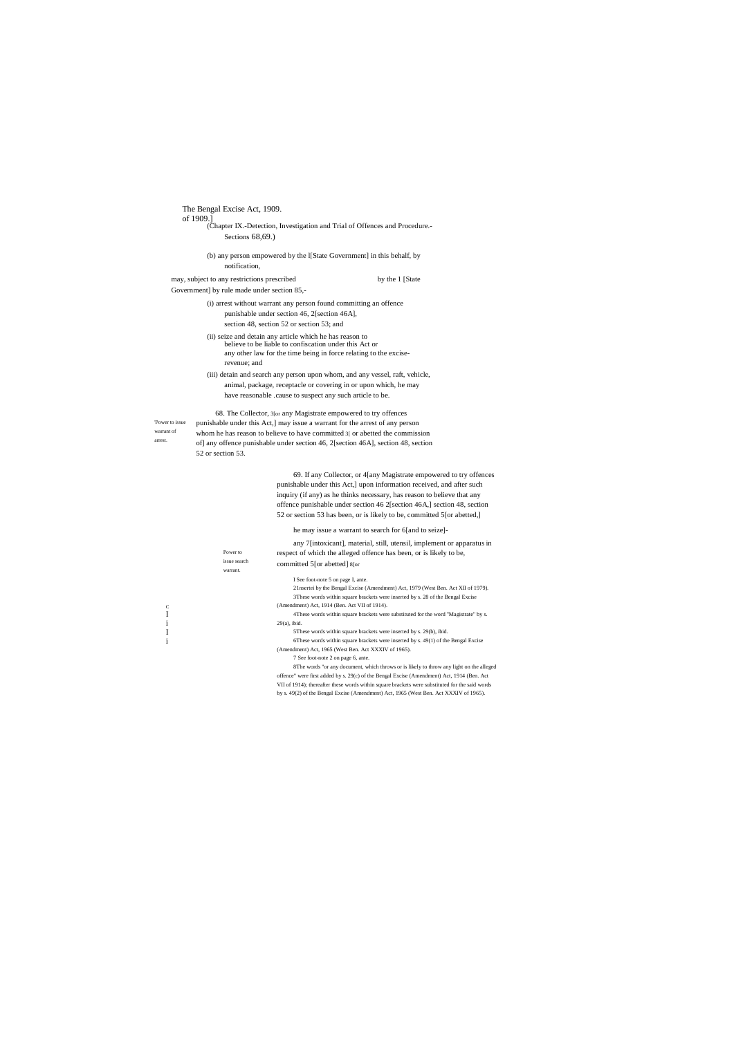The Bengal Excise Act, 1909.
of 1909.]

(Chapter IX.-Detection, Investigation and Trial of Offences and Procedure.- Sections 68,69.)

(b) any person empowered by the l[State Government] in this behalf, by notification,

may, subject to any restrictions prescribed by the 1 [State Government] by rule made under section 85,-

(i) arrest without warrant any person found committing an offence punishable under section 46, 2[section 46A], section 48, section 52 or section 53; and

(ii) seize and detain any article which he has reason to believe to be liable to confiscation under this Act or any other law for the time being in force relating to the excise-revenue; and

(iii) detain and search any person upon whom, and any vessel, raft, vehicle, animal, package, receptacle or covering in or upon which, he may have reasonable .cause to suspect any such article to be.

'Power to issue warrant of arrest.

68. The Collector, 3[or any Magistrate empowered to try offences punishable under this Act,] may issue a warrant for the arrest of any person whom he has reason to believe to have committed 3[ or abetted the commission of] any offence punishable under section 46, 2[section 46A], section 48, section 52 or section 53.

Power to issue search warrant.

69. If any Collector, or 4[any Magistrate empowered to try offences punishable under this Act,] upon information received, and after such inquiry (if any) as he thinks necessary, has reason to believe that any offence punishable under section 46 2[section 46A,] section 48, section 52 or section 53 has been, or is likely to be, committed 5[or abetted,]

he may issue a warrant to search for 6[and to seize]-

any 7[intoxicant], material, still, utensil, implement or apparatus in respect of which the alleged offence has been, or is likely to be, committed 5[or abetted] 8[or

I See foot-note 5 on page I, ante.

2 1nsertei by the Bengal Excise (Amendment) Act, 1979 (West Ben. Act XII of 1979).

3These words within square brackets were inserted by s. 28 of the Bengal Excise (Amendment) Act, 1914 (Ben. Act VII of 1914).

4These words within square brackets were substituted for the word "Magistrate" by s. 29(a), ibid.

5These words within square brackets were inserted by s. 29(b), ibid.

6These words within square brackets were inserted by s. 49(1) of the Bengal Excise (Amendment) Act, 1965 (West Ben. Act XXXIV of 1965).

7 See foot-note 2 on page 6, ante.

8The words "or any document, which throws or is likely to throw any light on the alleged offence" were first added by s. 29(c) of the Bengal Excise (Amendment) Act, 1914 (Ben. Act VII of 1914); thereafter these words within square brackets were substituted for the said words by s. 49(2) of the Bengal Excise (Amendment) Act, 1965 (West Ben. Act XXXIV of 1965).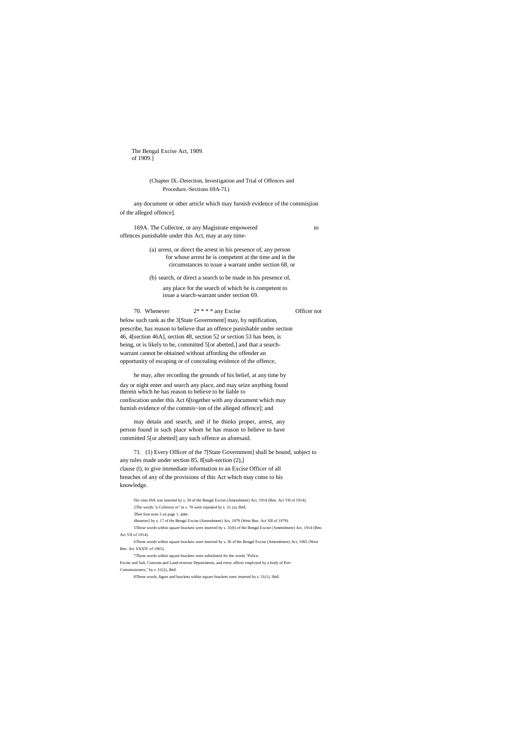The Bengal Excise Act, 1909.
of 1909.]

(Chapter IX.-Detection, Investigation and Trial of Offences and Procedure.-Sections 69A-71.)

any document or other article which may furnish evidence of the commisjion of the alleged offence].

169A. The Collector, or any Magistrate empowered to offences punishable under this Act, may at any time-

(a) arrest, or direct the arrest in his presence of, any person for whose arrest he is competent at the time and in the circumstances to issue a warrant under section 68, or

(b) search, or direct a search to be made in his presence of, any place for the search of which he is competent to issue a search-warrant under section 69.

70. Whenever 2* * * * any Excise Officer not below such rank as the 3[State Government] may, by nqtification, prescribe, has reason to believe that an offence punishable under section 46, 4[section 46A], section 48, section 52 or section 53 has been, is being, or is likely to be, committed 5[or abetted,] and that a search-warrant cannot be obtained without affording the offender an opportunity of escaping or of concealing evidence of the offence,

he may, after recording the grounds of his belief, at any time by day or night enter and search any place, and may seize anything found therein which he has reason to believe to be liable to confiscation under this Act 6[together with any document which may furnish evidence of the commis~ion of the alleged offence]; and

may detain and search, and if he thinks proper, arrest, any person found in such place whom he has reason to believe to have committed 5[or abetted] any such offence as aforesaid.

71. (1) Every Officer of the 7[State Government] shall be bound, subject to any rules made under section 85, 8[sub-section (2),] clause (l), to give immediate information to an Excise Officer of all breaches of any of the provisions of this Act which may come to his knowledge.

lSe~tion 69A was inserted by s. 30 of the Bengal Excise (Amendment) Act, 1914 (Ben. Act VII of 1914).

2The words "a Collector or" in s. 70 were repealed by s. 31 (a), ibid.

3See foot-note 5 on page 1, ante.

4Insertecl by s. 17 of the Bengal Excise (Amendment) Act, 1979 (West Ben. Act XII of 1979).

5These words within square brackets were inserted by s. 31(b) of the Bengal Excise (Amendment) Act, 1914 (Ben. Act VII of 1914).

6These words within square brackets were inserted by s. 50 of the Bengal Excise (Amendment) Act, 1965 (West Ben. Act XXXIV of 1965).

7These words within square brackets were substituted for the words "Police, Excise and Salt, Customs and Land-revenue Departments, and every officer employed by a body of Port Commissioners," by s. 51(2), ibid.

8These words, figure and brackets within square brackets were inserted by s. 51(1), ibid.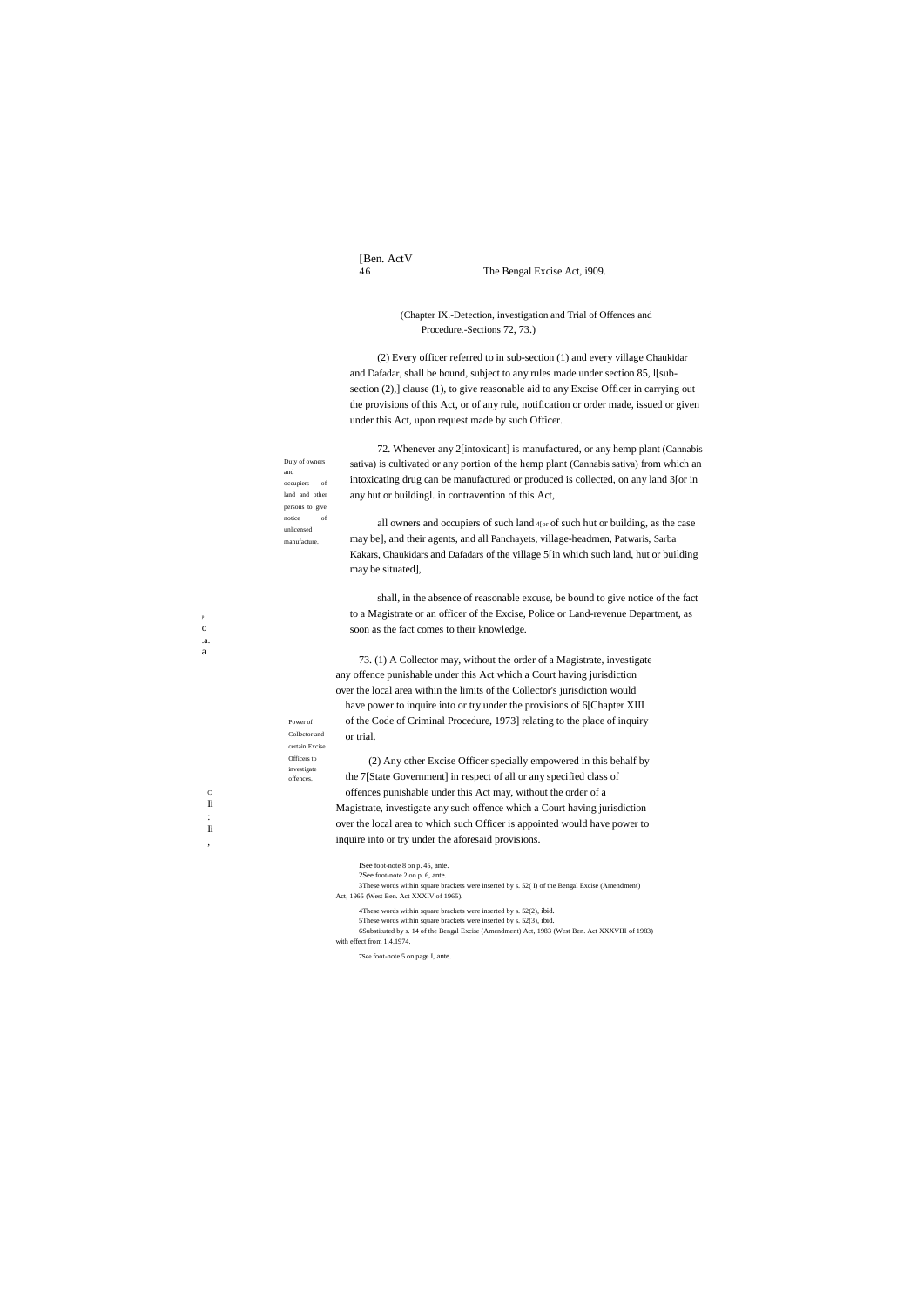(Chapter IX.-Detection, investigation and Trial of Offences and Procedure.-Sections 72, 73.)

(2) Every officer referred to in sub-section (1) and every village Chaukidar and Dafadar, shall be bound, subject to any rules made under section 85, 1[sub-section (2),] clause (1), to give reasonable aid to any Excise Officer in carrying out the provisions of this Act, or of any rule, notification or order made, issued or given under this Act, upon request made by such Officer.

*Duty of owners and occupiers of land and other persons to give notice of unlicensed manufacture.*

72. Whenever any 2[intoxicant] is manufactured, or any hemp plant (Cannabis sativa) is cultivated or any portion of the hemp plant (Cannabis sativa) from which an intoxicating drug can be manufactured or produced is collected, on any land 3[or in any hut or building]. in contravention of this Act,

all owners and occupiers of such land 4[or of such hut or building, as the case may be], and their agents, and all Panchayets, village-headmen, Patwaris, Sarba Kakars, Chaukidars and Dafadars of the village 5[in which such land, hut or building may be situated],

shall, in the absence of reasonable excuse, be bound to give notice of the fact to a Magistrate or an officer of the Excise, Police or Land-revenue Department, as soon as the fact comes to their knowledge.

*Power of Collector and certain Excise Officers to investigate offences.*

73. (1) A Collector may, without the order of a Magistrate, investigate any offence punishable under this Act which a Court having jurisdiction over the local area within the limits of the Collector's jurisdiction would have power to inquire into or try under the provisions of 6[Chapter XIII of the Code of Criminal Procedure, 1973] relating to the place of inquiry or trial.

(2) Any other Excise Officer specially empowered in this behalf by the 7[State Government] in respect of all or any specified class of offences punishable under this Act may, without the order of a Magistrate, investigate any such offence which a Court having jurisdiction over the local area to which such Officer is appointed would have power to inquire into or try under the aforesaid provisions.

1See foot-note 8 on p. 45, ante.
2See foot-note 2 on p. 6, ante.
3These words within square brackets were inserted by s. 52(1) of the Bengal Excise (Amendment) Act, 1965 (West Ben. Act XXXIV of 1965).
4These words within square brackets were inserted by s. 52(2), ibid.
5These words within square brackets were inserted by s. 52(3), ibid.
6Substituted by s. 14 of the Bengal Excise (Amendment) Act, 1983 (West Ben. Act XXXVIII of 1983) with effect from 1.4.1974.
7See foot-note 5 on page I, ante.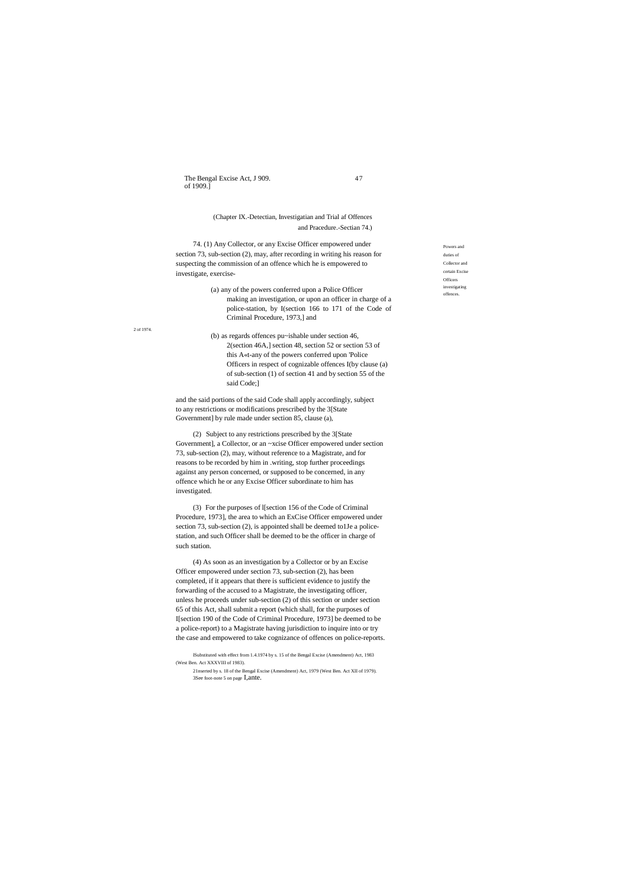(Chapter IX.-Detectian, Investigatian and Trial af Offences and Pracedure.-Sectian 74.)

Powers and duties of Collector and certain Excise Officers investigating offences.

74. (1) Any Collector, or any Excise Officer empowered under section 73, sub-section (2), may, after recording in writing his reason for suspecting the commission of an offence which he is empowered to investigate, exercise-

(a) any of the powers conferred upon a Police Officer making an investigation, or upon an officer in charge of a police-station, by I(section 166 to 171 of the Code of Criminal Procedure, 1973,] and

2 of 1974.

(b) as regards offences pu~ishable under section 46, 2(section 46A,] section 48, section 52 or section 53 of this A«t-any of the powers conferred upon 'Police Officers in respect of cognizable offences I(by clause (a) of sub-section (1) of section 41 and by section 55 of the said Code;]

and the said portions of the said Code shall apply accordingly, subject to any restrictions or modifications prescribed by the 3[State Government] by rule made under section 85, clause (a),

(2) Subject to any restrictions prescribed by the 3[State Government], a Collector, or an ~xcise Officer empowered under section 73, sub-section (2), may, without reference to a Magistrate, and for reasons to be recorded by him in .writing, stop further proceedings against any person concerned, or supposed to be concerned, in any offence which he or any Excise Officer subordinate to him has investigated.

(3) For the purposes of l[section 156 of the Code of Criminal Procedure, 1973], the area to which an ExCise Officer empowered under section 73, sub-section (2), is appointed shall be deemed to1Je a police-station, and such Officer shall be deemed to be the officer in charge of such station.

(4) As soon as an investigation by a Collector or by an Excise Officer empowered under section 73, sub-section (2), has been completed, if it appears that there is sufficient evidence to justify the forwarding of the accused to a Magistrate, the investigating officer, unless he proceeds under sub-section (2) of this section or under section 65 of this Act, shall submit a report (which shall, for the purposes of I[section 190 of the Code of Criminal Procedure, 1973] be deemed to be a police-report) to a Magistrate having jurisdiction to inquire into or try the case and empowered to take cognizance of offences on police-reports.

ISubstituted with effect from 1.4.1974 by s. 15 of the Bengal Excise (Amendment) Act, 1983 (West Ben. Act XXXVIII of 1983).

2Inserted by s. 18 of the Bengal Excise (Amendment) Act, 1979 (West Ben. Act XII of 1979).

3See foot-note 5 on page I,ante.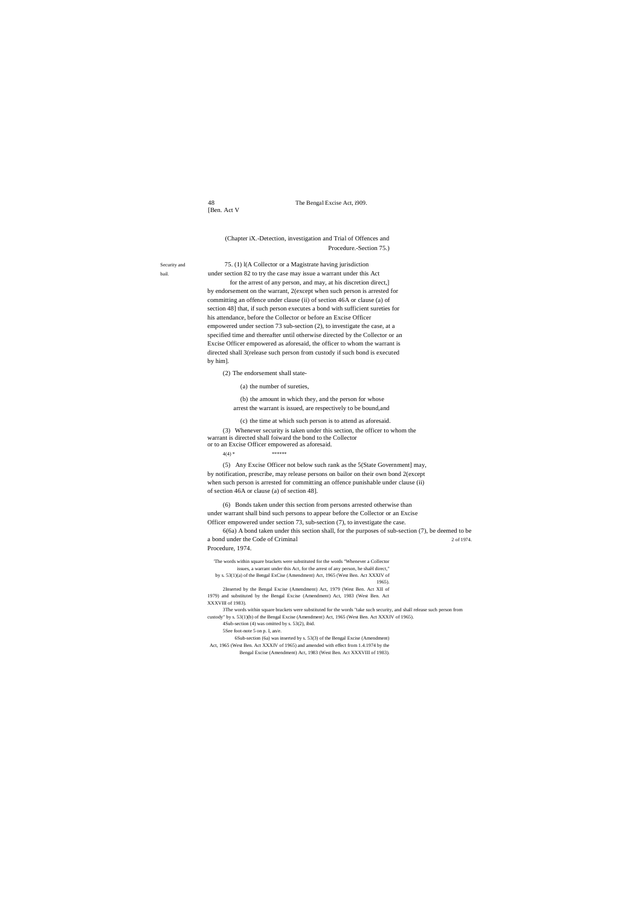(Chapter iX.-Detection, investigation and Trial of Offences and Procedure.-Section 75.)

Security and bail.

75. (1) l(A Collector or a Magistrate having jurisdiction under section 82 to try the case may issue a warrant under this Act for the arrest of any person, and may, at his discretion direct,] by endorsement on the warrant, 2(except when such person is arrested for committing an offence under clause (ii) of section 46A or clause (a) of section 48] that, if such person executes a bond with sufficient sureties for his attendance, before the Collector or before an Excise Officer empowered under section 73 sub-section (2), to investigate the case, at a specified time and thereafter until otherwise directed by the Collector or an Excise Officer empowered as aforesaid, the officer to whom the warrant is directed shall 3(release such person from custody if such bond is executed by him].

(2) The endorsement shall state-

(a) the number of sureties,

(b) the amount in which they, and the person for whose arrest the warrant is issued, are respectively to be bound,and

(c) the time at which such person is to attend as aforesaid.

(3) Whenever security is taken under this section, the officer to whom the warrant is directed shall foiward the bond to the Collector or to an Excise Officer empowered as aforesaid.

4(4) * ******

(5) Any Excise Officer not below such rank as the 5(State Government] may, by notification, prescribe, may release persons on bailor on their own bond 2(except when such person is arrested for committing an offence punishable under clause (ii) of section 46A or clause (a) of section 48].

(6) Bonds taken under this section from persons arrested otherwise than under warrant shall bind such persons to appear before the Collector or an Excise Officer empowered under section 73, sub-section (7), to investigate the case.

6(6a) A bond taken under this section shall, for the purposes of sub-section (7), be deemed to be a bond under the Code of Criminal Procedure, 1974.

2 of 1974.

'The words within square brackets were substituted for the words "Whenever a Collector issues, a warrant under this Act, for the arrest of any person, he shaH direct," by s. 53(1)(a) of the Bengal ExCise (Amendment) Act, 1965 (West Ben. Act XXXIV of 1965).

2Inserted by the Bengal Excise (Amendment) Act, 1979 (West Ben. Act XII of 1979) and substituted by the Bengal Excise (Amendment) Act, 1983 (West Ben. Act XXXVIII of 1983).

3The words within square brackets were substituted for the words "take such security, and shall release such person from custody" by s. 53(1)(b) of the Bengal Excise (Amendment) Act, 1965 (West Ben. Act XXXIV of 1965).

4Sub-section (4) was omitted by s. 53(2), ibid.

5See foot-note 5 on p. I, an/e.

6Sub-section (6a) was inserted by s. 53(3) of the Bengal Excise (Amendment) Act, 1965 (West Ben. Act XXXIV of 1965) and amended with effect from 1.4.1974 by the Bengal Excise (Amendment) Act, 1983 (West Ben. Act XXXVIII of 1983).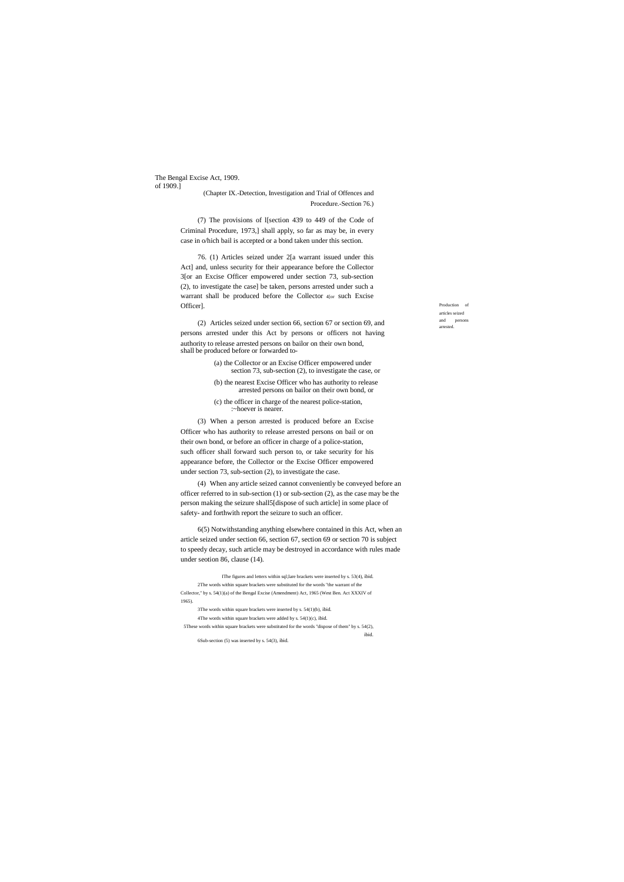(7) The provisions of 1[section 439 to 449 of the Code of Criminal Procedure, 1973,] shall apply, so far as may be, in every case in o/hich bail is accepted or a bond taken under this section.

Production of articles seized and persons arrested.

76. (1) Articles seized under 2[a warrant issued under this Act] and, unless security for their appearance before the Collector 3[or an Excise Officer empowered under section 73, sub-section (2), to investigate the case] be taken, persons arrested under such a warrant shall be produced before the Collector 4[or such Excise Officer].

(2) Articles seized under section 66, section 67 or section 69, and persons arrested under this Act by persons or officers not having authority to release arrested persons on bailor on their own bond, shall be produced before or forwarded to-

(a) the Collector or an Excise Officer empowered under section 73, sub-section (2), to investigate the case, or

(b) the nearest Excise Officer who has authority to release arrested persons on bailor on their own bond, or

(c) the officer in charge of the nearest police-station, :~hoever is nearer.

(3) When a person arrested is produced before an Excise Officer who has authority to release arrested persons on bail or on their own bond, or before an officer in charge of a police-station, such officer shall forward such person to, or take security for his appearance before, the Collector or the Excise Officer empowered under section 73, sub-section (2), to investigate the case.

(4) When any article seized cannot conveniently be conveyed before an officer referred to in sub-section (1) or sub-section (2), as the case may be the person making the seizure shall5[dispose of such article] in some place of safety- and forthwith report the seizure to such an officer.

6(5) Notwithstanding anything elsewhere contained in this Act, when an article seized under section 66, section 67, section 69 or section 70 is subject to speedy decay, such article may be destroyed in accordance with rules made under seotion 86, clause (14).

1The figures and letters within sql;lare brackets were inserted by s. 53(4), ibid.

2The words within square brackets were substituted for the words "the warrant of the Collector," by s. 54(1)(a) of the Bengal Excise (Amendment) Act, 1965 (West Ben. Act XXXIV of 1965).

3The words within square brackets were inserted by s. 54(1)(b), ibid.

4The words within square brackets were added by s. 54(1)(c), ibid.

5These words within square brackets were substituted for the words "dispose of them" by s. 54(2), ibid.

6Sub-section (5) was inserted by s. 54(3), ibid.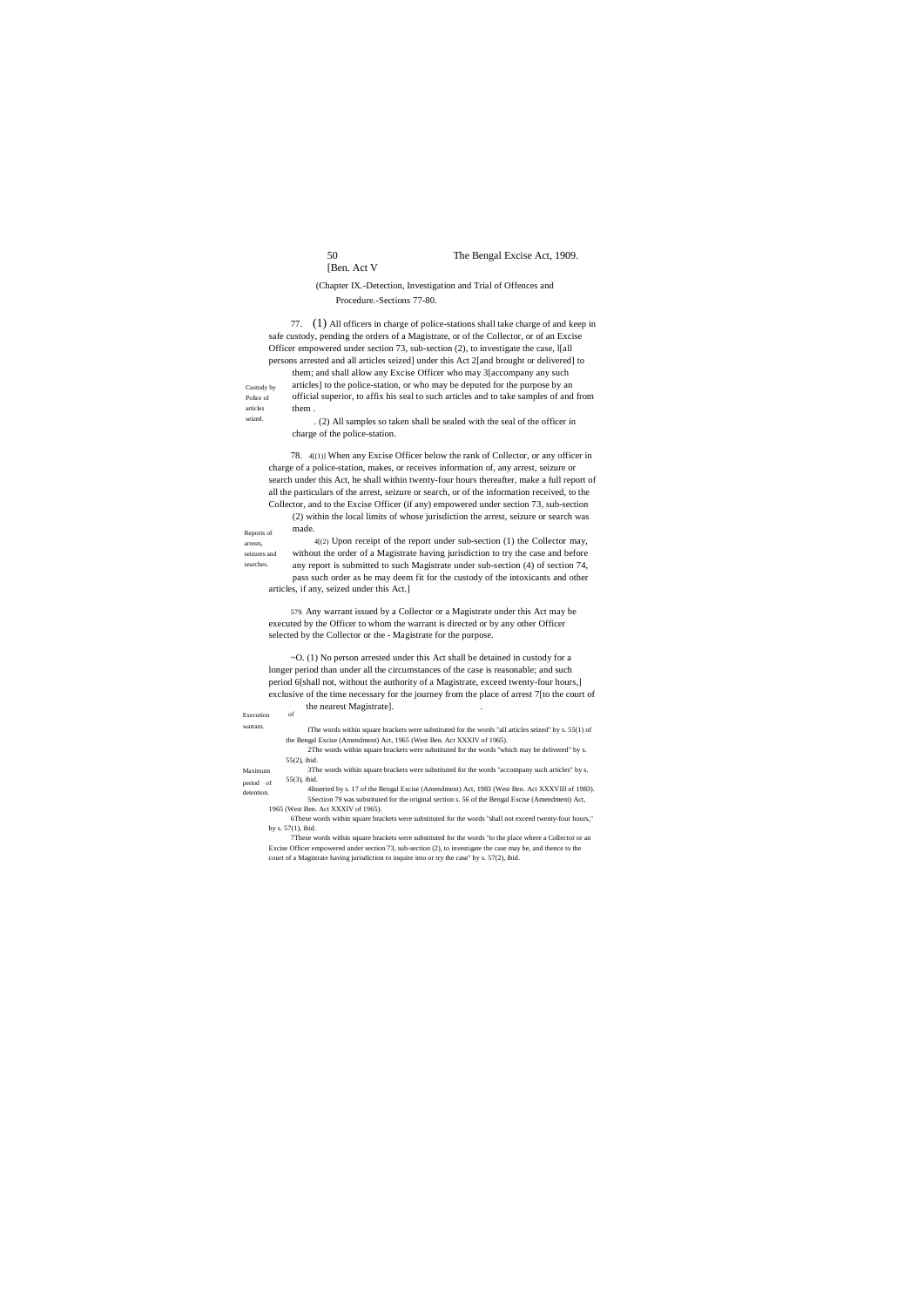(Chapter IX.-Detection, Investigation and Trial of Offences and Procedure.-Sections 77-80.)

Custody by Police of articles seized.

77. (1) All officers in charge of police-stations shall take charge of and keep in safe custody, pending the orders of a Magistrate, or of the Collector, or of an Excise Officer empowered under section 73, sub-section (2), to investigate the case, 1[all persons arrested and all articles seized] under this Act 2[and brought or delivered] to them; and shall allow any Excise Officer who may 3[accompany any such articles] to the police-station, or who may be deputed for the purpose by an official superior, to affix his seal to such articles and to take samples of and from them .

(2) All samples so taken shall be sealed with the seal of the officer in charge of the police-station.

Reports of arrests, seizures and searches.

78. 4[(1)] When any Excise Officer below the rank of Collector, or any officer in charge of a police-station, makes, or receives information of, any arrest, seizure or search under this Act, he shall within twenty-four hours thereafter, make a full report of all the particulars of the arrest, seizure or search, or of the information received, to the Collector, and to the Excise Officer (if any) empowered under section 73, sub-section (2) within the local limits of whose jurisdiction the arrest, seizure or search was made.

4[(2) Upon receipt of the report under sub-section (1) the Collector may, without the order of a Magistrate having jurisdiction to try the case and before any report is submitted to such Magistrate under sub-section (4) of section 74, pass such order as he may deem fit for the custody of the intoxicants and other articles, if any, seized under this Act.]

Execution of warrant.

5 79. Any warrant issued by a Collector or a Magistrate under this Act may be executed by the Officer to whom the warrant is directed or by any other Officer selected by the Collector or the - Magistrate for the purpose.

Maximum period of detention.

~O. (1) No person arrested under this Act shall be detained in custody for a longer period than under all the circumstances of the case is reasonable; and such period 6[shall not, without the authority of a Magistrate, exceed twenty-four hours,] exclusive of the time necessary for the journey from the place of arrest 7[to the court of the nearest Magistrate].

1The words within square brackets were substituted for the words "all articles seized" by s. 55(1) of the Bengal Excise (Amendment) Act, 1965 (West Ben. Act XXXIV of 1965).

2The words within square brackets were substituted for the words "which may be delivered" by s. 55(2), ibid.

3The words within square brackets were substituted for the words "accompany such articles" by s. 55(3), ibid.

4Inserted by s. 17 of the Bengal Excise (Amendment) Act, 1983 (West Ben. Act XXXVIII of 1983).

5Section 79 was substituted for the original section s. 56 of the Bengal Excise (Amendment) Act, 1965 (West Ben. Act XXXIV of 1965).

6These words within square brackets were substituted for the words "shall not exceed twenty-four hours," by s. 57(1), ibid.

7These words within square brackets were substituted for the words "to the place where a Collector or an Excise Officer empowered under section 73, sub-section (2), to investigate the case may be, and thence to the court of a Magistrate having jurisdiction to inquire into or try the case" by s. 57(2), ibid.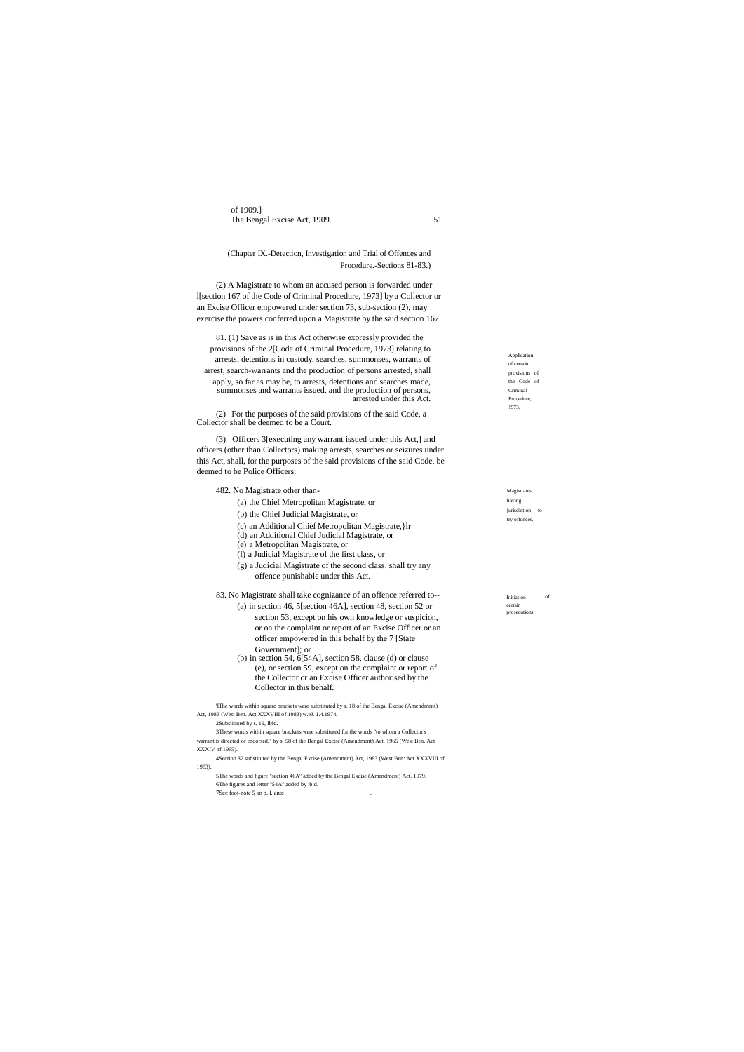(Chapter IX.-Detection, Investigation and Trial of Offences and Procedure.-Sections 81-83.)

(2) A Magistrate to whom an accused person is forwarded under l[section 167 of the Code of Criminal Procedure, 1973] by a Collector or an Excise Officer empowered under section 73, sub-section (2), may exercise the powers conferred upon a Magistrate by the said section 167.

Application of certain provisions of the Code of Criminal Procedure, 1973.

81. (1) Save as is in this Act otherwise expressly provided the provisions of the 2[Code of Criminal Procedure, 1973] relating to arrests, detentions in custody, searches, summonses, warrants of arrest, search-warrants and the production of persons arrested, shall apply, so far as may be, to arrests, detentions and searches made, summonses and warrants issued, and the production of persons, arrested under this Act.

(2) For the purposes of the said provisions of the said Code, a Collector shall be deemed to be a Court.

(3) Officers 3[executing any warrant issued under this Act,] and officers (other than Collectors) making arrests, searches or seizures under this Act, shall, for the purposes of the said provisions of the said Code, be deemed to be Police Officers.

Magistrates having jurisdiction to try offences.

482. No Magistrate other than-

(a) the Chief Metropolitan Magistrate, or
(b) the Chief Judicial Magistrate, or
(c) an Additional Chief Metropolitan Magistrate,}lr
(d) an Additional Chief Judicial Magistrate, or
(e) a Metropolitan Magistrate, or
(f) a Judicial Magistrate of the first class, or
(g) a Judicial Magistrate of the second class, shall try any offence punishable under this Act.

Initiation of certain prosecutions.

83. No Magistrate shall take cognizance of an offence referred to--

(a) in section 46, 5[section 46A], section 48, section 52 or section 53, except on his own knowledge or suspicion, or on the complaint or report of an Excise Officer or an officer empowered in this behalf by the 7 [State Government]; or
(b) in section 54, 6[54A], section 58, clause (d) or clause (e), or section 59, except on the complaint or report of the Collector or an Excise Officer authorised by the Collector in this behalf.

'IThe words within square brackets were substituted by s. 18 of the Bengal Excise (Amendment) Act, 1983 (West Ben. Act XXXVIII of 1983) w.eJ. 1.4.1974.

2Substituted by s. 19, ibid.

3These words within square brackets were substituted for the words "to whom a Collector's warrant is directed or endorsed," by s. 58 of the Bengal Excise (Amendment) Act, 1965 (West Ben. Act XXXIV of 1965).

4Section 82 substituted by the Bengal Excise (Amendment) Act, 1983 (West Ben: Act XXXVIII of 1983).

5The words and figure "section 46A" added by the Bengal Excise (Amendment) Act, 1979.

6The figures and letter "54A" added by ibid.

7See foot-note 5 on p. I, ante.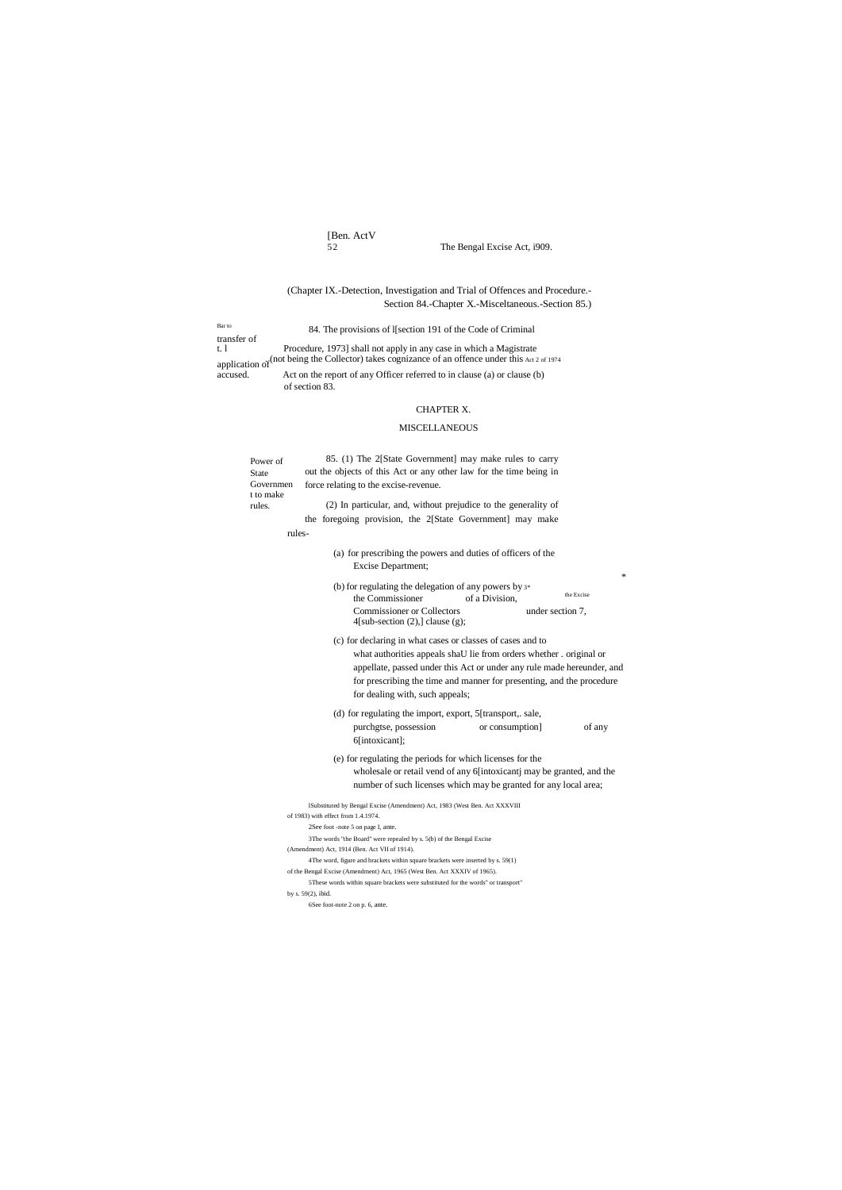(Chapter IX.-Detection, Investigation and Trial of Offences and Procedure.- Section 84.-Chapter X.-Misceltaneous.-Section 85.)

Bar to transfer of t. l application of accused.

84. The provisions of l[section 191 of the Code of Criminal Procedure, 1973] shall not apply in any case in which a Magistrate (not being the Collector) takes cognizance of an offence under this Act on the report of any Officer referred to in clause (a) or clause (b) of section 83.

Act 2 of 1974

## CHAPTER X.

## MISCELLANEOUS

Power of State Government to make rules.

85. (1) The 2[State Government] may make rules to carry out the objects of this Act or any other law for the time being in force relating to the excise-revenue.

(2) In particular, and, without prejudice to the generality of the foregoing provision, the 2[State Government] may make rules-

(a) for prescribing the powers and duties of officers of the Excise Department;

(b) for regulating the delegation of any powers by 3\* the Commissioner of a Division, the Excise Commissioner or Collectors under section 7, 4[sub-section (2),] clause (g);

(c) for declaring in what cases or classes of cases and to what authorities appeals shaU lie from orders whether . original or appellate, passed under this Act or under any rule made hereunder, and for prescribing the time and manner for presenting, and the procedure for dealing with, such appeals;

(d) for regulating the import, export, 5[transport,. sale, purchgtse, possession or consumption] of any 6[intoxicant];

(e) for regulating the periods for which licenses for the wholesale or retail vend of any 6[intoxicantj may be granted, and the number of such licenses which may be granted for any local area;

lSubstituted by Bengal Excise (Amendment) Act, 1983 (West Ben. Act XXXVIII of 1983) with effect from 1.4.1974.

2See foot -note 5 on page l, ante.

3The words "the Board" were repealed by s. 5(b) of the Bengal Excise (Amendment) Act, 1914 (Ben. Act VII of 1914).

4The word, figure and brackets within square brackets were inserted by s. 59(1) of the Bengal Excise (Amendment) Act, 1965 (West Ben. Act XXXIV of 1965).

5These words within square brackets were substituted for the words" or transport" by s. 59(2), ibid.

6See foot-note 2 on p. 6, ante.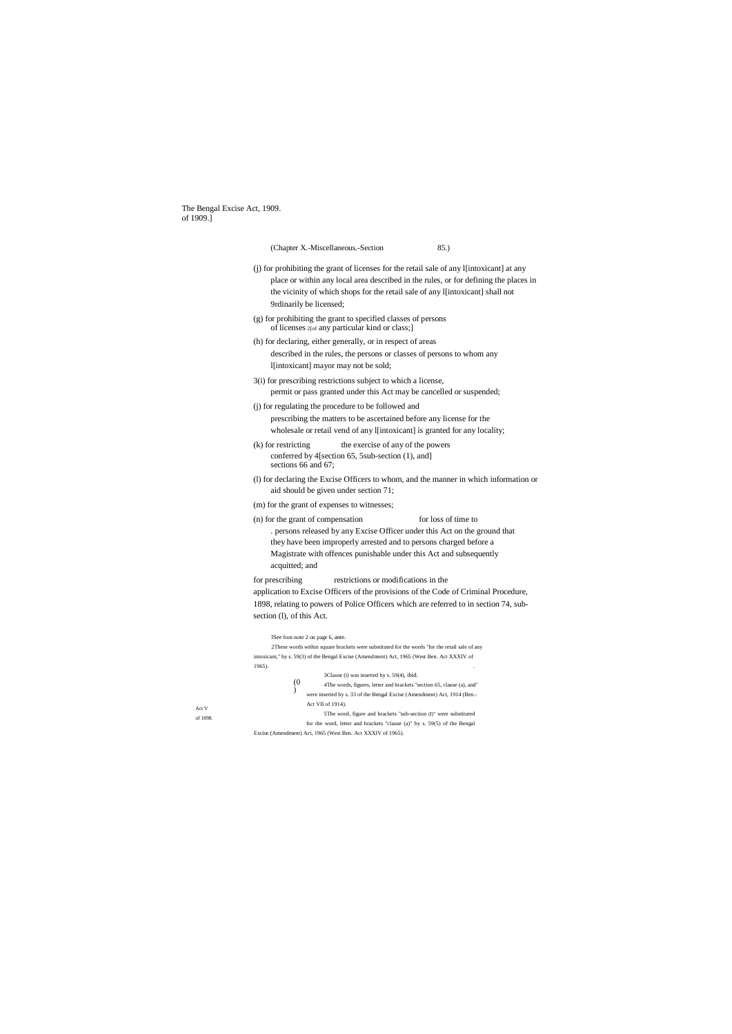(Chapter X.-Miscellaneous.-Section 85.)

(j) for prohibiting the grant of licenses for the retail sale of any l[intoxicant] at any place or within any local area described in the rules, or for defining the places in the vicinity of which shops for the retail sale of any l[intoxicant] shall not 9rdinarily be licensed;

(g) for prohibiting the grant to specified classes of persons of licenses 2[of any particular kind or class;]

(h) for declaring, either generally, or in respect of areas described in the rules, the persons or classes of persons to whom any l[intoxicant] mayor may not be sold;

3(i) for prescribing restrictions subject to which a license, permit or pass granted under this Act may be cancelled or suspended;

(j) for regulating the procedure to be followed and prescribing the matters to be ascertained before any license for the wholesale or retail vend of any l[intoxicant] is granted for any locality;

(k) for restricting the exercise of any of the powers conferred by 4[section 65, 5sub-section (1), and] sections 66 and 67;

(l) for declaring the Excise Officers to whom, and the manner in which information or aid should be given under section 71;

(m) for the grant of expenses to witnesses;

(n) for the grant of compensation for loss of time to . persons released by any Excise Officer under this Act on the ground that they have been improperly arrested and to persons charged before a Magistrate with offences punishable under this Act and subsequently acquitted; and

(0) for prescribing restrictions or modifications in the application to Excise Officers of the provisions of the Code of Criminal Procedure, 1898, relating to powers of Police Officers which are referred to in section 74, sub-section (l), of this Act.

Act V of 1898.

lSee foot-note 2 on page 6, ante.

2These words within square brackets were substituted for the words "for the retail sale of any intoxicant," by s. 59(3) of the Bengal Excise (Amendment) Act, 1965 (West Ben. Act XXXIV of 1965).

3Clause (i) was inserted by s. 59(4), ibid.

4The words, figures, letter and brackets "section 65, clause (a), and" were inserted by s. 33 of the Bengal Excise (Amendment) Act, 1914 (Ben.-Act VII of 1914).

5The word, figure and brackets "sub-section (l)" were substituted for the word, letter and brackets "clause (a)" by s. 59(5) of the Bengal Excise (Amendment) Act, 1965 (West Ben. Act XXXIV of 1965).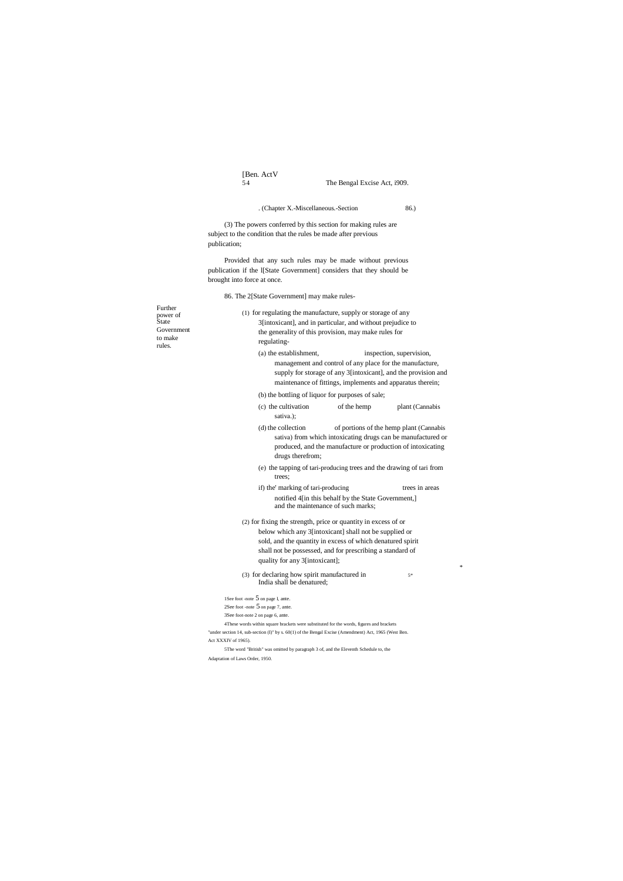(Chapter X.-Miscellaneous.-Section 86.)

(3) The powers conferred by this section for making rules are subject to the condition that the rules be made after previous publication;

Provided that any such rules may be made without previous publication if the l[State Government] considers that they should be brought into force at once.

Further power of State Government to make rules.

86. The 2[State Government] may make rules-

(1) for regulating the manufacture, supply or storage of any 3[intoxicant], and in particular, and without prejudice to the generality of this provision, may make rules for regulating-

(a) the establishment, inspection, supervision, management and control of any place for the manufacture, supply for storage of any 3[intoxicant], and the provision and maintenance of fittings, implements and apparatus therein;

(b) the bottling of liquor for purposes of sale;

(c) the cultivation of the hemp plant (Cannabis sativa.);

(d) the collection of portions of the hemp plant (Cannabis sativa) from which intoxicating drugs can be manufactured or produced, and the manufacture or production of intoxicating drugs therefrom;

(e) the tapping of tari-producing trees and the drawing of tari from trees;

if) the' marking of tari-producing trees in areas notified 4[in this behalf by the State Government,] and the maintenance of such marks;

(2) for fixing the strength, price or quantity in excess of or below which any 3[intoxicant] shall not be supplied or sold, and the quantity in excess of which denatured spirit shall not be possessed, and for prescribing a standard of quality for any 3[intoxicant];

(3) for declaring how spirit manufactured in 5* India shall be denatured;

1See foot -note 5 on page l, ante.

2See foot -note 5 on page 7, ante.

3See foot-note 2 on page 6, ante.

4These words within square brackets were substituted for the words, figures and brackets "under section 14, sub-section (l)" by s. 60(1) of the Bengal Excise (Amendment) Act, 1965 (West Ben. Act XXXIV of 1965).

5The word "British" was omitted by paragraph 3 of, and the Eleventh Schedule to, the Adaptation of Laws Order, 1950.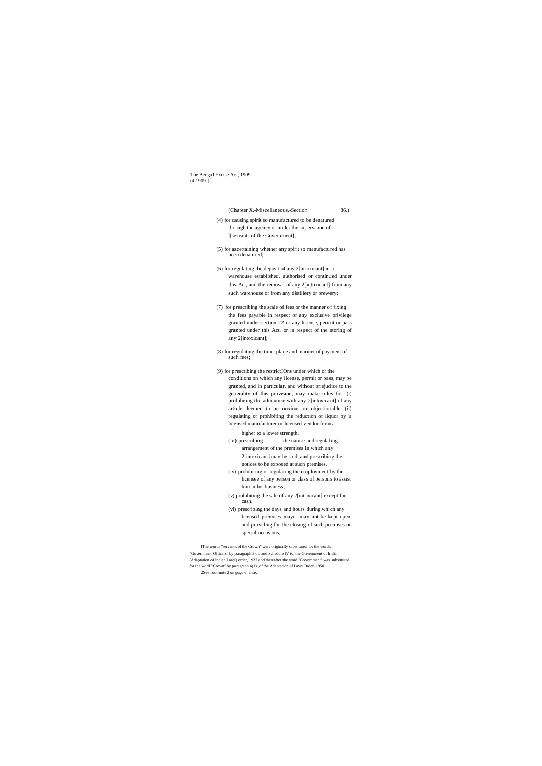(Chapter X.-Miscellaneous.-Section 86.)

(4) for causing spirit so manufactured to be denatured through the agency or under the supervision of 1[servants of the Government];

(5) for ascertaining whether any spirit so manufactured has been denatured;

(6) for regulating the deposit of any 2[intoxicant] in a warehouse established, authorised or continued under this Act, and the removal of any 2[intoxicant] from any such warehouse or from any distillery or brewery;

(7) for prescribing the scale of fees or the manner of fixing the fees payable in respect of any exclusive privilege granted under section 22 or any license, permit or pass granted under this Act, or in respect of the storing of any 2[intoxicant];

(8) for regulating the time, place and manner of payment of such fees;

(9) for prescribing the restrictIOns under which or the conditions on which any license, permit or pass, may be granted, and in particular, and without pr:ejudice to the generality of this provision, may make rules for- (i) prohibiting the admixture with any 2[intoxicant] of any article deemed to be noxious or objectionable, (ii) regulating or prohibiting the reduction of liquor by 'a licensed manufacturer or licensed vendor from a higher to a lower strength,

(iii) prescribing the nature and regulating arrangement of the premises in which any 2[intoxicant] may be sold, and prescribing the notices to be exposed at such premises,

(iv) prohibiting or regulating the employment by the licensee of any person or class of persons to assist him in his business,

(v) prohibiting the sale of any 2[intoxicant] except for cash,

(vi) prescribing the days and hours during which any licensed premises mayor may not be kept open, and providing for the closing of such premises on special occasions,

1The words "servants of the Crown" were originally substituted for the words "Government Officers" by paragraph 3 of, and Schedule IV to, the Government of India (Adaptation of Indian Laws) order, 1937 and thereafter the word "Government" was substituted for the word "Crown" by paragraph 4(1) ,of the Adaptation of Laws Order, 1950.

2See foot-note 2 on page 6, ante,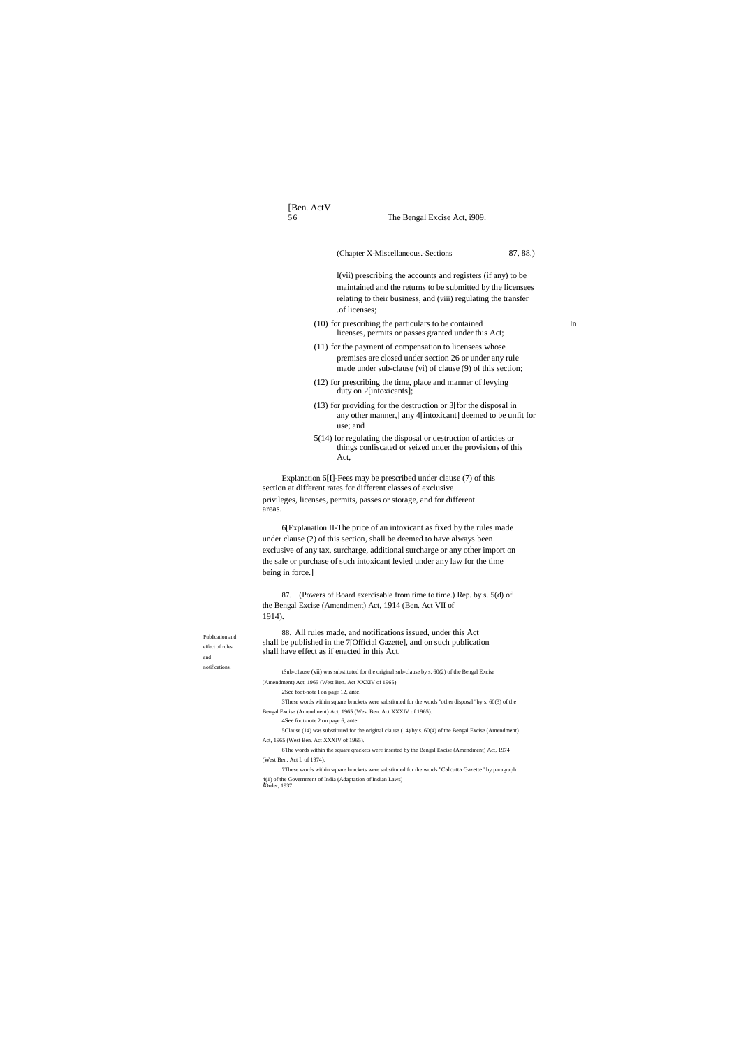(Chapter X-Miscellaneous.-Sections 87, 88.)

l(vii) prescribing the accounts and registers (if any) to be maintained and the returns to be submitted by the licensees relating to their business, and (viii) regulating the transfer .of licenses;

(10) for prescribing the particulars to be contained In licenses, permits or passes granted under this Act;

(11) for the payment of compensation to licensees whose premises are closed under section 26 or under any rule made under sub-clause (vi) of clause (9) of this section;

(12) for prescribing the time, place and manner of levying duty on 2[intoxicants];

(13) for providing for the destruction or 3[for the disposal in any other manner,] any 4[intoxicant] deemed to be unfit for use; and

5(14) for regulating the disposal or destruction of articles or things confiscated or seized under the provisions of this Act,

Explanation 6[I]-Fees may be prescribed under clause (7) of this section at different rates for different classes of exclusive privileges, licenses, permits, passes or storage, and for different areas.

6[Explanation II-The price of an intoxicant as fixed by the rules made under clause (2) of this section, shall be deemed to have always been exclusive of any tax, surcharge, additional surcharge or any other import on the sale or purchase of such intoxicant levied under any law for the time being in force.]

87. (Powers of Board exercisable from time to time.) Rep. by s. 5(d) of the Bengal Excise (Amendment) Act, 1914 (Ben. Act VII of 1914).

Publication and effect of rules and notifications.

88. All rules made, and notifications issued, under this Act shall be published in the 7[Official Gazette], and on such publication shall have effect as if enacted in this Act.

tSub-c1ause (vii) was substituted for the original sub-clause by s. 60(2) of the Bengal Excise (Amendment) Act, 1965 (West Ben. Act XXXIV of 1965).

2See foot-note I on page 12, ante.

3These words within square brackets were substituted for the words "other disposal" by s. 60(3) of the Bengal Excise (Amendment) Act, 1965 (West Ben. Act XXXIV of 1965).

4See foot-note 2 on page 6, ante.

5Clause (14) was substituted for the original clause (14) by s. 60(4) of the Bengal Excise (Amendment) Act, 1965 (West Ben. Act XXXIV of 1965).

6The words within the square qrackets were inserted by the Bengal Excise (Amendment) Act, 1974 (West Ben. Act L of 1974).

7These words within square brackets were substituted for the words "Calcutta Gazette" by paragraph 4(1) of the Government of India (Adaptation of Indian Laws) Order, 1937.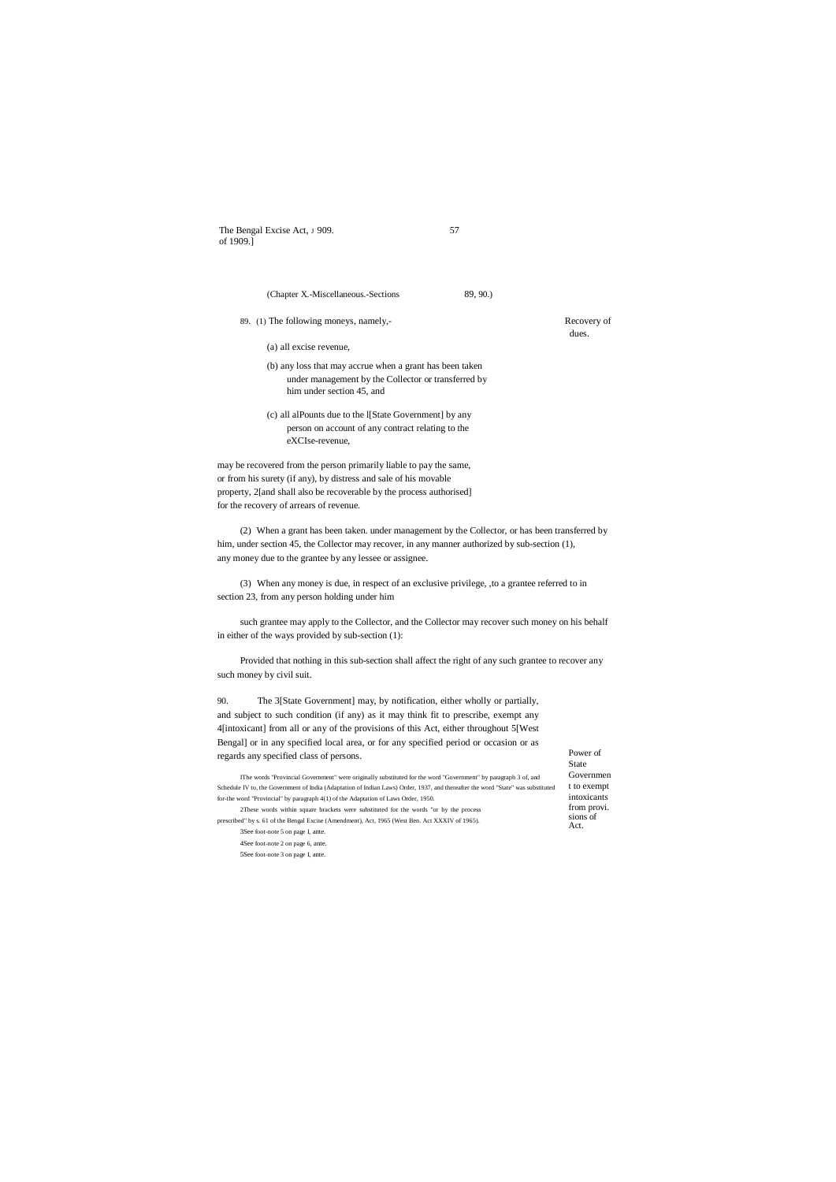(Chapter X.-Miscellaneous.-Sections 89, 90.)

**Recovery of dues.**

89. (1) The following moneys, namely,-

(a) all excise revenue,

(b) any loss that may accrue when a grant has been taken under management by the Collector or transferred by him under section 45, and

(c) all alPounts due to the l[State Government] by any person on account of any contract relating to the eXCIse-revenue,

may be recovered from the person primarily liable to pay the same, or from his surety (if any), by distress and sale of his movable property, 2[and shall also be recoverable by the process authorised] for the recovery of arrears of revenue.

(2) When a grant has been taken. under management by the Collector, or has been transferred by him, under section 45, the Collector may recover, in any manner authorized by sub-section (1), any money due to the grantee by any lessee or assignee.

(3) When any money is due, in respect of an exclusive privilege, ,to a grantee referred to in section 23, from any person holding under him

such grantee may apply to the Collector, and the Collector may recover such money on his behalf in either of the ways provided by sub-section (1):

Provided that nothing in this sub-section shall affect the right of any such grantee to recover any such money by civil suit.

**Power of State Government to exempt intoxicants from provi. sions of Act.**

90. The 3[State Government] may, by notification, either wholly or partially, and subject to such condition (if any) as it may think fit to prescribe, exempt any 4[intoxicant] from all or any of the provisions of this Act, either throughout 5[West Bengal] or in any specified local area, or for any specified period or occasion or as regards any specified class of persons.

lThe words "Provincial Government" were originally substituted for the word "Government" by paragraph 3 of, and Schedule IV to, the Government of India (Adaptation of Indian Laws) Order, 1937, and thereafter the word "State" was substituted for-the word "Provincial" by paragraph 4(1) of the Adaptation of Laws Order, 1950.

2These words within square brackets were substituted for the words "or by the process prescribed" by s. 61 of the Bengal Excise (Amendment), Act, 1965 (West Ben. Act XXXIV of 1965).

3See foot-note 5 on page I, ante.

4See foot-note 2 on page 6, ante.

5See foot-note 3 on page I, ante.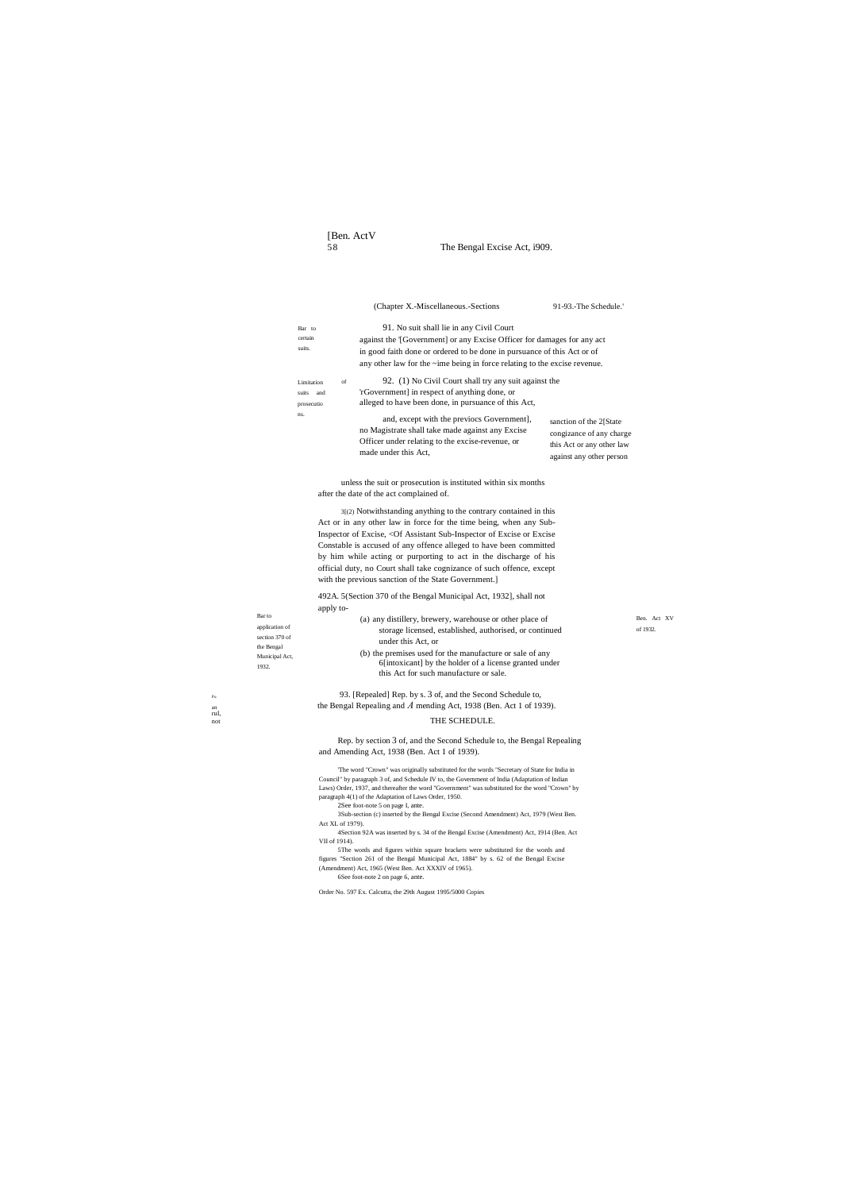(Chapter X.-Miscellaneous.-Sections 91-93.-The Schedule.'

Bar to certain suits.

91. No suit shall lie in any Civil Court against the '[Government] or any Excise Officer for damages for any act in good faith done or ordered to be done in pursuance of this Act or of any other law for the ~ime being in force relating to the excise revenue.

Limitation of suits and prosecutions.

92. (1) No Civil Court shall try any suit against the 'rGovernment] in respect of anything done, or alleged to have been done, in pursuance of this Act, and, except with the previocs sanction of the 2[State Government], no Magistrate shall take congizance of any charge made against any Excise Officer under this Act or any other law relating to the excise-revenue, or against any other person made under this Act,

unless the suit or prosecution is instituted within six months after the date of the act complained of.

3[(2) Notwithstanding anything to the contrary contained in this Act or in any other law in force for the time being, when any Sub-Inspector of Excise, <Of Assistant Sub-Inspector of Excise or Excise Constable is accused of any offence alleged to have been committed by him while acting or purporting to act in the discharge of his official duty, no Court shall take cognizance of such offence, except with the previous sanction of the State Government.]

Bar to application of section 370 of the Bengal Municipal Act, 1932.

492A. 5(Section 370 of the Bengal Municipal Act, 1932], shall not apply to-

(a) any distillery, brewery, warehouse or other place of storage licensed, established, authorised, or continued under this Act, or

(b) the premises used for the manufacture or sale of any 6[intoxicant] by the holder of a license granted under this Act for such manufacture or sale.

Ben. Act XV of 1932.

93. [Repealed] Rep. by s. 3 of, and the Second Schedule to, the Bengal Repealing and Amending Act, 1938 (Ben. Act 1 of 1939).

THE SCHEDULE.

Rep. by section 3 of, and the Second Schedule to, the Bengal Repealing and Amending Act, 1938 (Ben. Act 1 of 1939).

'The word "Crown" was originally substituted for the words "Secretary of State for India in Council" by paragraph 3 of, and Schedule IV to, the Government of India (Adaptation of Indian Laws) Order, 1937, and thereafter the word "Government" was substituted for the word "Crown" by paragraph 4(1) of the Adaptation of Laws Order, 1950.

2See foot-note 5 on page I, ante.

3Sub-section (c) inserted by the Bengal Excise (Second Amendment) Act, 1979 (West Ben. Act XL of 1979).

4Section 92A was inserted by s. 34 of the Bengal Excise (Amendment) Act, 1914 (Ben. Act VII of 1914).

5The words and figures within square brackets were substituted for the words and figures "Section 261 of the Bengal Municipal Act, 1884" by s. 62 of the Bengal Excise (Amendment) Act, 1965 (West Ben. Act XXXIV of 1965).

6See foot-note 2 on page 6, ante.

Order No. 597 Ex. Calcutta, the 29th August 1995/5000 Copies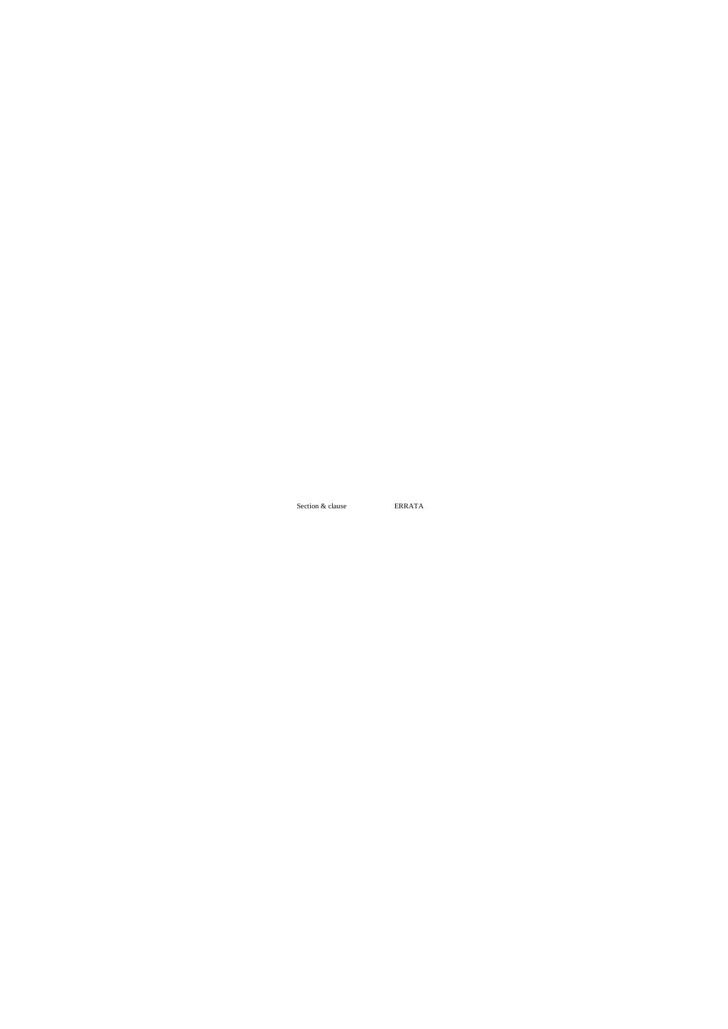| Section & clause | ERRATA |
| --- | --- |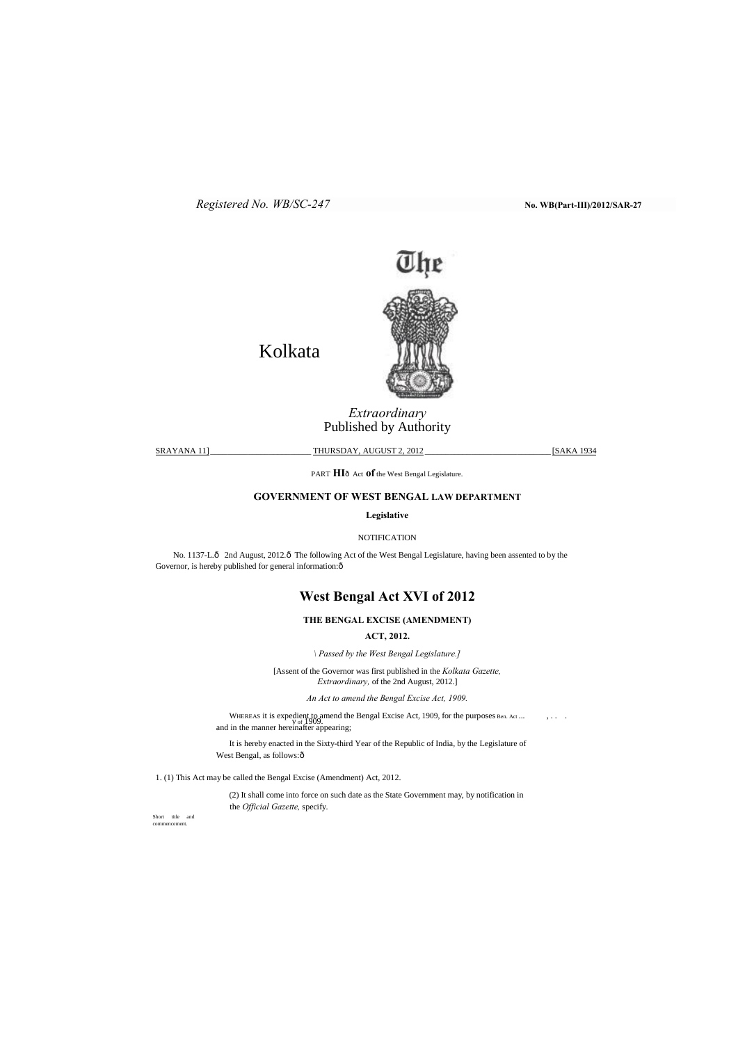Registered No. WB/SC-247 **No. WB(Part-III)/2012/SAR-27**

# The Kolkata Gazette

*Extraordinary*
Published by Authority

SRAYANA 11] THURSDAY, AUGUST 2, 2012 [SAKA 1934

PART III— Act of the West Bengal Legislature.

**GOVERNMENT OF WEST BENGAL LAW DEPARTMENT**

**Legislative**

NOTIFICATION

No. 1137-L.— 2nd August, 2012.— The following Act of the West Bengal Legislature, having been assented to by the Governor, is hereby published for general information:—

## West Bengal Act XVI of 2012

### THE BENGAL EXCISE (AMENDMENT) ACT, 2012.

*[Passed by the West Bengal Legislature.]*

[Assent of the Governor was first published in the *Kolkata Gazette, Extraordinary,* of the 2nd August, 2012.]

*An Act to amend the Bengal Excise Act, 1909.*

WHEREAS it is expedient to amend the Bengal Excise Act, 1909, for the purposes and in the manner hereinafter appearing;

Ben. Act V of 1909.

It is hereby enacted in the Sixty-third Year of the Republic of India, by the Legislature of West Bengal, as follows:—

Short title and commencement.

1. (1) This Act may be called the Bengal Excise (Amendment) Act, 2012.

(2) It shall come into force on such date as the State Government may, by notification in the *Official Gazette,* specify.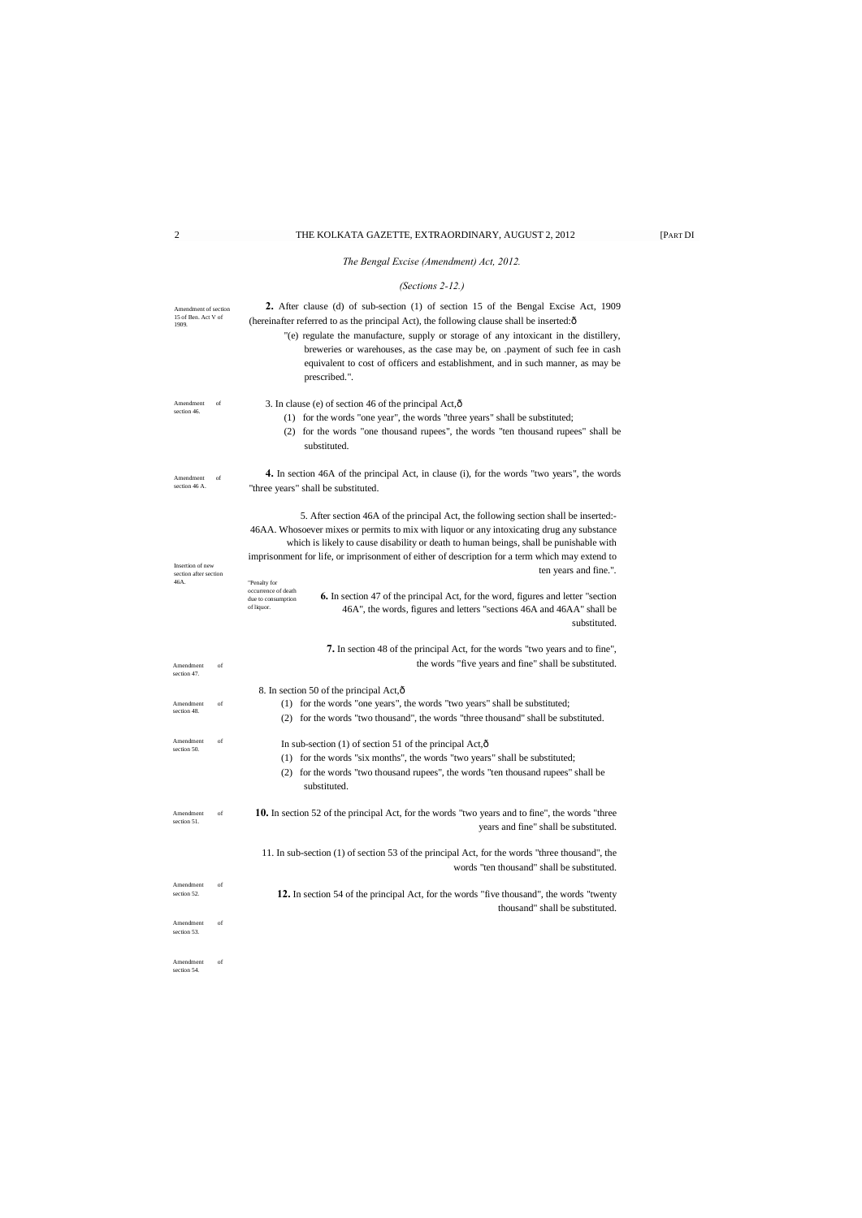*The Bengal Excise (Amendment) Act, 2012.*

*(Sections 2-12.)*

Amendment of section 15 of Ben. Act V of 1909.

**2.** After clause (d) of sub-section (1) of section 15 of the Bengal Excise Act, 1909 (hereinafter referred to as the principal Act), the following clause shall be inserted:ô

"(e) regulate the manufacture, supply or storage of any intoxicant in the distillery, breweries or warehouses, as the case may be, on .payment of such fee in cash equivalent to cost of officers and establishment, and in such manner, as may be prescribed.".

Amendment of section 46.

3. In clause (e) of section 46 of the principal Act,ô

(1) for the words "one year", the words "three years" shall be substituted;

(2) for the words "one thousand rupees", the words "ten thousand rupees" shall be substituted.

Amendment of section 46 A.

**4.** In section 46A of the principal Act, in clause (i), for the words "two years", the words "three years" shall be substituted.

Insertion of new section after section 46A.

5. After section 46A of the principal Act, the following section shall be inserted:-

"Penalty for occurrence of death due to consumption of liquor.

46AA. Whosoever mixes or permits to mix with liquor or any intoxicating drug any substance which is likely to cause disability or death to human beings, shall be punishable with imprisonment for life, or imprisonment of either of description for a term which may extend to ten years and fine.".

Amendment of section 47.

**6.** In section 47 of the principal Act, for the word, figures and letter "section 46A", the words, figures and letters "sections 46A and 46AA" shall be substituted.

Amendment of section 48.

**7.** In section 48 of the principal Act, for the words "two years and to fine", the words "five years and fine" shall be substituted.

Amendment of section 50.

8. In section 50 of the principal Act,ô

(1) for the words "one years", the words "two years" shall be substituted;

(2) for the words "two thousand", the words "three thousand" shall be substituted.

Amendment of section 51.

In sub-section (1) of section 51 of the principal Act,ô

(1) for the words "six months", the words "two years" shall be substituted;

(2) for the words "two thousand rupees", the words "ten thousand rupees" shall be substituted.

Amendment of section 52.

**10.** In section 52 of the principal Act, for the words "two years and to fine", the words "three years and fine" shall be substituted.

Amendment of section 53.

11. In sub-section (1) of section 53 of the principal Act, for the words "three thousand", the words "ten thousand" shall be substituted.

Amendment of section 54.

**12.** In section 54 of the principal Act, for the words "five thousand", the words "twenty thousand" shall be substituted.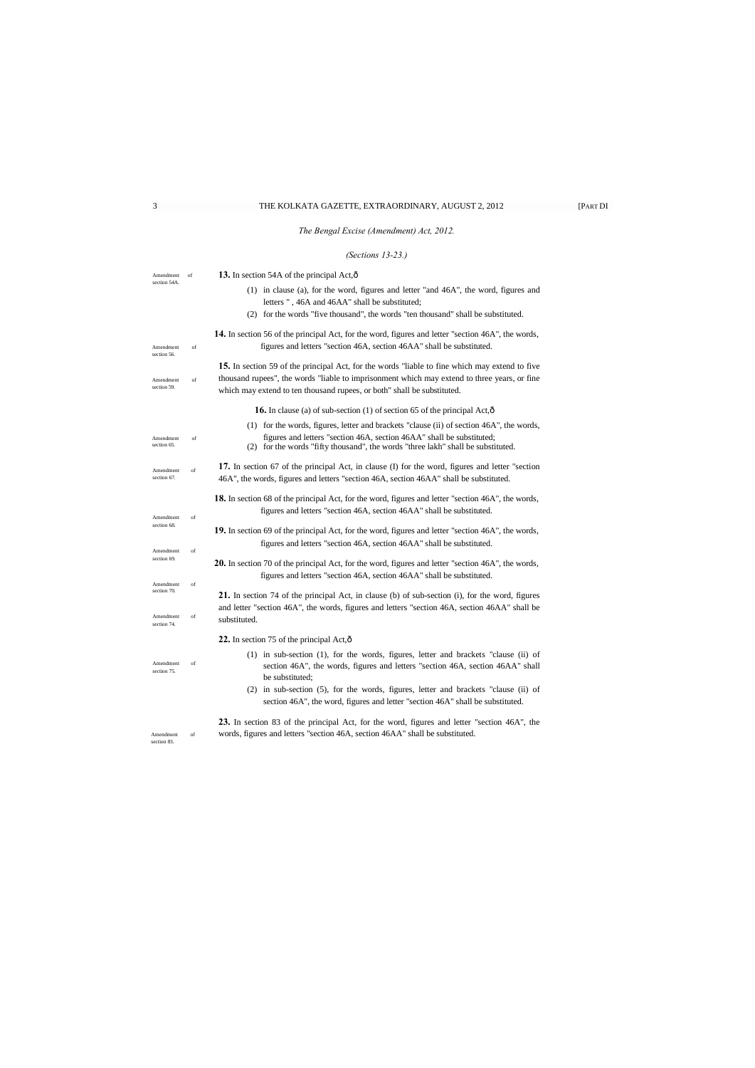*The Bengal Excise (Amendment) Act, 2012.*

*(Sections 13-23.)*

Amendment of section 54A.

**13.** In section 54A of the principal Act,—

(1) in clause (a), for the word, figures and letter "and 46A", the word, figures and letters " , 46A and 46AA" shall be substituted;

(2) for the words "five thousand", the words "ten thousand" shall be substituted.

Amendment of section 56.

**14.** In section 56 of the principal Act, for the word, figures and letter "section 46A", the words, figures and letters "section 46A, section 46AA" shall be substituted.

Amendment of section 59.

**15.** In section 59 of the principal Act, for the words "liable to fine which may extend to five thousand rupees", the words "liable to imprisonment which may extend to three years, or fine which may extend to ten thousand rupees, or both" shall be substituted.

Amendment of section 65.

**16.** In clause (a) of sub-section (1) of section 65 of the principal Act,—

(1) for the words, figures, letter and brackets "clause (ii) of section 46A", the words, figures and letters "section 46A, section 46AA" shall be substituted;

(2) for the words "fifty thousand", the words "three lakh" shall be substituted.

Amendment of section 67.

**17.** In section 67 of the principal Act, in clause (I) for the word, figures and letter "section 46A", the words, figures and letters "section 46A, section 46AA" shall be substituted.

Amendment of section 68.

**18.** In section 68 of the principal Act, for the word, figures and letter "section 46A", the words, figures and letters "section 46A, section 46AA" shall be substituted.

Amendment of section 69.

**19.** In section 69 of the principal Act, for the word, figures and letter "section 46A", the words, figures and letters "section 46A, section 46AA" shall be substituted.

Amendment of section 70.

**20.** In section 70 of the principal Act, for the word, figures and letter "section 46A", the words, figures and letters "section 46A, section 46AA" shall be substituted.

Amendment of section 74.

**21.** In section 74 of the principal Act, in clause (b) of sub-section (i), for the word, figures and letter "section 46A", the words, figures and letters "section 46A, section 46AA" shall be substituted.

Amendment of section 75.

**22.** In section 75 of the principal Act,—

(1) in sub-section (1), for the words, figures, letter and brackets "clause (ii) of section 46A", the words, figures and letters "section 46A, section 46AA" shall be substituted;

(2) in sub-section (5), for the words, figures, letter and brackets "clause (ii) of section 46A", the word, figures and letter "section 46A" shall be substituted.

Amendment of section 83.

**23.** In section 83 of the principal Act, for the word, figures and letter "section 46A", the words, figures and letters "section 46A, section 46AA" shall be substituted.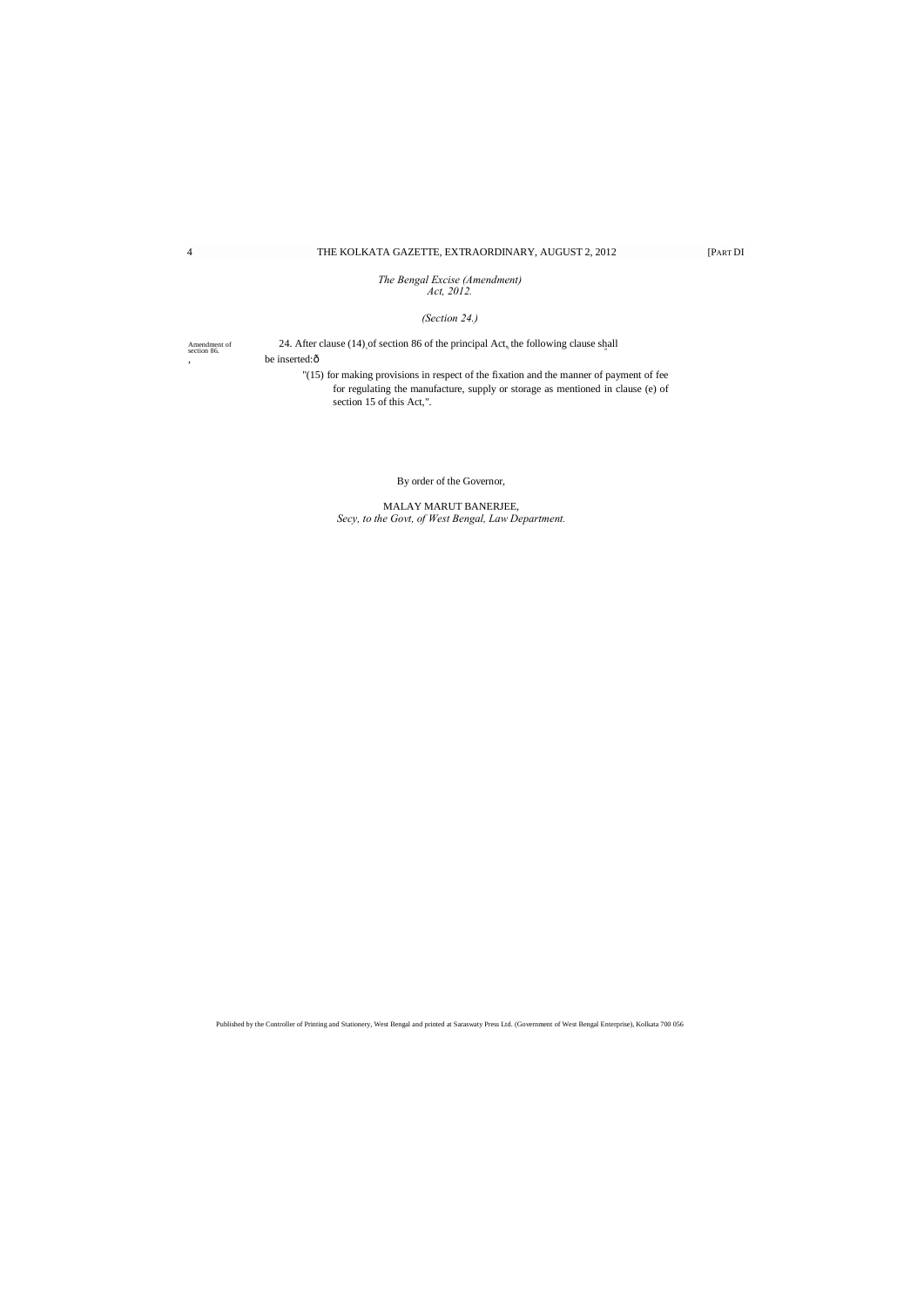*The Bengal Excise (Amendment) Act, 2012.*

*(Section 24.)*

Amendment of section 86.

24. After clause (14) of section 86 of the principal Act, the following clause shall be inserted:—

"(15) for making provisions in respect of the fixation and the manner of payment of fee for regulating the manufacture, supply or storage as mentioned in clause (e) of section 15 of this Act,".

By order of the Governor,

MALAY MARUT BANERJEE,
*Secy, to the Govt, of West Bengal, Law Department.*

Published by the Controller of Printing and Stationery, West Bengal and printed at Saraswaty Press Ltd. (Government of West Bengal Enterprise), Kolkata 700 056